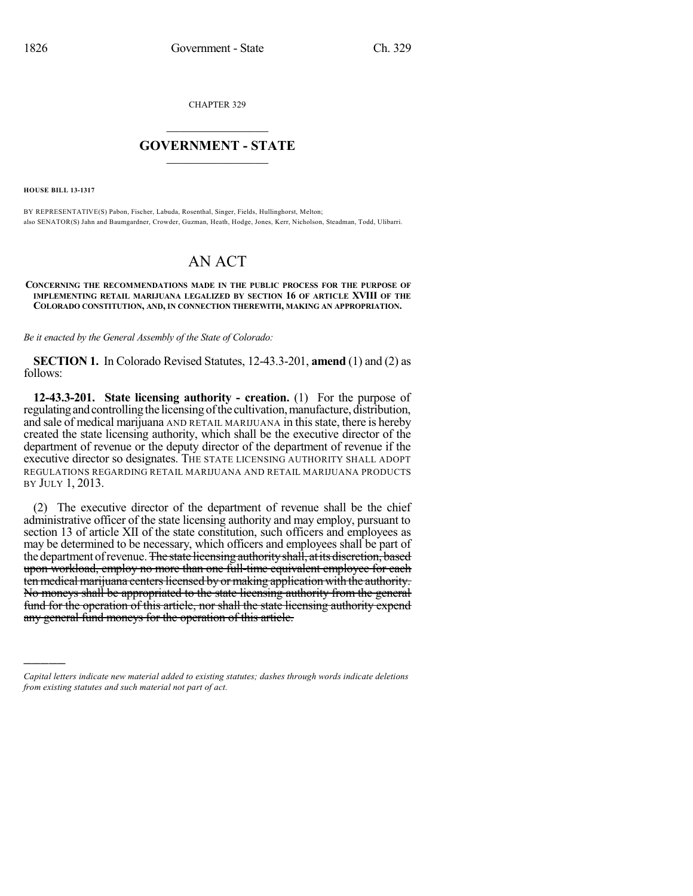CHAPTER 329

# GOVERNMENT - STATE

**HOUSE BILL 13-1317**

BY REPRESENTATIVE(S) Pabon, Fischer, Labuda, Rosenthal, Singer, Fields, Hullinghorst, Melton;
also SENATOR(S) Jahn and Baumgardner, Crowder, Guzman, Heath, Hodge, Jones, Kerr, Nicholson, Steadman, Todd, Ulibarri.

# AN ACT

**CONCERNING THE RECOMMENDATIONS MADE IN THE PUBLIC PROCESS FOR THE PURPOSE OF IMPLEMENTING RETAIL MARIJUANA LEGALIZED BY SECTION 16 OF ARTICLE XVIII OF THE COLORADO CONSTITUTION, AND, IN CONNECTION THEREWITH, MAKING AN APPROPRIATION.**

*Be it enacted by the General Assembly of the State of Colorado:*

**SECTION 1.** In Colorado Revised Statutes, 12-43.3-201, **amend** (1) and (2) as follows:

**12-43.3-201. State licensing authority - creation.** (1) For the purpose of regulating and controlling the licensing of the cultivation, manufacture, distribution, and sale of medical marijuana AND RETAIL MARIJUANA in this state, there is hereby created the state licensing authority, which shall be the executive director of the department of revenue or the deputy director of the department of revenue if the executive director so designates. THE STATE LICENSING AUTHORITY SHALL ADOPT REGULATIONS REGARDING RETAIL MARIJUANA AND RETAIL MARIJUANA PRODUCTS BY JULY 1, 2013.

(2) The executive director of the department of revenue shall be the chief administrative officer of the state licensing authority and may employ, pursuant to section 13 of article XII of the state constitution, such officers and employees as may be determined to be necessary, which officers and employees shall be part of the department of revenue. ~~The state licensing authority shall, at its discretion, based upon workload, employ no more than one full-time equivalent employee for each ten medical marijuana centers licensed by or making application with the authority. No moneys shall be appropriated to the state licensing authority from the general fund for the operation of this article, nor shall the state licensing authority expend any general fund moneys for the operation of this article.~~

*Capital letters indicate new material added to existing statutes; dashes through words indicate deletions from existing statutes and such material not part of act.*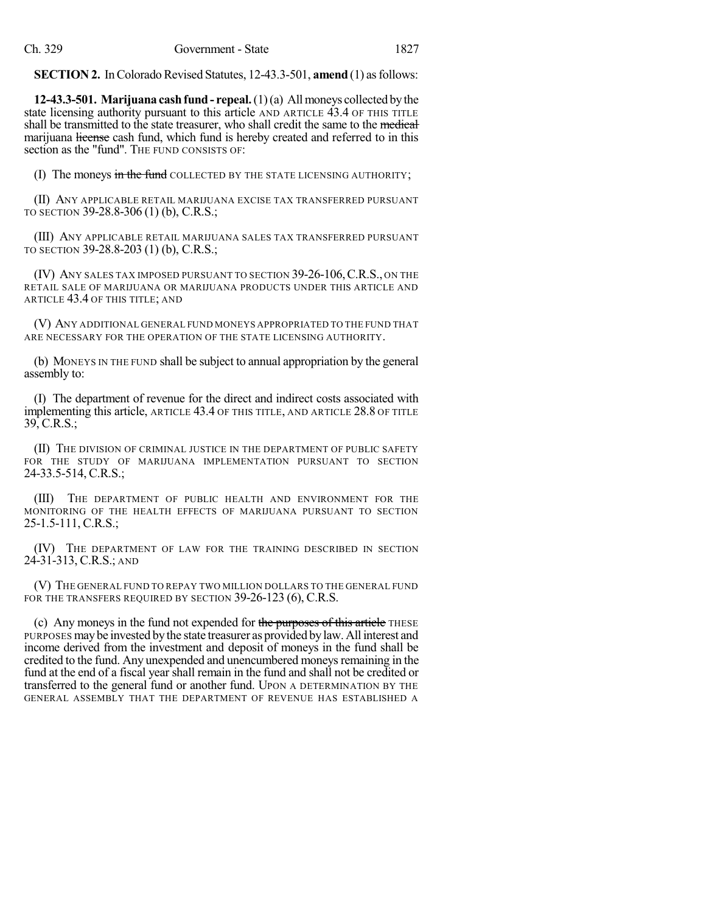**SECTION 2.** In Colorado Revised Statutes, 12-43.3-501, **amend** (1) as follows:

**12-43.3-501. Marijuana cash fund - repeal.** (1) (a) All moneys collected by the state licensing authority pursuant to this article AND ARTICLE 43.4 OF THIS TITLE shall be transmitted to the state treasurer, who shall credit the same to the ~~medical~~ marijuana ~~license~~ cash fund, which fund is hereby created and referred to in this section as the "fund". THE FUND CONSISTS OF:

(I) The moneys ~~in the fund~~ COLLECTED BY THE STATE LICENSING AUTHORITY;

(II) ANY APPLICABLE RETAIL MARIJUANA EXCISE TAX TRANSFERRED PURSUANT TO SECTION 39-28.8-306 (1) (b), C.R.S.;

(III) ANY APPLICABLE RETAIL MARIJUANA SALES TAX TRANSFERRED PURSUANT TO SECTION 39-28.8-203 (1) (b), C.R.S.;

(IV) ANY SALES TAX IMPOSED PURSUANT TO SECTION 39-26-106, C.R.S., ON THE RETAIL SALE OF MARIJUANA OR MARIJUANA PRODUCTS UNDER THIS ARTICLE AND ARTICLE 43.4 OF THIS TITLE; AND

(V) ANY ADDITIONAL GENERAL FUND MONEYS APPROPRIATED TO THE FUND THAT ARE NECESSARY FOR THE OPERATION OF THE STATE LICENSING AUTHORITY.

(b) MONEYS IN THE FUND shall be subject to annual appropriation by the general assembly to:

(I) The department of revenue for the direct and indirect costs associated with implementing this article, ARTICLE 43.4 OF THIS TITLE, AND ARTICLE 28.8 OF TITLE 39, C.R.S.;

(II) THE DIVISION OF CRIMINAL JUSTICE IN THE DEPARTMENT OF PUBLIC SAFETY FOR THE STUDY OF MARIJUANA IMPLEMENTATION PURSUANT TO SECTION 24-33.5-514, C.R.S.;

(III) THE DEPARTMENT OF PUBLIC HEALTH AND ENVIRONMENT FOR THE MONITORING OF THE HEALTH EFFECTS OF MARIJUANA PURSUANT TO SECTION 25-1.5-111, C.R.S.;

(IV) THE DEPARTMENT OF LAW FOR THE TRAINING DESCRIBED IN SECTION 24-31-313, C.R.S.; AND

(V) THE GENERAL FUND TO REPAY TWO MILLION DOLLARS TO THE GENERAL FUND FOR THE TRANSFERS REQUIRED BY SECTION 39-26-123 (6), C.R.S.

(c) Any moneys in the fund not expended for ~~the purposes of this article~~ THESE PURPOSES may be invested by the state treasurer as provided by law. All interest and income derived from the investment and deposit of moneys in the fund shall be credited to the fund. Any unexpended and unencumbered moneys remaining in the fund at the end of a fiscal year shall remain in the fund and shall not be credited or transferred to the general fund or another fund. UPON A DETERMINATION BY THE GENERAL ASSEMBLY THAT THE DEPARTMENT OF REVENUE HAS ESTABLISHED A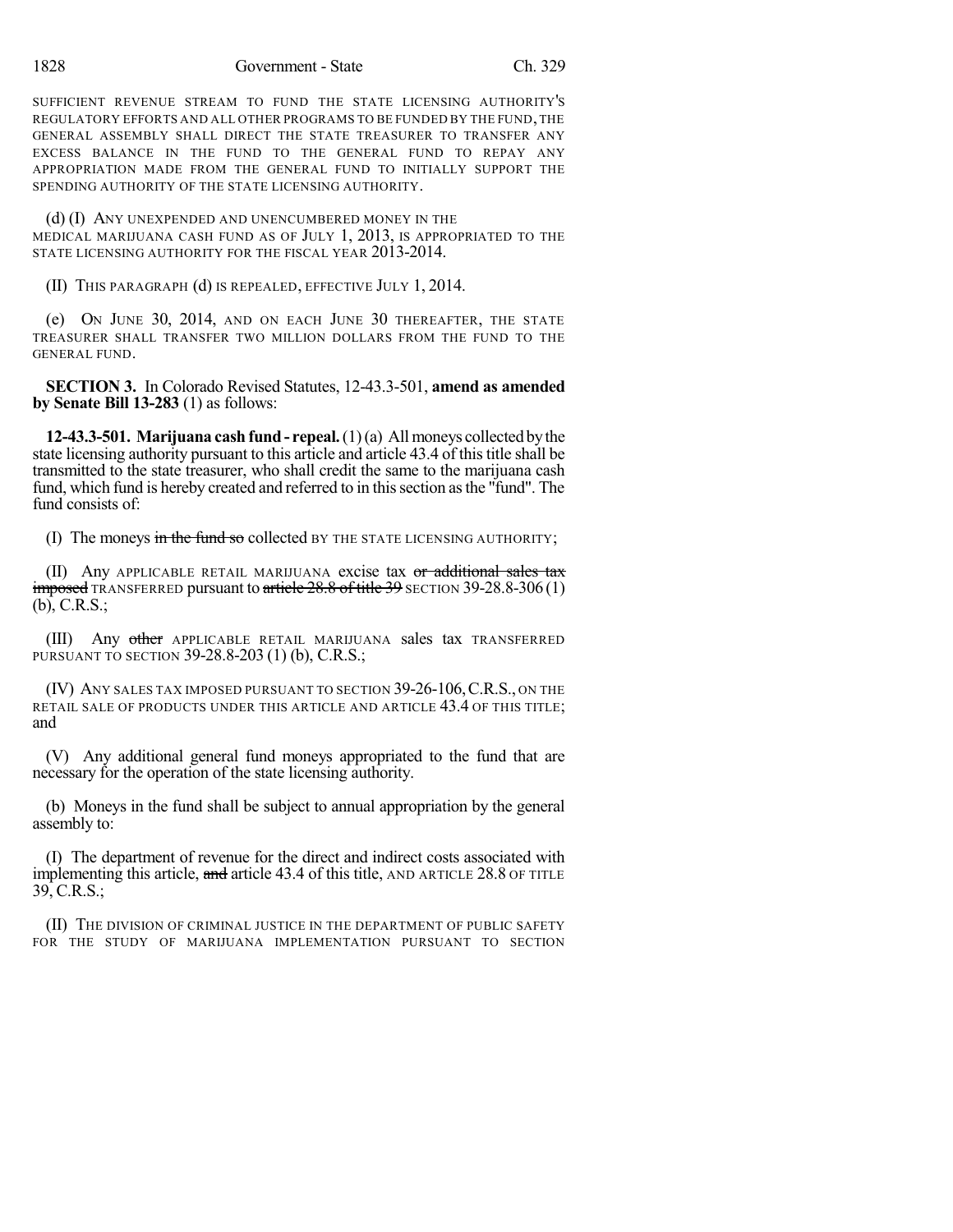SUFFICIENT REVENUE STREAM TO FUND THE STATE LICENSING AUTHORITY'S REGULATORY EFFORTS AND ALL OTHER PROGRAMS TO BE FUNDED BY THE FUND, THE GENERAL ASSEMBLY SHALL DIRECT THE STATE TREASURER TO TRANSFER ANY EXCESS BALANCE IN THE FUND TO THE GENERAL FUND TO REPAY ANY APPROPRIATION MADE FROM THE GENERAL FUND TO INITIALLY SUPPORT THE SPENDING AUTHORITY OF THE STATE LICENSING AUTHORITY.

(d) (I) ANY UNEXPENDED AND UNENCUMBERED MONEY IN THE MEDICAL MARIJUANA CASH FUND AS OF JULY 1, 2013, IS APPROPRIATED TO THE STATE LICENSING AUTHORITY FOR THE FISCAL YEAR 2013-2014.

(II) THIS PARAGRAPH (d) IS REPEALED, EFFECTIVE JULY 1, 2014.

(e) ON JUNE 30, 2014, AND ON EACH JUNE 30 THEREAFTER, THE STATE TREASURER SHALL TRANSFER TWO MILLION DOLLARS FROM THE FUND TO THE GENERAL FUND.

**SECTION 3.** In Colorado Revised Statutes, 12-43.3-501, **amend as amended by Senate Bill 13-283** (1) as follows:

**12-43.3-501. Marijuana cash fund - repeal.** (1) (a) All moneys collected by the state licensing authority pursuant to this article and article 43.4 of this title shall be transmitted to the state treasurer, who shall credit the same to the marijuana cash fund, which fund is hereby created and referred to in this section as the "fund". The fund consists of:

(I) The moneys ~~in the fund so~~ collected BY THE STATE LICENSING AUTHORITY;

(II) Any APPLICABLE RETAIL MARIJUANA excise tax ~~or additional sales tax imposed~~ TRANSFERRED pursuant to ~~article 28.8 of title 39~~ SECTION 39-28.8-306 (1) (b), C.R.S.;

(III) Any ~~other~~ APPLICABLE RETAIL MARIJUANA sales tax TRANSFERRED PURSUANT TO SECTION 39-28.8-203 (1) (b), C.R.S.;

(IV) ANY SALES TAX IMPOSED PURSUANT TO SECTION 39-26-106, C.R.S., ON THE RETAIL SALE OF PRODUCTS UNDER THIS ARTICLE AND ARTICLE 43.4 OF THIS TITLE; and

(V) Any additional general fund moneys appropriated to the fund that are necessary for the operation of the state licensing authority.

(b) Moneys in the fund shall be subject to annual appropriation by the general assembly to:

(I) The department of revenue for the direct and indirect costs associated with implementing this article, ~~and~~ article 43.4 of this title, AND ARTICLE 28.8 OF TITLE 39, C.R.S.;

(II) THE DIVISION OF CRIMINAL JUSTICE IN THE DEPARTMENT OF PUBLIC SAFETY FOR THE STUDY OF MARIJUANA IMPLEMENTATION PURSUANT TO SECTION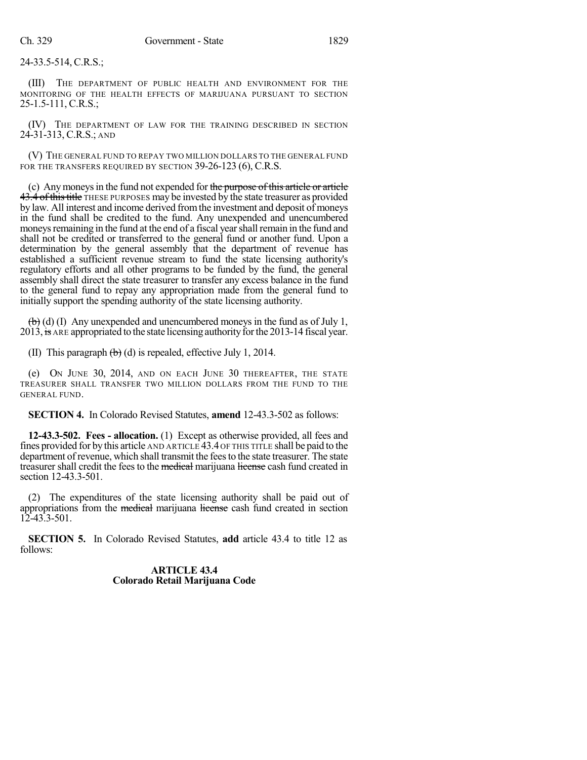24-33.5-514, C.R.S.;

(III) THE DEPARTMENT OF PUBLIC HEALTH AND ENVIRONMENT FOR THE MONITORING OF THE HEALTH EFFECTS OF MARIJUANA PURSUANT TO SECTION 25-1.5-111, C.R.S.;

(IV) THE DEPARTMENT OF LAW FOR THE TRAINING DESCRIBED IN SECTION 24-31-313, C.R.S.; AND

(V) THE GENERAL FUND TO REPAY TWO MILLION DOLLARS TO THE GENERAL FUND FOR THE TRANSFERS REQUIRED BY SECTION 39-26-123 (6), C.R.S.

(c) Any moneys in the fund not expended for ~~the purpose of this article or article 43.4 of this title~~ THESE PURPOSES may be invested by the state treasurer as provided by law. All interest and income derived from the investment and deposit of moneys in the fund shall be credited to the fund. Any unexpended and unencumbered moneys remaining in the fund at the end of a fiscal year shall remain in the fund and shall not be credited or transferred to the general fund or another fund. Upon a determination by the general assembly that the department of revenue has established a sufficient revenue stream to fund the state licensing authority's regulatory efforts and all other programs to be funded by the fund, the general assembly shall direct the state treasurer to transfer any excess balance in the fund to the general fund to repay any appropriation made from the general fund to initially support the spending authority of the state licensing authority.

~~(b)~~ (d) (I) Any unexpended and unencumbered moneys in the fund as of July 1, 2013, ~~is~~ ARE appropriated to the state licensing authority for the 2013-14 fiscal year.

(II) This paragraph ~~(b)~~ (d) is repealed, effective July 1, 2014.

(e) ON JUNE 30, 2014, AND ON EACH JUNE 30 THEREAFTER, THE STATE TREASURER SHALL TRANSFER TWO MILLION DOLLARS FROM THE FUND TO THE GENERAL FUND.

**SECTION 4.** In Colorado Revised Statutes, **amend** 12-43.3-502 as follows:

**12-43.3-502. Fees - allocation.** (1) Except as otherwise provided, all fees and fines provided for by this article AND ARTICLE 43.4 OF THIS TITLE shall be paid to the department of revenue, which shall transmit the fees to the state treasurer. The state treasurer shall credit the fees to the ~~medical~~ marijuana ~~license~~ cash fund created in section 12-43.3-501.

(2) The expenditures of the state licensing authority shall be paid out of appropriations from the ~~medical~~ marijuana ~~license~~ cash fund created in section 12-43.3-501.

**SECTION 5.** In Colorado Revised Statutes, **add** article 43.4 to title 12 as follows:

**ARTICLE 43.4**
**Colorado Retail Marijuana Code**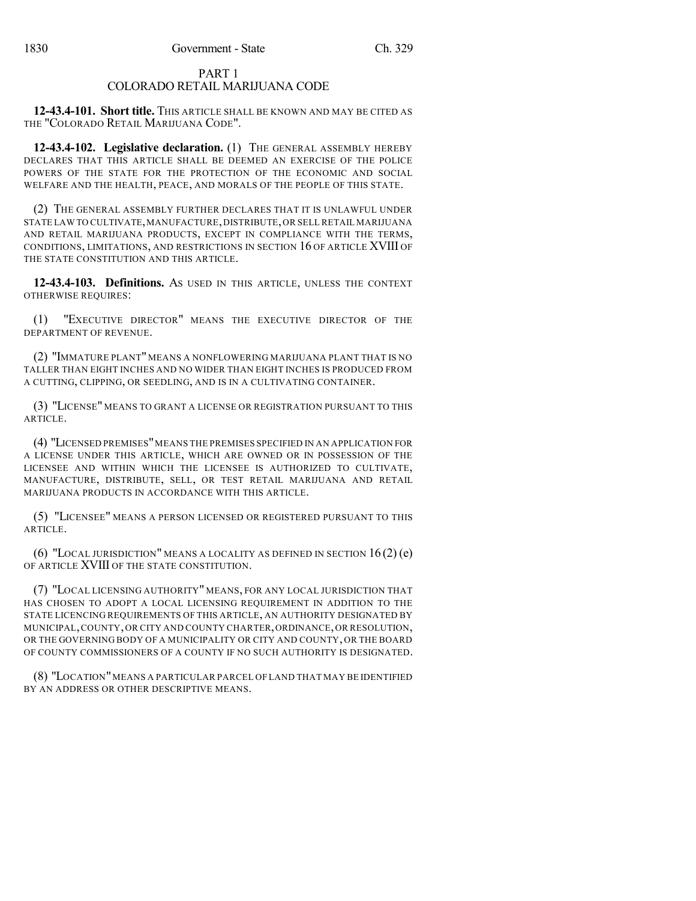# PART 1
# COLORADO RETAIL MARIJUANA CODE

**12-43.4-101. Short title.** THIS ARTICLE SHALL BE KNOWN AND MAY BE CITED AS THE "COLORADO RETAIL MARIJUANA CODE".

**12-43.4-102. Legislative declaration.** (1) THE GENERAL ASSEMBLY HEREBY DECLARES THAT THIS ARTICLE SHALL BE DEEMED AN EXERCISE OF THE POLICE POWERS OF THE STATE FOR THE PROTECTION OF THE ECONOMIC AND SOCIAL WELFARE AND THE HEALTH, PEACE, AND MORALS OF THE PEOPLE OF THIS STATE.

(2) THE GENERAL ASSEMBLY FURTHER DECLARES THAT IT IS UNLAWFUL UNDER STATE LAW TO CULTIVATE, MANUFACTURE, DISTRIBUTE, OR SELL RETAIL MARIJUANA AND RETAIL MARIJUANA PRODUCTS, EXCEPT IN COMPLIANCE WITH THE TERMS, CONDITIONS, LIMITATIONS, AND RESTRICTIONS IN SECTION 16 OF ARTICLE XVIII OF THE STATE CONSTITUTION AND THIS ARTICLE.

**12-43.4-103. Definitions.** AS USED IN THIS ARTICLE, UNLESS THE CONTEXT OTHERWISE REQUIRES:

(1) "EXECUTIVE DIRECTOR" MEANS THE EXECUTIVE DIRECTOR OF THE DEPARTMENT OF REVENUE.

(2) "IMMATURE PLANT" MEANS A NONFLOWERING MARIJUANA PLANT THAT IS NO TALLER THAN EIGHT INCHES AND NO WIDER THAN EIGHT INCHES IS PRODUCED FROM A CUTTING, CLIPPING, OR SEEDLING, AND IS IN A CULTIVATING CONTAINER.

(3) "LICENSE" MEANS TO GRANT A LICENSE OR REGISTRATION PURSUANT TO THIS ARTICLE.

(4) "LICENSED PREMISES" MEANS THE PREMISES SPECIFIED IN AN APPLICATION FOR A LICENSE UNDER THIS ARTICLE, WHICH ARE OWNED OR IN POSSESSION OF THE LICENSEE AND WITHIN WHICH THE LICENSEE IS AUTHORIZED TO CULTIVATE, MANUFACTURE, DISTRIBUTE, SELL, OR TEST RETAIL MARIJUANA AND RETAIL MARIJUANA PRODUCTS IN ACCORDANCE WITH THIS ARTICLE.

(5) "LICENSEE" MEANS A PERSON LICENSED OR REGISTERED PURSUANT TO THIS ARTICLE.

(6) "LOCAL JURISDICTION" MEANS A LOCALITY AS DEFINED IN SECTION 16 (2) (e) OF ARTICLE XVIII OF THE STATE CONSTITUTION.

(7) "LOCAL LICENSING AUTHORITY" MEANS, FOR ANY LOCAL JURISDICTION THAT HAS CHOSEN TO ADOPT A LOCAL LICENSING REQUIREMENT IN ADDITION TO THE STATE LICENCING REQUIREMENTS OF THIS ARTICLE, AN AUTHORITY DESIGNATED BY MUNICIPAL, COUNTY, OR CITY AND COUNTY CHARTER, ORDINANCE, OR RESOLUTION, OR THE GOVERNING BODY OF A MUNICIPALITY OR CITY AND COUNTY, OR THE BOARD OF COUNTY COMMISSIONERS OF A COUNTY IF NO SUCH AUTHORITY IS DESIGNATED.

(8) "LOCATION" MEANS A PARTICULAR PARCEL OF LAND THAT MAY BE IDENTIFIED BY AN ADDRESS OR OTHER DESCRIPTIVE MEANS.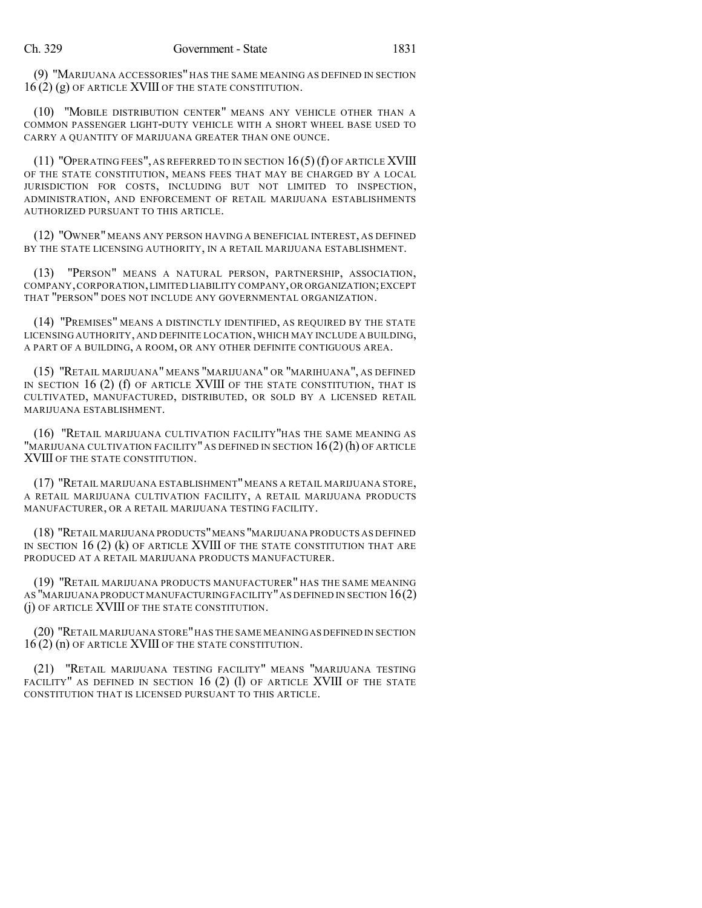(9) "MARIJUANA ACCESSORIES" HAS THE SAME MEANING AS DEFINED IN SECTION 16 (2) (g) OF ARTICLE XVIII OF THE STATE CONSTITUTION.

(10) "MOBILE DISTRIBUTION CENTER" MEANS ANY VEHICLE OTHER THAN A COMMON PASSENGER LIGHT-DUTY VEHICLE WITH A SHORT WHEEL BASE USED TO CARRY A QUANTITY OF MARIJUANA GREATER THAN ONE OUNCE.

(11) "OPERATING FEES", AS REFERRED TO IN SECTION 16 (5) (f) OF ARTICLE XVIII OF THE STATE CONSTITUTION, MEANS FEES THAT MAY BE CHARGED BY A LOCAL JURISDICTION FOR COSTS, INCLUDING BUT NOT LIMITED TO INSPECTION, ADMINISTRATION, AND ENFORCEMENT OF RETAIL MARIJUANA ESTABLISHMENTS AUTHORIZED PURSUANT TO THIS ARTICLE.

(12) "OWNER" MEANS ANY PERSON HAVING A BENEFICIAL INTEREST, AS DEFINED BY THE STATE LICENSING AUTHORITY, IN A RETAIL MARIJUANA ESTABLISHMENT.

(13) "PERSON" MEANS A NATURAL PERSON, PARTNERSHIP, ASSOCIATION, COMPANY, CORPORATION, LIMITED LIABILITY COMPANY, OR ORGANIZATION; EXCEPT THAT "PERSON" DOES NOT INCLUDE ANY GOVERNMENTAL ORGANIZATION.

(14) "PREMISES" MEANS A DISTINCTLY IDENTIFIED, AS REQUIRED BY THE STATE LICENSING AUTHORITY, AND DEFINITE LOCATION, WHICH MAY INCLUDE A BUILDING, A PART OF A BUILDING, A ROOM, OR ANY OTHER DEFINITE CONTIGUOUS AREA.

(15) "RETAIL MARIJUANA" MEANS "MARIJUANA" OR "MARIHUANA", AS DEFINED IN SECTION 16 (2) (f) OF ARTICLE XVIII OF THE STATE CONSTITUTION, THAT IS CULTIVATED, MANUFACTURED, DISTRIBUTED, OR SOLD BY A LICENSED RETAIL MARIJUANA ESTABLISHMENT.

(16) "RETAIL MARIJUANA CULTIVATION FACILITY" HAS THE SAME MEANING AS "MARIJUANA CULTIVATION FACILITY" AS DEFINED IN SECTION 16 (2) (h) OF ARTICLE XVIII OF THE STATE CONSTITUTION.

(17) "RETAIL MARIJUANA ESTABLISHMENT" MEANS A RETAIL MARIJUANA STORE, A RETAIL MARIJUANA CULTIVATION FACILITY, A RETAIL MARIJUANA PRODUCTS MANUFACTURER, OR A RETAIL MARIJUANA TESTING FACILITY.

(18) "RETAIL MARIJUANA PRODUCTS" MEANS "MARIJUANA PRODUCTS AS DEFINED IN SECTION 16 (2) (k) OF ARTICLE XVIII OF THE STATE CONSTITUTION THAT ARE PRODUCED AT A RETAIL MARIJUANA PRODUCTS MANUFACTURER.

(19) "RETAIL MARIJUANA PRODUCTS MANUFACTURER" HAS THE SAME MEANING AS "MARIJUANA PRODUCT MANUFACTURING FACILITY" AS DEFINED IN SECTION 16 (2) (j) OF ARTICLE XVIII OF THE STATE CONSTITUTION.

(20) "RETAIL MARIJUANA STORE" HAS THE SAME MEANING AS DEFINED IN SECTION 16 (2) (n) OF ARTICLE XVIII OF THE STATE CONSTITUTION.

(21) "RETAIL MARIJUANA TESTING FACILITY" MEANS "MARIJUANA TESTING FACILITY" AS DEFINED IN SECTION 16 (2) (l) OF ARTICLE XVIII OF THE STATE CONSTITUTION THAT IS LICENSED PURSUANT TO THIS ARTICLE.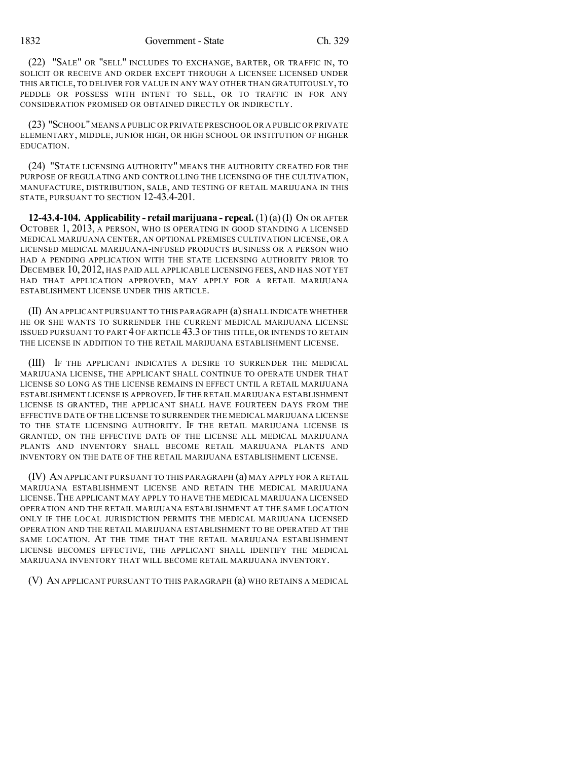(22) "SALE" OR "SELL" INCLUDES TO EXCHANGE, BARTER, OR TRAFFIC IN, TO SOLICIT OR RECEIVE AND ORDER EXCEPT THROUGH A LICENSEE LICENSED UNDER THIS ARTICLE, TO DELIVER FOR VALUE IN ANY WAY OTHER THAN GRATUITOUSLY, TO PEDDLE OR POSSESS WITH INTENT TO SELL, OR TO TRAFFIC IN FOR ANY CONSIDERATION PROMISED OR OBTAINED DIRECTLY OR INDIRECTLY.

(23) "SCHOOL" MEANS A PUBLIC OR PRIVATE PRESCHOOL OR A PUBLIC OR PRIVATE ELEMENTARY, MIDDLE, JUNIOR HIGH, OR HIGH SCHOOL OR INSTITUTION OF HIGHER EDUCATION.

(24) "STATE LICENSING AUTHORITY" MEANS THE AUTHORITY CREATED FOR THE PURPOSE OF REGULATING AND CONTROLLING THE LICENSING OF THE CULTIVATION, MANUFACTURE, DISTRIBUTION, SALE, AND TESTING OF RETAIL MARIJUANA IN THIS STATE, PURSUANT TO SECTION 12-43.4-201.

**12-43.4-104. Applicability - retail marijuana - repeal.** (1) (a) (I) ON OR AFTER OCTOBER 1, 2013, A PERSON, WHO IS OPERATING IN GOOD STANDING A LICENSED MEDICAL MARIJUANA CENTER, AN OPTIONAL PREMISES CULTIVATION LICENSE, OR A LICENSED MEDICAL MARIJUANA-INFUSED PRODUCTS BUSINESS OR A PERSON WHO HAD A PENDING APPLICATION WITH THE STATE LICENSING AUTHORITY PRIOR TO DECEMBER 10, 2012, HAS PAID ALL APPLICABLE LICENSING FEES, AND HAS NOT YET HAD THAT APPLICATION APPROVED, MAY APPLY FOR A RETAIL MARIJUANA ESTABLISHMENT LICENSE UNDER THIS ARTICLE.

(II) AN APPLICANT PURSUANT TO THIS PARAGRAPH (a) SHALL INDICATE WHETHER HE OR SHE WANTS TO SURRENDER THE CURRENT MEDICAL MARIJUANA LICENSE ISSUED PURSUANT TO PART 4 OF ARTICLE 43.3 OF THIS TITLE, OR INTENDS TO RETAIN THE LICENSE IN ADDITION TO THE RETAIL MARIJUANA ESTABLISHMENT LICENSE.

(III) IF THE APPLICANT INDICATES A DESIRE TO SURRENDER THE MEDICAL MARIJUANA LICENSE, THE APPLICANT SHALL CONTINUE TO OPERATE UNDER THAT LICENSE SO LONG AS THE LICENSE REMAINS IN EFFECT UNTIL A RETAIL MARIJUANA ESTABLISHMENT LICENSE IS APPROVED. IF THE RETAIL MARIJUANA ESTABLISHMENT LICENSE IS GRANTED, THE APPLICANT SHALL HAVE FOURTEEN DAYS FROM THE EFFECTIVE DATE OF THE LICENSE TO SURRENDER THE MEDICAL MARIJUANA LICENSE TO THE STATE LICENSING AUTHORITY. IF THE RETAIL MARIJUANA LICENSE IS GRANTED, ON THE EFFECTIVE DATE OF THE LICENSE ALL MEDICAL MARIJUANA PLANTS AND INVENTORY SHALL BECOME RETAIL MARIJUANA PLANTS AND INVENTORY ON THE DATE OF THE RETAIL MARIJUANA ESTABLISHMENT LICENSE.

(IV) AN APPLICANT PURSUANT TO THIS PARAGRAPH (a) MAY APPLY FOR A RETAIL MARIJUANA ESTABLISHMENT LICENSE AND RETAIN THE MEDICAL MARIJUANA LICENSE. THE APPLICANT MAY APPLY TO HAVE THE MEDICAL MARIJUANA LICENSED OPERATION AND THE RETAIL MARIJUANA ESTABLISHMENT AT THE SAME LOCATION ONLY IF THE LOCAL JURISDICTION PERMITS THE MEDICAL MARIJUANA LICENSED OPERATION AND THE RETAIL MARIJUANA ESTABLISHMENT TO BE OPERATED AT THE SAME LOCATION. AT THE TIME THAT THE RETAIL MARIJUANA ESTABLISHMENT LICENSE BECOMES EFFECTIVE, THE APPLICANT SHALL IDENTIFY THE MEDICAL MARIJUANA INVENTORY THAT WILL BECOME RETAIL MARIJUANA INVENTORY.

(V) AN APPLICANT PURSUANT TO THIS PARAGRAPH (a) WHO RETAINS A MEDICAL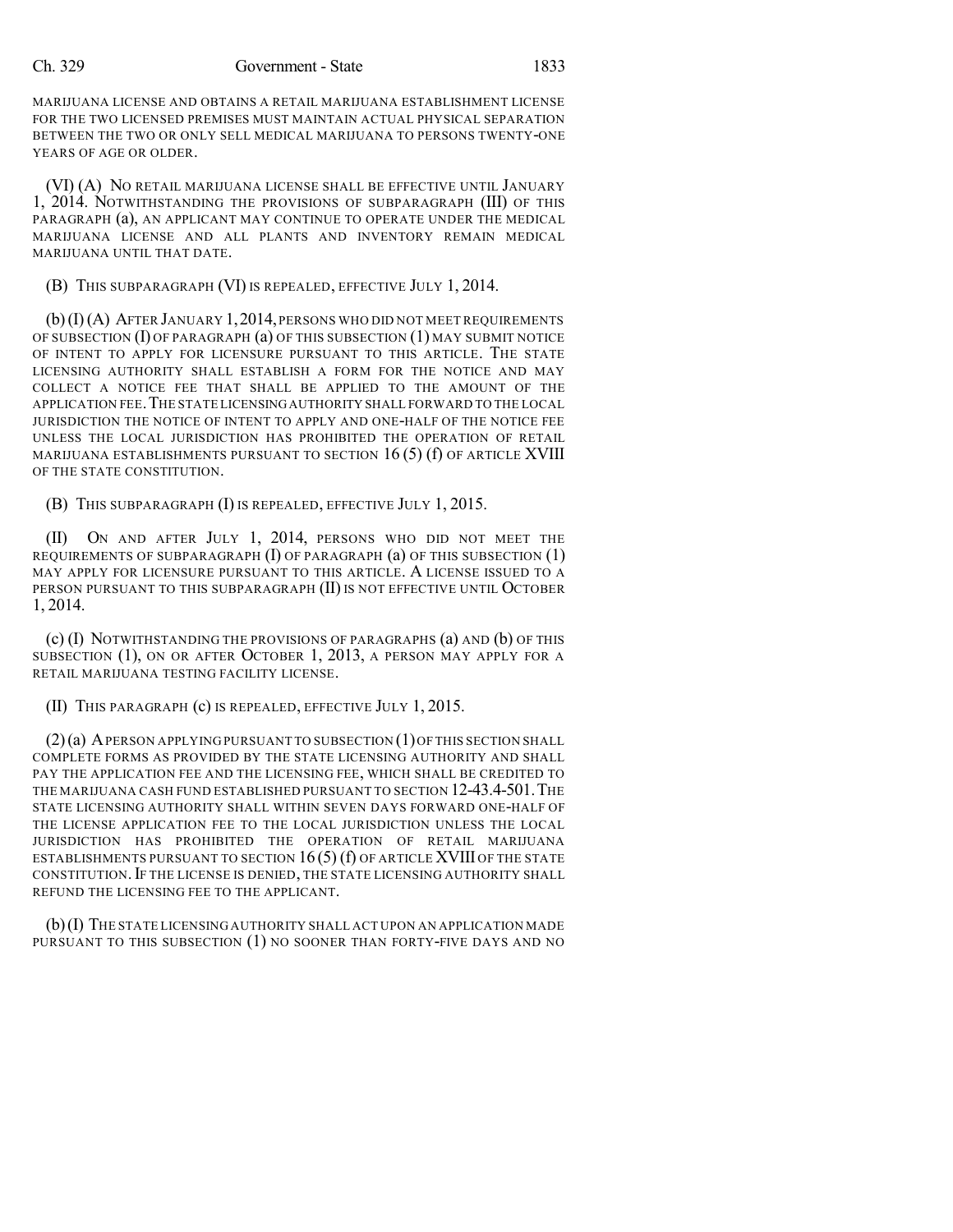MARIJUANA LICENSE AND OBTAINS A RETAIL MARIJUANA ESTABLISHMENT LICENSE FOR THE TWO LICENSED PREMISES MUST MAINTAIN ACTUAL PHYSICAL SEPARATION BETWEEN THE TWO OR ONLY SELL MEDICAL MARIJUANA TO PERSONS TWENTY-ONE YEARS OF AGE OR OLDER.

(VI) (A) NO RETAIL MARIJUANA LICENSE SHALL BE EFFECTIVE UNTIL JANUARY 1, 2014. NOTWITHSTANDING THE PROVISIONS OF SUBPARAGRAPH (III) OF THIS PARAGRAPH (a), AN APPLICANT MAY CONTINUE TO OPERATE UNDER THE MEDICAL MARIJUANA LICENSE AND ALL PLANTS AND INVENTORY REMAIN MEDICAL MARIJUANA UNTIL THAT DATE.

(B) THIS SUBPARAGRAPH (VI) IS REPEALED, EFFECTIVE JULY 1, 2014.

(b) (I) (A) AFTER JANUARY 1, 2014, PERSONS WHO DID NOT MEET REQUIREMENTS OF SUBSECTION (I) OF PARAGRAPH (a) OF THIS SUBSECTION (1) MAY SUBMIT NOTICE OF INTENT TO APPLY FOR LICENSURE PURSUANT TO THIS ARTICLE. THE STATE LICENSING AUTHORITY SHALL ESTABLISH A FORM FOR THE NOTICE AND MAY COLLECT A NOTICE FEE THAT SHALL BE APPLIED TO THE AMOUNT OF THE APPLICATION FEE. THE STATE LICENSING AUTHORITY SHALL FORWARD TO THE LOCAL JURISDICTION THE NOTICE OF INTENT TO APPLY AND ONE-HALF OF THE NOTICE FEE UNLESS THE LOCAL JURISDICTION HAS PROHIBITED THE OPERATION OF RETAIL MARIJUANA ESTABLISHMENTS PURSUANT TO SECTION 16 (5) (f) OF ARTICLE XVIII OF THE STATE CONSTITUTION.

(B) THIS SUBPARAGRAPH (I) IS REPEALED, EFFECTIVE JULY 1, 2015.

(II) ON AND AFTER JULY 1, 2014, PERSONS WHO DID NOT MEET THE REQUIREMENTS OF SUBPARAGRAPH (I) OF PARAGRAPH (a) OF THIS SUBSECTION (1) MAY APPLY FOR LICENSURE PURSUANT TO THIS ARTICLE. A LICENSE ISSUED TO A PERSON PURSUANT TO THIS SUBPARAGRAPH (II) IS NOT EFFECTIVE UNTIL OCTOBER 1, 2014.

(c) (I) NOTWITHSTANDING THE PROVISIONS OF PARAGRAPHS (a) AND (b) OF THIS SUBSECTION (1), ON OR AFTER OCTOBER 1, 2013, A PERSON MAY APPLY FOR A RETAIL MARIJUANA TESTING FACILITY LICENSE.

(II) THIS PARAGRAPH (c) IS REPEALED, EFFECTIVE JULY 1, 2015.

(2) (a) A PERSON APPLYING PURSUANT TO SUBSECTION (1) OF THIS SECTION SHALL COMPLETE FORMS AS PROVIDED BY THE STATE LICENSING AUTHORITY AND SHALL PAY THE APPLICATION FEE AND THE LICENSING FEE, WHICH SHALL BE CREDITED TO THE MARIJUANA CASH FUND ESTABLISHED PURSUANT TO SECTION 12-43.4-501. THE STATE LICENSING AUTHORITY SHALL WITHIN SEVEN DAYS FORWARD ONE-HALF OF THE LICENSE APPLICATION FEE TO THE LOCAL JURISDICTION UNLESS THE LOCAL JURISDICTION HAS PROHIBITED THE OPERATION OF RETAIL MARIJUANA ESTABLISHMENTS PURSUANT TO SECTION 16 (5) (f) OF ARTICLE XVIII OF THE STATE CONSTITUTION. IF THE LICENSE IS DENIED, THE STATE LICENSING AUTHORITY SHALL REFUND THE LICENSING FEE TO THE APPLICANT.

(b) (I) THE STATE LICENSING AUTHORITY SHALL ACT UPON AN APPLICATION MADE PURSUANT TO THIS SUBSECTION (1) NO SOONER THAN FORTY-FIVE DAYS AND NO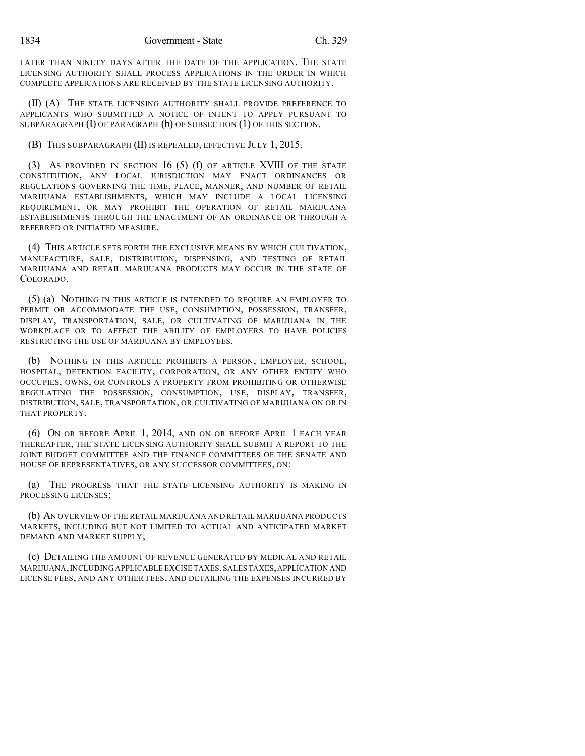LATER THAN NINETY DAYS AFTER THE DATE OF THE APPLICATION. THE STATE LICENSING AUTHORITY SHALL PROCESS APPLICATIONS IN THE ORDER IN WHICH COMPLETE APPLICATIONS ARE RECEIVED BY THE STATE LICENSING AUTHORITY.

(II) (A) THE STATE LICENSING AUTHORITY SHALL PROVIDE PREFERENCE TO APPLICANTS WHO SUBMITTED A NOTICE OF INTENT TO APPLY PURSUANT TO SUBPARAGRAPH (I) OF PARAGRAPH (b) OF SUBSECTION (1) OF THIS SECTION.

(B) THIS SUBPARAGRAPH (II) IS REPEALED, EFFECTIVE JULY 1, 2015.

(3) AS PROVIDED IN SECTION 16 (5) (f) OF ARTICLE XVIII OF THE STATE CONSTITUTION, ANY LOCAL JURISDICTION MAY ENACT ORDINANCES OR REGULATIONS GOVERNING THE TIME, PLACE, MANNER, AND NUMBER OF RETAIL MARIJUANA ESTABLISHMENTS, WHICH MAY INCLUDE A LOCAL LICENSING REQUIREMENT, OR MAY PROHIBIT THE OPERATION OF RETAIL MARIJUANA ESTABLISHMENTS THROUGH THE ENACTMENT OF AN ORDINANCE OR THROUGH A REFERRED OR INITIATED MEASURE.

(4) THIS ARTICLE SETS FORTH THE EXCLUSIVE MEANS BY WHICH CULTIVATION, MANUFACTURE, SALE, DISTRIBUTION, DISPENSING, AND TESTING OF RETAIL MARIJUANA AND RETAIL MARIJUANA PRODUCTS MAY OCCUR IN THE STATE OF COLORADO.

(5) (a) NOTHING IN THIS ARTICLE IS INTENDED TO REQUIRE AN EMPLOYER TO PERMIT OR ACCOMMODATE THE USE, CONSUMPTION, POSSESSION, TRANSFER, DISPLAY, TRANSPORTATION, SALE, OR CULTIVATING OF MARIJUANA IN THE WORKPLACE OR TO AFFECT THE ABILITY OF EMPLOYERS TO HAVE POLICIES RESTRICTING THE USE OF MARIJUANA BY EMPLOYEES.

(b) NOTHING IN THIS ARTICLE PROHIBITS A PERSON, EMPLOYER, SCHOOL, HOSPITAL, DETENTION FACILITY, CORPORATION, OR ANY OTHER ENTITY WHO OCCUPIES, OWNS, OR CONTROLS A PROPERTY FROM PROHIBITING OR OTHERWISE REGULATING THE POSSESSION, CONSUMPTION, USE, DISPLAY, TRANSFER, DISTRIBUTION, SALE, TRANSPORTATION, OR CULTIVATING OF MARIJUANA ON OR IN THAT PROPERTY.

(6) ON OR BEFORE APRIL 1, 2014, AND ON OR BEFORE APRIL 1 EACH YEAR THEREAFTER, THE STATE LICENSING AUTHORITY SHALL SUBMIT A REPORT TO THE JOINT BUDGET COMMITTEE AND THE FINANCE COMMITTEES OF THE SENATE AND HOUSE OF REPRESENTATIVES, OR ANY SUCCESSOR COMMITTEES, ON:

(a) THE PROGRESS THAT THE STATE LICENSING AUTHORITY IS MAKING IN PROCESSING LICENSES;

(b) AN OVERVIEW OF THE RETAIL MARIJUANA AND RETAIL MARIJUANA PRODUCTS MARKETS, INCLUDING BUT NOT LIMITED TO ACTUAL AND ANTICIPATED MARKET DEMAND AND MARKET SUPPLY;

(c) DETAILING THE AMOUNT OF REVENUE GENERATED BY MEDICAL AND RETAIL MARIJUANA, INCLUDING APPLICABLE EXCISE TAXES, SALES TAXES, APPLICATION AND LICENSE FEES, AND ANY OTHER FEES, AND DETAILING THE EXPENSES INCURRED BY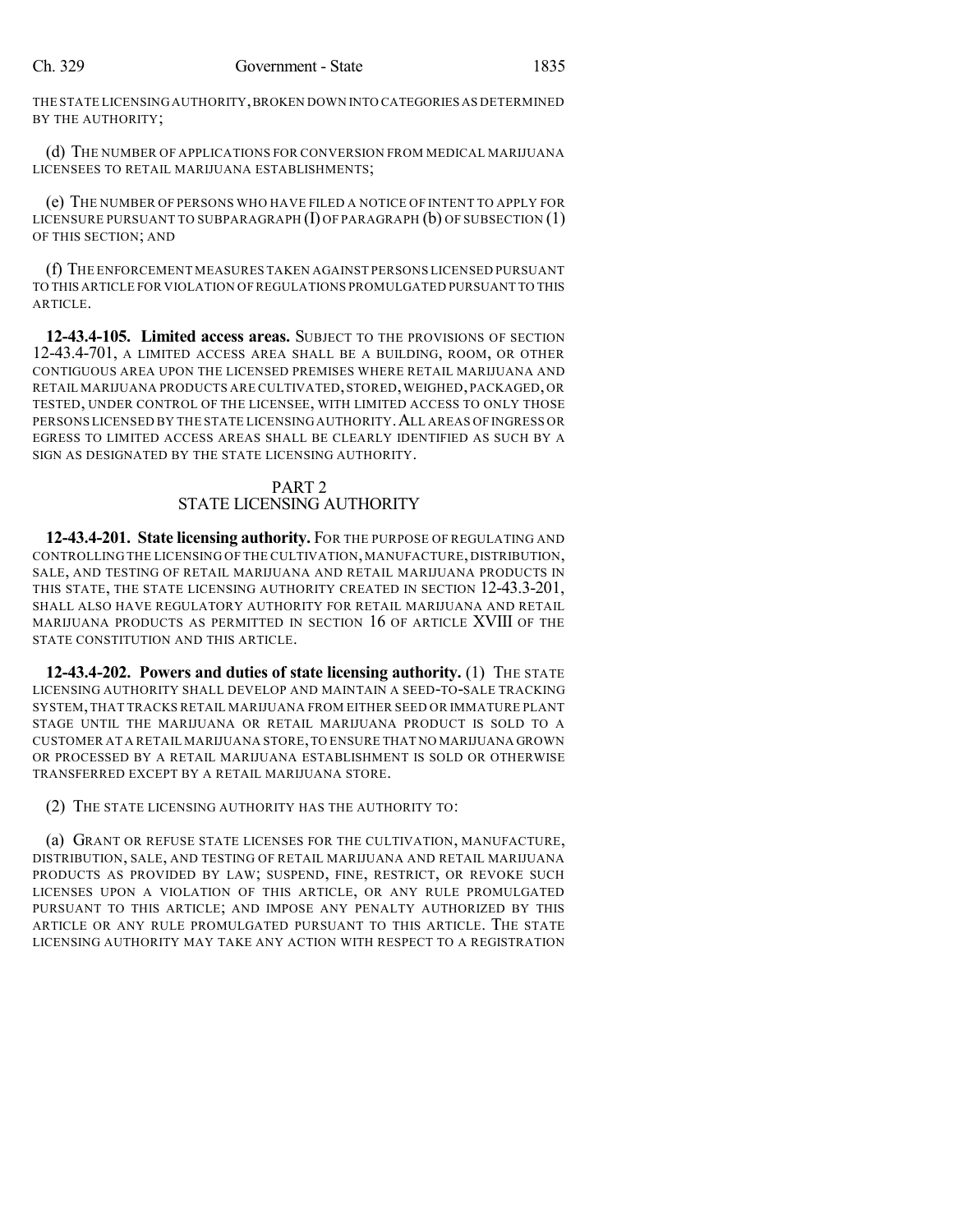THE STATE LICENSING AUTHORITY, BROKEN DOWN INTO CATEGORIES AS DETERMINED BY THE AUTHORITY;

(d) THE NUMBER OF APPLICATIONS FOR CONVERSION FROM MEDICAL MARIJUANA LICENSEES TO RETAIL MARIJUANA ESTABLISHMENTS;

(e) THE NUMBER OF PERSONS WHO HAVE FILED A NOTICE OF INTENT TO APPLY FOR LICENSURE PURSUANT TO SUBPARAGRAPH (I) OF PARAGRAPH (b) OF SUBSECTION (1) OF THIS SECTION; AND

(f) THE ENFORCEMENT MEASURES TAKEN AGAINST PERSONS LICENSED PURSUANT TO THIS ARTICLE FOR VIOLATION OF REGULATIONS PROMULGATED PURSUANT TO THIS ARTICLE.

**12-43.4-105. Limited access areas.** SUBJECT TO THE PROVISIONS OF SECTION 12-43.4-701, A LIMITED ACCESS AREA SHALL BE A BUILDING, ROOM, OR OTHER CONTIGUOUS AREA UPON THE LICENSED PREMISES WHERE RETAIL MARIJUANA AND RETAIL MARIJUANA PRODUCTS ARE CULTIVATED, STORED, WEIGHED, PACKAGED, OR TESTED, UNDER CONTROL OF THE LICENSEE, WITH LIMITED ACCESS TO ONLY THOSE PERSONS LICENSED BY THE STATE LICENSING AUTHORITY. ALL AREAS OF INGRESS OR EGRESS TO LIMITED ACCESS AREAS SHALL BE CLEARLY IDENTIFIED AS SUCH BY A SIGN AS DESIGNATED BY THE STATE LICENSING AUTHORITY.

## PART 2
## STATE LICENSING AUTHORITY

**12-43.4-201. State licensing authority.** FOR THE PURPOSE OF REGULATING AND CONTROLLING THE LICENSING OF THE CULTIVATION, MANUFACTURE, DISTRIBUTION, SALE, AND TESTING OF RETAIL MARIJUANA AND RETAIL MARIJUANA PRODUCTS IN THIS STATE, THE STATE LICENSING AUTHORITY CREATED IN SECTION 12-43.3-201, SHALL ALSO HAVE REGULATORY AUTHORITY FOR RETAIL MARIJUANA AND RETAIL MARIJUANA PRODUCTS AS PERMITTED IN SECTION 16 OF ARTICLE XVIII OF THE STATE CONSTITUTION AND THIS ARTICLE.

**12-43.4-202. Powers and duties of state licensing authority.** (1) THE STATE LICENSING AUTHORITY SHALL DEVELOP AND MAINTAIN A SEED-TO-SALE TRACKING SYSTEM, THAT TRACKS RETAIL MARIJUANA FROM EITHER SEED OR IMMATURE PLANT STAGE UNTIL THE MARIJUANA OR RETAIL MARIJUANA PRODUCT IS SOLD TO A CUSTOMER AT A RETAIL MARIJUANA STORE, TO ENSURE THAT NO MARIJUANA GROWN OR PROCESSED BY A RETAIL MARIJUANA ESTABLISHMENT IS SOLD OR OTHERWISE TRANSFERRED EXCEPT BY A RETAIL MARIJUANA STORE.

(2) THE STATE LICENSING AUTHORITY HAS THE AUTHORITY TO:

(a) GRANT OR REFUSE STATE LICENSES FOR THE CULTIVATION, MANUFACTURE, DISTRIBUTION, SALE, AND TESTING OF RETAIL MARIJUANA AND RETAIL MARIJUANA PRODUCTS AS PROVIDED BY LAW; SUSPEND, FINE, RESTRICT, OR REVOKE SUCH LICENSES UPON A VIOLATION OF THIS ARTICLE, OR ANY RULE PROMULGATED PURSUANT TO THIS ARTICLE; AND IMPOSE ANY PENALTY AUTHORIZED BY THIS ARTICLE OR ANY RULE PROMULGATED PURSUANT TO THIS ARTICLE. THE STATE LICENSING AUTHORITY MAY TAKE ANY ACTION WITH RESPECT TO A REGISTRATION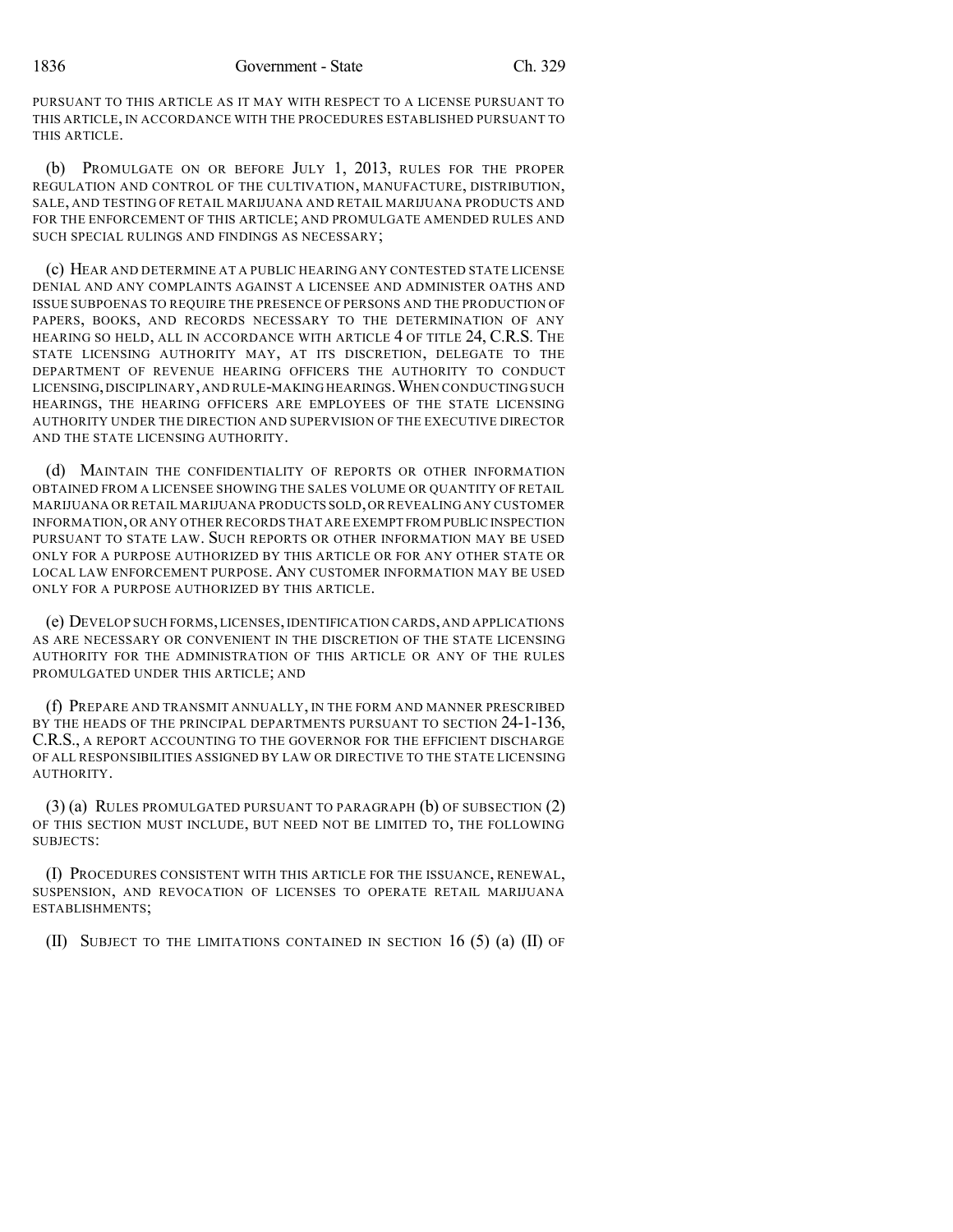PURSUANT TO THIS ARTICLE AS IT MAY WITH RESPECT TO A LICENSE PURSUANT TO THIS ARTICLE, IN ACCORDANCE WITH THE PROCEDURES ESTABLISHED PURSUANT TO THIS ARTICLE.

(b) PROMULGATE ON OR BEFORE JULY 1, 2013, RULES FOR THE PROPER REGULATION AND CONTROL OF THE CULTIVATION, MANUFACTURE, DISTRIBUTION, SALE, AND TESTING OF RETAIL MARIJUANA AND RETAIL MARIJUANA PRODUCTS AND FOR THE ENFORCEMENT OF THIS ARTICLE; AND PROMULGATE AMENDED RULES AND SUCH SPECIAL RULINGS AND FINDINGS AS NECESSARY;

(c) HEAR AND DETERMINE AT A PUBLIC HEARING ANY CONTESTED STATE LICENSE DENIAL AND ANY COMPLAINTS AGAINST A LICENSEE AND ADMINISTER OATHS AND ISSUE SUBPOENAS TO REQUIRE THE PRESENCE OF PERSONS AND THE PRODUCTION OF PAPERS, BOOKS, AND RECORDS NECESSARY TO THE DETERMINATION OF ANY HEARING SO HELD, ALL IN ACCORDANCE WITH ARTICLE 4 OF TITLE 24, C.R.S. THE STATE LICENSING AUTHORITY MAY, AT ITS DISCRETION, DELEGATE TO THE DEPARTMENT OF REVENUE HEARING OFFICERS THE AUTHORITY TO CONDUCT LICENSING, DISCIPLINARY, AND RULE-MAKING HEARINGS. WHEN CONDUCTING SUCH HEARINGS, THE HEARING OFFICERS ARE EMPLOYEES OF THE STATE LICENSING AUTHORITY UNDER THE DIRECTION AND SUPERVISION OF THE EXECUTIVE DIRECTOR AND THE STATE LICENSING AUTHORITY.

(d) MAINTAIN THE CONFIDENTIALITY OF REPORTS OR OTHER INFORMATION OBTAINED FROM A LICENSEE SHOWING THE SALES VOLUME OR QUANTITY OF RETAIL MARIJUANA OR RETAIL MARIJUANA PRODUCTS SOLD, OR REVEALING ANY CUSTOMER INFORMATION, OR ANY OTHER RECORDS THAT ARE EXEMPT FROM PUBLIC INSPECTION PURSUANT TO STATE LAW. SUCH REPORTS OR OTHER INFORMATION MAY BE USED ONLY FOR A PURPOSE AUTHORIZED BY THIS ARTICLE OR FOR ANY OTHER STATE OR LOCAL LAW ENFORCEMENT PURPOSE. ANY CUSTOMER INFORMATION MAY BE USED ONLY FOR A PURPOSE AUTHORIZED BY THIS ARTICLE.

(e) DEVELOP SUCH FORMS, LICENSES, IDENTIFICATION CARDS, AND APPLICATIONS AS ARE NECESSARY OR CONVENIENT IN THE DISCRETION OF THE STATE LICENSING AUTHORITY FOR THE ADMINISTRATION OF THIS ARTICLE OR ANY OF THE RULES PROMULGATED UNDER THIS ARTICLE; AND

(f) PREPARE AND TRANSMIT ANNUALLY, IN THE FORM AND MANNER PRESCRIBED BY THE HEADS OF THE PRINCIPAL DEPARTMENTS PURSUANT TO SECTION 24-1-136, C.R.S., A REPORT ACCOUNTING TO THE GOVERNOR FOR THE EFFICIENT DISCHARGE OF ALL RESPONSIBILITIES ASSIGNED BY LAW OR DIRECTIVE TO THE STATE LICENSING AUTHORITY.

(3) (a) RULES PROMULGATED PURSUANT TO PARAGRAPH (b) OF SUBSECTION (2) OF THIS SECTION MUST INCLUDE, BUT NEED NOT BE LIMITED TO, THE FOLLOWING SUBJECTS:

(I) PROCEDURES CONSISTENT WITH THIS ARTICLE FOR THE ISSUANCE, RENEWAL, SUSPENSION, AND REVOCATION OF LICENSES TO OPERATE RETAIL MARIJUANA ESTABLISHMENTS;

(II) SUBJECT TO THE LIMITATIONS CONTAINED IN SECTION 16 (5) (a) (II) OF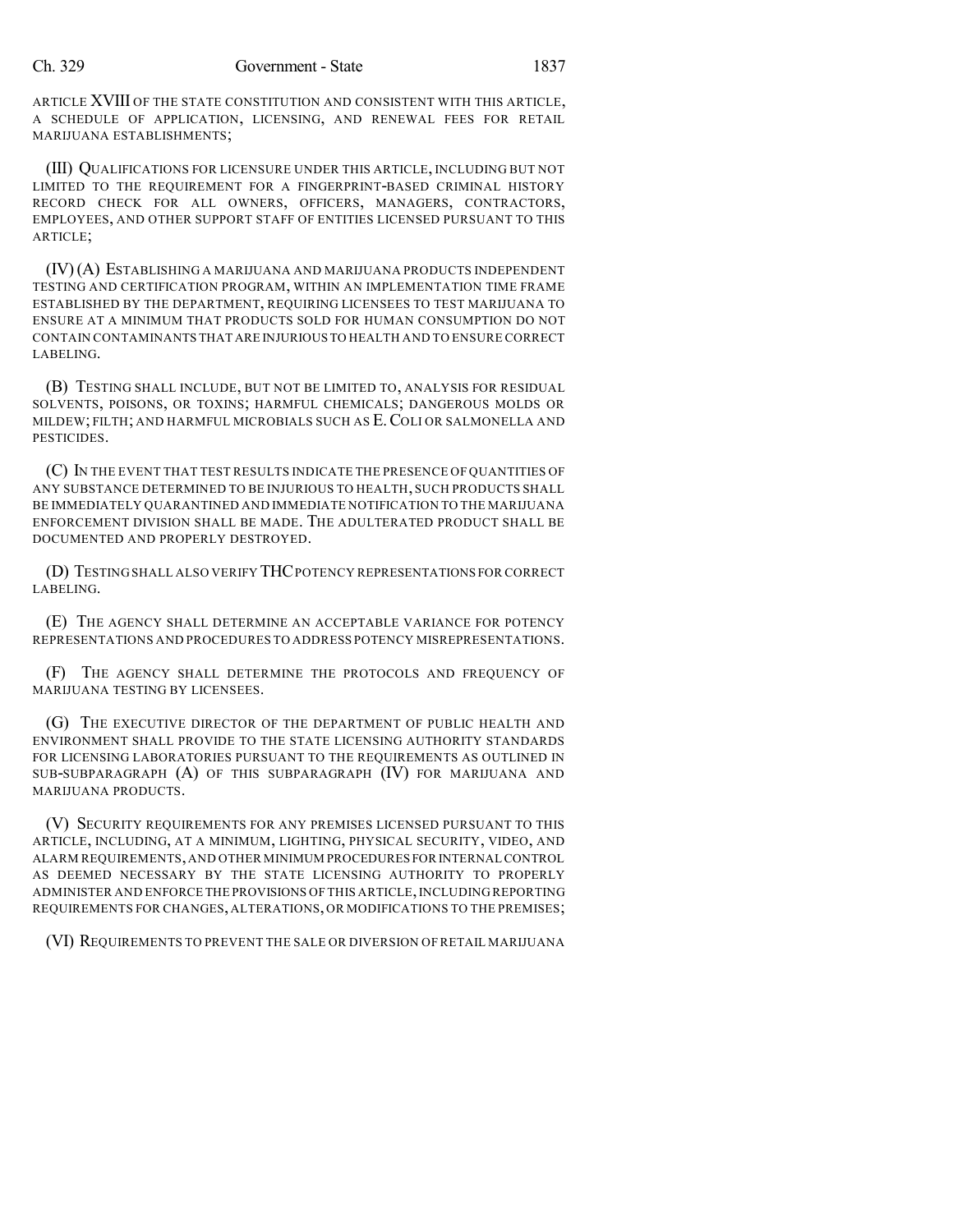ARTICLE XVIII OF THE STATE CONSTITUTION AND CONSISTENT WITH THIS ARTICLE, A SCHEDULE OF APPLICATION, LICENSING, AND RENEWAL FEES FOR RETAIL MARIJUANA ESTABLISHMENTS;

(III) QUALIFICATIONS FOR LICENSURE UNDER THIS ARTICLE, INCLUDING BUT NOT LIMITED TO THE REQUIREMENT FOR A FINGERPRINT-BASED CRIMINAL HISTORY RECORD CHECK FOR ALL OWNERS, OFFICERS, MANAGERS, CONTRACTORS, EMPLOYEES, AND OTHER SUPPORT STAFF OF ENTITIES LICENSED PURSUANT TO THIS ARTICLE;

(IV) (A) ESTABLISHING A MARIJUANA AND MARIJUANA PRODUCTS INDEPENDENT TESTING AND CERTIFICATION PROGRAM, WITHIN AN IMPLEMENTATION TIME FRAME ESTABLISHED BY THE DEPARTMENT, REQUIRING LICENSEES TO TEST MARIJUANA TO ENSURE AT A MINIMUM THAT PRODUCTS SOLD FOR HUMAN CONSUMPTION DO NOT CONTAIN CONTAMINANTS THAT ARE INJURIOUS TO HEALTH AND TO ENSURE CORRECT LABELING.

(B) TESTING SHALL INCLUDE, BUT NOT BE LIMITED TO, ANALYSIS FOR RESIDUAL SOLVENTS, POISONS, OR TOXINS; HARMFUL CHEMICALS; DANGEROUS MOLDS OR MILDEW; FILTH; AND HARMFUL MICROBIALS SUCH AS E. COLI OR SALMONELLA AND PESTICIDES.

(C) IN THE EVENT THAT TEST RESULTS INDICATE THE PRESENCE OF QUANTITIES OF ANY SUBSTANCE DETERMINED TO BE INJURIOUS TO HEALTH, SUCH PRODUCTS SHALL BE IMMEDIATELY QUARANTINED AND IMMEDIATE NOTIFICATION TO THE MARIJUANA ENFORCEMENT DIVISION SHALL BE MADE. THE ADULTERATED PRODUCT SHALL BE DOCUMENTED AND PROPERLY DESTROYED.

(D) TESTING SHALL ALSO VERIFY THC POTENCY REPRESENTATIONS FOR CORRECT LABELING.

(E) THE AGENCY SHALL DETERMINE AN ACCEPTABLE VARIANCE FOR POTENCY REPRESENTATIONS AND PROCEDURES TO ADDRESS POTENCY MISREPRESENTATIONS.

(F) THE AGENCY SHALL DETERMINE THE PROTOCOLS AND FREQUENCY OF MARIJUANA TESTING BY LICENSEES.

(G) THE EXECUTIVE DIRECTOR OF THE DEPARTMENT OF PUBLIC HEALTH AND ENVIRONMENT SHALL PROVIDE TO THE STATE LICENSING AUTHORITY STANDARDS FOR LICENSING LABORATORIES PURSUANT TO THE REQUIREMENTS AS OUTLINED IN SUB-SUBPARAGRAPH (A) OF THIS SUBPARAGRAPH (IV) FOR MARIJUANA AND MARIJUANA PRODUCTS.

(V) SECURITY REQUIREMENTS FOR ANY PREMISES LICENSED PURSUANT TO THIS ARTICLE, INCLUDING, AT A MINIMUM, LIGHTING, PHYSICAL SECURITY, VIDEO, AND ALARM REQUIREMENTS, AND OTHER MINIMUM PROCEDURES FOR INTERNAL CONTROL AS DEEMED NECESSARY BY THE STATE LICENSING AUTHORITY TO PROPERLY ADMINISTER AND ENFORCE THE PROVISIONS OF THIS ARTICLE, INCLUDING REPORTING REQUIREMENTS FOR CHANGES, ALTERATIONS, OR MODIFICATIONS TO THE PREMISES;

(VI) REQUIREMENTS TO PREVENT THE SALE OR DIVERSION OF RETAIL MARIJUANA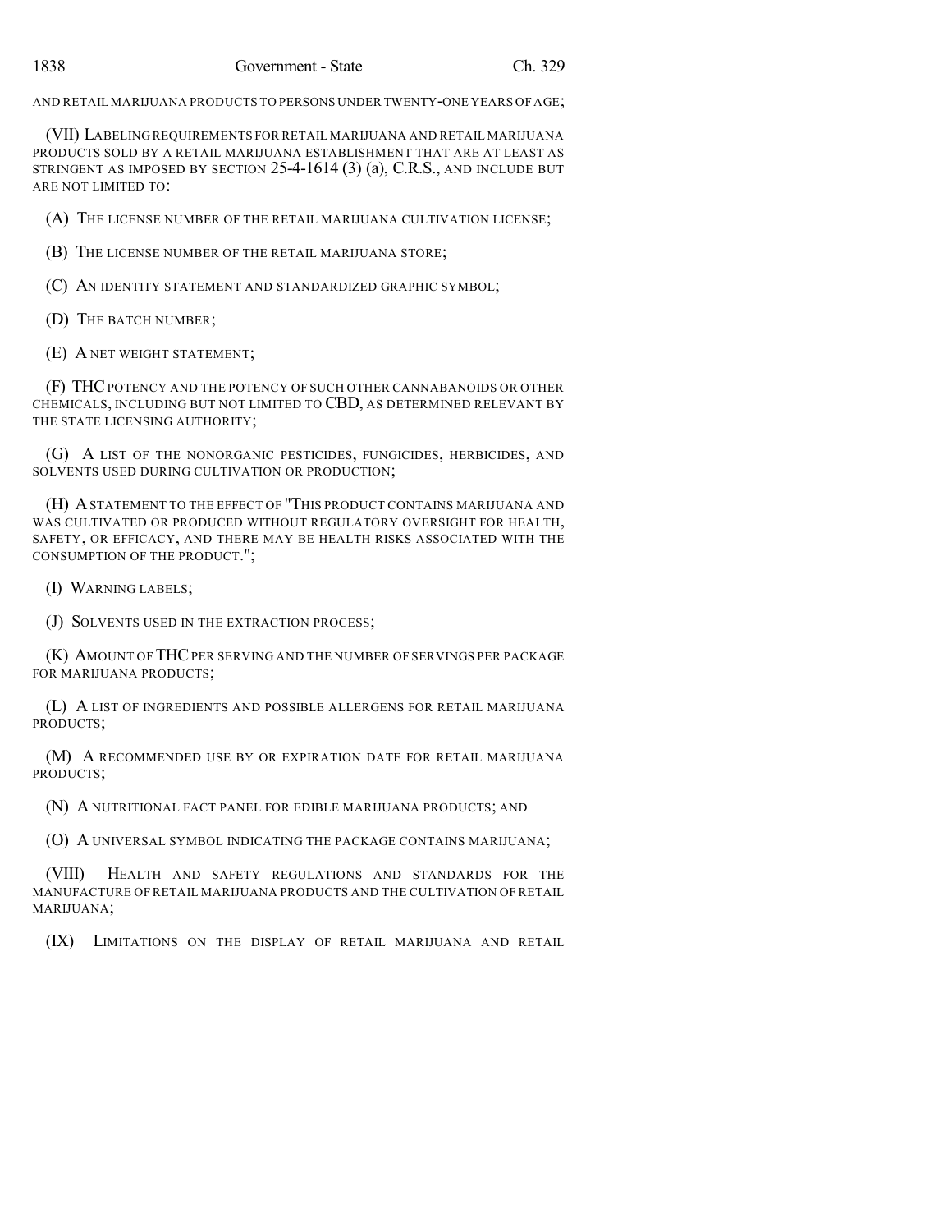AND RETAIL MARIJUANA PRODUCTS TO PERSONS UNDER TWENTY-ONE YEARS OF AGE;

(VII) LABELING REQUIREMENTS FOR RETAIL MARIJUANA AND RETAIL MARIJUANA PRODUCTS SOLD BY A RETAIL MARIJUANA ESTABLISHMENT THAT ARE AT LEAST AS STRINGENT AS IMPOSED BY SECTION 25-4-1614 (3) (a), C.R.S., AND INCLUDE BUT ARE NOT LIMITED TO:

(A) THE LICENSE NUMBER OF THE RETAIL MARIJUANA CULTIVATION LICENSE;

(B) THE LICENSE NUMBER OF THE RETAIL MARIJUANA STORE;

(C) AN IDENTITY STATEMENT AND STANDARDIZED GRAPHIC SYMBOL;

(D) THE BATCH NUMBER;

(E) A NET WEIGHT STATEMENT;

(F) THC POTENCY AND THE POTENCY OF SUCH OTHER CANNABANOIDS OR OTHER CHEMICALS, INCLUDING BUT NOT LIMITED TO CBD, AS DETERMINED RELEVANT BY THE STATE LICENSING AUTHORITY;

(G) A LIST OF THE NONORGANIC PESTICIDES, FUNGICIDES, HERBICIDES, AND SOLVENTS USED DURING CULTIVATION OR PRODUCTION;

(H) A STATEMENT TO THE EFFECT OF "THIS PRODUCT CONTAINS MARIJUANA AND WAS CULTIVATED OR PRODUCED WITHOUT REGULATORY OVERSIGHT FOR HEALTH, SAFETY, OR EFFICACY, AND THERE MAY BE HEALTH RISKS ASSOCIATED WITH THE CONSUMPTION OF THE PRODUCT.";

(I) WARNING LABELS;

(J) SOLVENTS USED IN THE EXTRACTION PROCESS;

(K) AMOUNT OF THC PER SERVING AND THE NUMBER OF SERVINGS PER PACKAGE FOR MARIJUANA PRODUCTS;

(L) A LIST OF INGREDIENTS AND POSSIBLE ALLERGENS FOR RETAIL MARIJUANA PRODUCTS;

(M) A RECOMMENDED USE BY OR EXPIRATION DATE FOR RETAIL MARIJUANA PRODUCTS;

(N) A NUTRITIONAL FACT PANEL FOR EDIBLE MARIJUANA PRODUCTS; AND

(O) A UNIVERSAL SYMBOL INDICATING THE PACKAGE CONTAINS MARIJUANA;

(VIII) HEALTH AND SAFETY REGULATIONS AND STANDARDS FOR THE MANUFACTURE OF RETAIL MARIJUANA PRODUCTS AND THE CULTIVATION OF RETAIL MARIJUANA;

(IX) LIMITATIONS ON THE DISPLAY OF RETAIL MARIJUANA AND RETAIL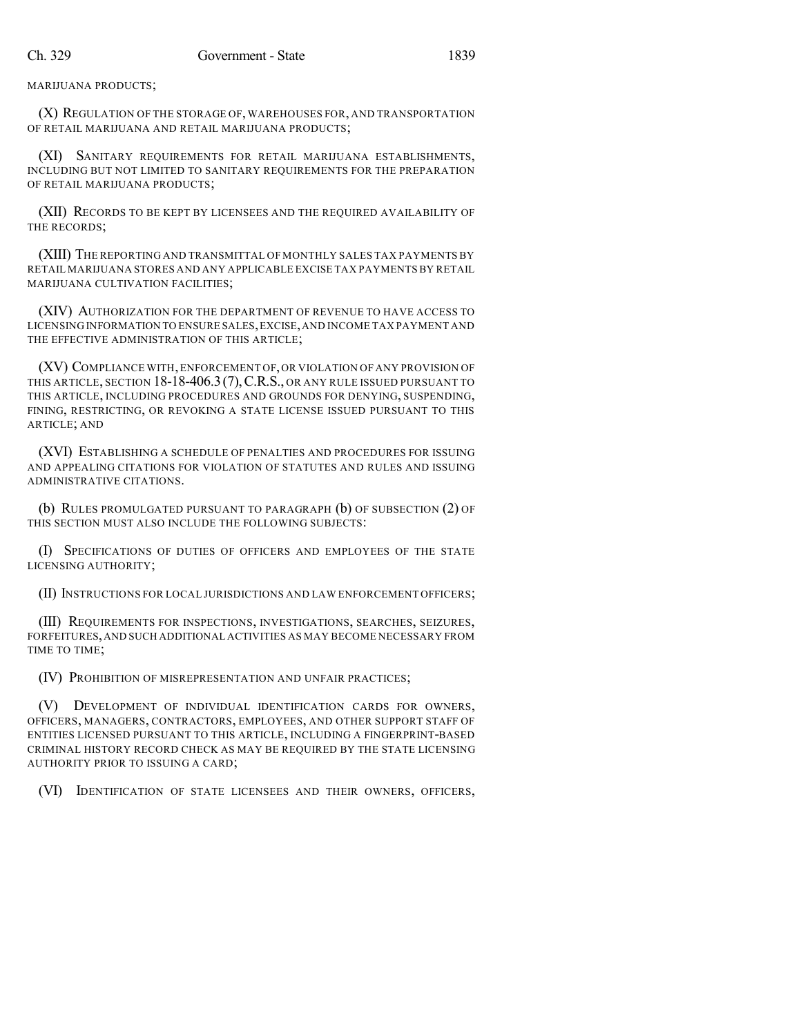MARIJUANA PRODUCTS;

(X) REGULATION OF THE STORAGE OF, WAREHOUSES FOR, AND TRANSPORTATION OF RETAIL MARIJUANA AND RETAIL MARIJUANA PRODUCTS;

(XI) SANITARY REQUIREMENTS FOR RETAIL MARIJUANA ESTABLISHMENTS, INCLUDING BUT NOT LIMITED TO SANITARY REQUIREMENTS FOR THE PREPARATION OF RETAIL MARIJUANA PRODUCTS;

(XII) RECORDS TO BE KEPT BY LICENSEES AND THE REQUIRED AVAILABILITY OF THE RECORDS;

(XIII) THE REPORTING AND TRANSMITTAL OF MONTHLY SALES TAX PAYMENTS BY RETAIL MARIJUANA STORES AND ANY APPLICABLE EXCISE TAX PAYMENTS BY RETAIL MARIJUANA CULTIVATION FACILITIES;

(XIV) AUTHORIZATION FOR THE DEPARTMENT OF REVENUE TO HAVE ACCESS TO LICENSING INFORMATION TO ENSURE SALES, EXCISE, AND INCOME TAX PAYMENT AND THE EFFECTIVE ADMINISTRATION OF THIS ARTICLE;

(XV) COMPLIANCE WITH, ENFORCEMENT OF, OR VIOLATION OF ANY PROVISION OF THIS ARTICLE, SECTION 18-18-406.3 (7), C.R.S., OR ANY RULE ISSUED PURSUANT TO THIS ARTICLE, INCLUDING PROCEDURES AND GROUNDS FOR DENYING, SUSPENDING, FINING, RESTRICTING, OR REVOKING A STATE LICENSE ISSUED PURSUANT TO THIS ARTICLE; AND

(XVI) ESTABLISHING A SCHEDULE OF PENALTIES AND PROCEDURES FOR ISSUING AND APPEALING CITATIONS FOR VIOLATION OF STATUTES AND RULES AND ISSUING ADMINISTRATIVE CITATIONS.

(b) RULES PROMULGATED PURSUANT TO PARAGRAPH (b) OF SUBSECTION (2) OF THIS SECTION MUST ALSO INCLUDE THE FOLLOWING SUBJECTS:

(I) SPECIFICATIONS OF DUTIES OF OFFICERS AND EMPLOYEES OF THE STATE LICENSING AUTHORITY;

(II) INSTRUCTIONS FOR LOCAL JURISDICTIONS AND LAW ENFORCEMENT OFFICERS;

(III) REQUIREMENTS FOR INSPECTIONS, INVESTIGATIONS, SEARCHES, SEIZURES, FORFEITURES, AND SUCH ADDITIONAL ACTIVITIES AS MAY BECOME NECESSARY FROM TIME TO TIME;

(IV) PROHIBITION OF MISREPRESENTATION AND UNFAIR PRACTICES;

(V) DEVELOPMENT OF INDIVIDUAL IDENTIFICATION CARDS FOR OWNERS, OFFICERS, MANAGERS, CONTRACTORS, EMPLOYEES, AND OTHER SUPPORT STAFF OF ENTITIES LICENSED PURSUANT TO THIS ARTICLE, INCLUDING A FINGERPRINT-BASED CRIMINAL HISTORY RECORD CHECK AS MAY BE REQUIRED BY THE STATE LICENSING AUTHORITY PRIOR TO ISSUING A CARD;

(VI) IDENTIFICATION OF STATE LICENSEES AND THEIR OWNERS, OFFICERS,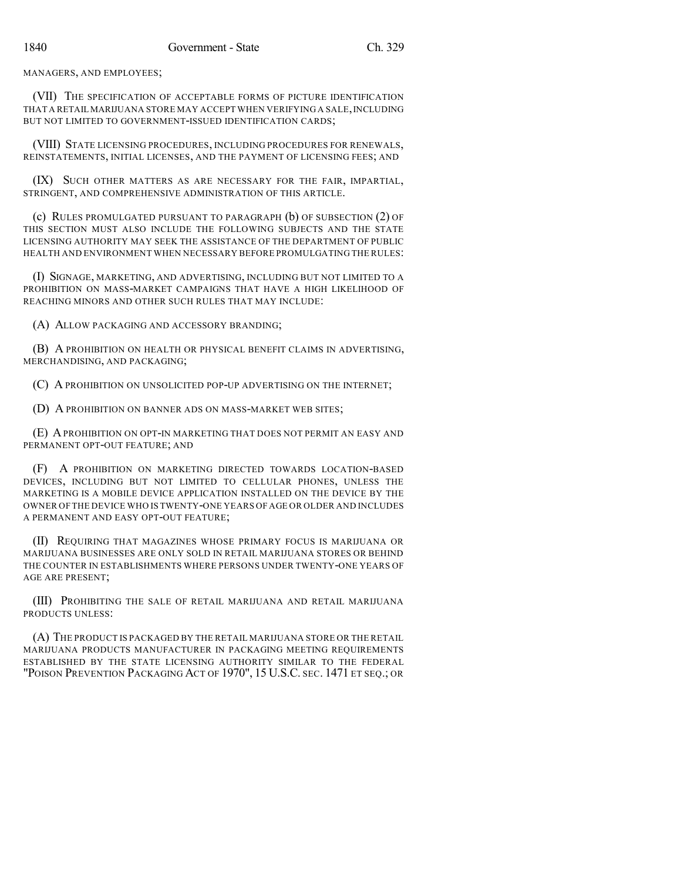MANAGERS, AND EMPLOYEES;

(VII) THE SPECIFICATION OF ACCEPTABLE FORMS OF PICTURE IDENTIFICATION THAT A RETAIL MARIJUANA STORE MAY ACCEPT WHEN VERIFYING A SALE, INCLUDING BUT NOT LIMITED TO GOVERNMENT-ISSUED IDENTIFICATION CARDS;

(VIII) STATE LICENSING PROCEDURES, INCLUDING PROCEDURES FOR RENEWALS, REINSTATEMENTS, INITIAL LICENSES, AND THE PAYMENT OF LICENSING FEES; AND

(IX) SUCH OTHER MATTERS AS ARE NECESSARY FOR THE FAIR, IMPARTIAL, STRINGENT, AND COMPREHENSIVE ADMINISTRATION OF THIS ARTICLE.

(c) RULES PROMULGATED PURSUANT TO PARAGRAPH (b) OF SUBSECTION (2) OF THIS SECTION MUST ALSO INCLUDE THE FOLLOWING SUBJECTS AND THE STATE LICENSING AUTHORITY MAY SEEK THE ASSISTANCE OF THE DEPARTMENT OF PUBLIC HEALTH AND ENVIRONMENT WHEN NECESSARY BEFORE PROMULGATING THE RULES:

(I) SIGNAGE, MARKETING, AND ADVERTISING, INCLUDING BUT NOT LIMITED TO A PROHIBITION ON MASS-MARKET CAMPAIGNS THAT HAVE A HIGH LIKELIHOOD OF REACHING MINORS AND OTHER SUCH RULES THAT MAY INCLUDE:

(A) ALLOW PACKAGING AND ACCESSORY BRANDING;

(B) A PROHIBITION ON HEALTH OR PHYSICAL BENEFIT CLAIMS IN ADVERTISING, MERCHANDISING, AND PACKAGING;

(C) A PROHIBITION ON UNSOLICITED POP-UP ADVERTISING ON THE INTERNET;

(D) A PROHIBITION ON BANNER ADS ON MASS-MARKET WEB SITES;

(E) A PROHIBITION ON OPT-IN MARKETING THAT DOES NOT PERMIT AN EASY AND PERMANENT OPT-OUT FEATURE; AND

(F) A PROHIBITION ON MARKETING DIRECTED TOWARDS LOCATION-BASED DEVICES, INCLUDING BUT NOT LIMITED TO CELLULAR PHONES, UNLESS THE MARKETING IS A MOBILE DEVICE APPLICATION INSTALLED ON THE DEVICE BY THE OWNER OF THE DEVICE WHO IS TWENTY-ONE YEARS OF AGE OR OLDER AND INCLUDES A PERMANENT AND EASY OPT-OUT FEATURE;

(II) REQUIRING THAT MAGAZINES WHOSE PRIMARY FOCUS IS MARIJUANA OR MARIJUANA BUSINESSES ARE ONLY SOLD IN RETAIL MARIJUANA STORES OR BEHIND THE COUNTER IN ESTABLISHMENTS WHERE PERSONS UNDER TWENTY-ONE YEARS OF AGE ARE PRESENT;

(III) PROHIBITING THE SALE OF RETAIL MARIJUANA AND RETAIL MARIJUANA PRODUCTS UNLESS:

(A) THE PRODUCT IS PACKAGED BY THE RETAIL MARIJUANA STORE OR THE RETAIL MARIJUANA PRODUCTS MANUFACTURER IN PACKAGING MEETING REQUIREMENTS ESTABLISHED BY THE STATE LICENSING AUTHORITY SIMILAR TO THE FEDERAL "POISON PREVENTION PACKAGING ACT OF 1970", 15 U.S.C. SEC. 1471 ET SEQ.; OR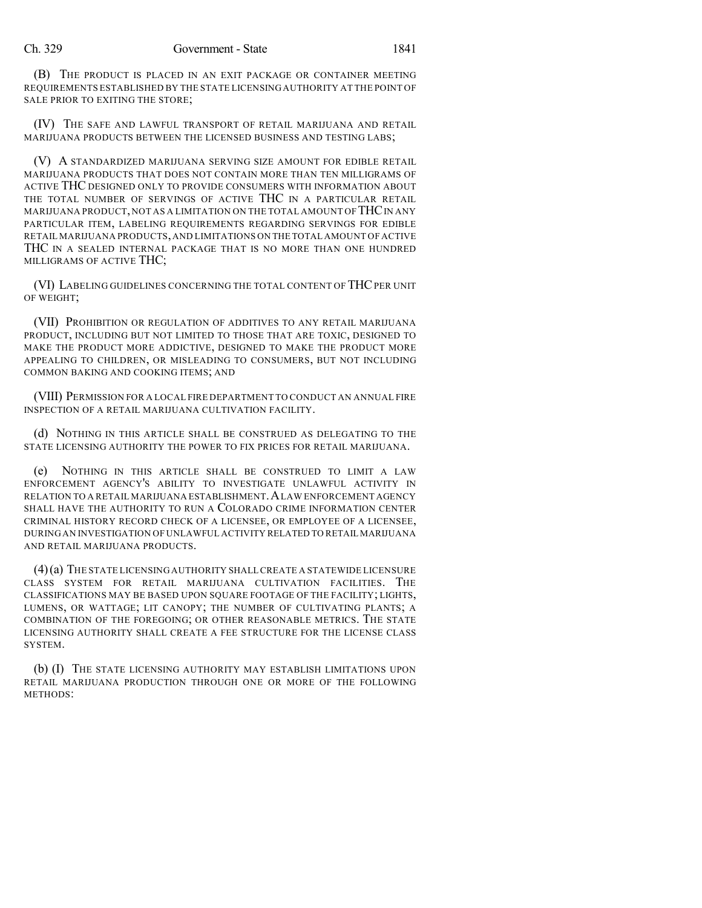(B) THE PRODUCT IS PLACED IN AN EXIT PACKAGE OR CONTAINER MEETING REQUIREMENTS ESTABLISHED BY THE STATE LICENSING AUTHORITY AT THE POINT OF SALE PRIOR TO EXITING THE STORE;

(IV) THE SAFE AND LAWFUL TRANSPORT OF RETAIL MARIJUANA AND RETAIL MARIJUANA PRODUCTS BETWEEN THE LICENSED BUSINESS AND TESTING LABS;

(V) A STANDARDIZED MARIJUANA SERVING SIZE AMOUNT FOR EDIBLE RETAIL MARIJUANA PRODUCTS THAT DOES NOT CONTAIN MORE THAN TEN MILLIGRAMS OF ACTIVE THC DESIGNED ONLY TO PROVIDE CONSUMERS WITH INFORMATION ABOUT THE TOTAL NUMBER OF SERVINGS OF ACTIVE THC IN A PARTICULAR RETAIL MARIJUANA PRODUCT, NOT AS A LIMITATION ON THE TOTAL AMOUNT OF THC IN ANY PARTICULAR ITEM, LABELING REQUIREMENTS REGARDING SERVINGS FOR EDIBLE RETAIL MARIJUANA PRODUCTS, AND LIMITATIONS ON THE TOTAL AMOUNT OF ACTIVE THC IN A SEALED INTERNAL PACKAGE THAT IS NO MORE THAN ONE HUNDRED MILLIGRAMS OF ACTIVE THC;

(VI) LABELING GUIDELINES CONCERNING THE TOTAL CONTENT OF THC PER UNIT OF WEIGHT;

(VII) PROHIBITION OR REGULATION OF ADDITIVES TO ANY RETAIL MARIJUANA PRODUCT, INCLUDING BUT NOT LIMITED TO THOSE THAT ARE TOXIC, DESIGNED TO MAKE THE PRODUCT MORE ADDICTIVE, DESIGNED TO MAKE THE PRODUCT MORE APPEALING TO CHILDREN, OR MISLEADING TO CONSUMERS, BUT NOT INCLUDING COMMON BAKING AND COOKING ITEMS; AND

(VIII) PERMISSION FOR A LOCAL FIRE DEPARTMENT TO CONDUCT AN ANNUAL FIRE INSPECTION OF A RETAIL MARIJUANA CULTIVATION FACILITY.

(d) NOTHING IN THIS ARTICLE SHALL BE CONSTRUED AS DELEGATING TO THE STATE LICENSING AUTHORITY THE POWER TO FIX PRICES FOR RETAIL MARIJUANA.

(e) NOTHING IN THIS ARTICLE SHALL BE CONSTRUED TO LIMIT A LAW ENFORCEMENT AGENCY'S ABILITY TO INVESTIGATE UNLAWFUL ACTIVITY IN RELATION TO A RETAIL MARIJUANA ESTABLISHMENT. A LAW ENFORCEMENT AGENCY SHALL HAVE THE AUTHORITY TO RUN A COLORADO CRIME INFORMATION CENTER CRIMINAL HISTORY RECORD CHECK OF A LICENSEE, OR EMPLOYEE OF A LICENSEE, DURING AN INVESTIGATION OF UNLAWFUL ACTIVITY RELATED TO RETAIL MARIJUANA AND RETAIL MARIJUANA PRODUCTS.

(4) (a) THE STATE LICENSING AUTHORITY SHALL CREATE A STATEWIDE LICENSURE CLASS SYSTEM FOR RETAIL MARIJUANA CULTIVATION FACILITIES. THE CLASSIFICATIONS MAY BE BASED UPON SQUARE FOOTAGE OF THE FACILITY; LIGHTS, LUMENS, OR WATTAGE; LIT CANOPY; THE NUMBER OF CULTIVATING PLANTS; A COMBINATION OF THE FOREGOING; OR OTHER REASONABLE METRICS. THE STATE LICENSING AUTHORITY SHALL CREATE A FEE STRUCTURE FOR THE LICENSE CLASS SYSTEM.

(b) (I) THE STATE LICENSING AUTHORITY MAY ESTABLISH LIMITATIONS UPON RETAIL MARIJUANA PRODUCTION THROUGH ONE OR MORE OF THE FOLLOWING METHODS: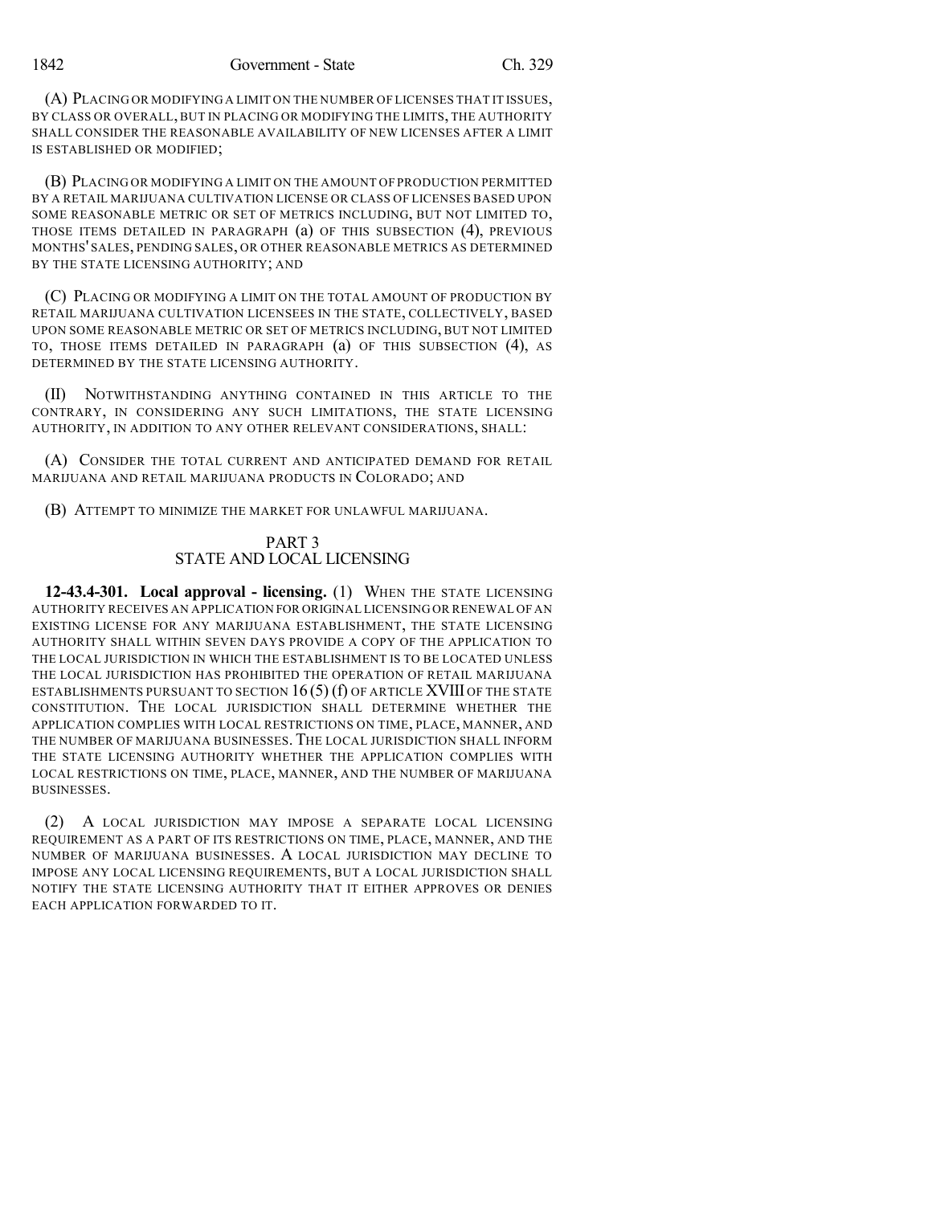(A) PLACING OR MODIFYING A LIMIT ON THE NUMBER OF LICENSES THAT IT ISSUES, BY CLASS OR OVERALL, BUT IN PLACING OR MODIFYING THE LIMITS, THE AUTHORITY SHALL CONSIDER THE REASONABLE AVAILABILITY OF NEW LICENSES AFTER A LIMIT IS ESTABLISHED OR MODIFIED;

(B) PLACING OR MODIFYING A LIMIT ON THE AMOUNT OF PRODUCTION PERMITTED BY A RETAIL MARIJUANA CULTIVATION LICENSE OR CLASS OF LICENSES BASED UPON SOME REASONABLE METRIC OR SET OF METRICS INCLUDING, BUT NOT LIMITED TO, THOSE ITEMS DETAILED IN PARAGRAPH (a) OF THIS SUBSECTION (4), PREVIOUS MONTHS' SALES, PENDING SALES, OR OTHER REASONABLE METRICS AS DETERMINED BY THE STATE LICENSING AUTHORITY; AND

(C) PLACING OR MODIFYING A LIMIT ON THE TOTAL AMOUNT OF PRODUCTION BY RETAIL MARIJUANA CULTIVATION LICENSEES IN THE STATE, COLLECTIVELY, BASED UPON SOME REASONABLE METRIC OR SET OF METRICS INCLUDING, BUT NOT LIMITED TO, THOSE ITEMS DETAILED IN PARAGRAPH (a) OF THIS SUBSECTION (4), AS DETERMINED BY THE STATE LICENSING AUTHORITY.

(II) NOTWITHSTANDING ANYTHING CONTAINED IN THIS ARTICLE TO THE CONTRARY, IN CONSIDERING ANY SUCH LIMITATIONS, THE STATE LICENSING AUTHORITY, IN ADDITION TO ANY OTHER RELEVANT CONSIDERATIONS, SHALL:

(A) CONSIDER THE TOTAL CURRENT AND ANTICIPATED DEMAND FOR RETAIL MARIJUANA AND RETAIL MARIJUANA PRODUCTS IN COLORADO; AND

(B) ATTEMPT TO MINIMIZE THE MARKET FOR UNLAWFUL MARIJUANA.

## PART 3
## STATE AND LOCAL LICENSING

**12-43.4-301. Local approval - licensing.** (1) WHEN THE STATE LICENSING AUTHORITY RECEIVES AN APPLICATION FOR ORIGINAL LICENSING OR RENEWAL OF AN EXISTING LICENSE FOR ANY MARIJUANA ESTABLISHMENT, THE STATE LICENSING AUTHORITY SHALL WITHIN SEVEN DAYS PROVIDE A COPY OF THE APPLICATION TO THE LOCAL JURISDICTION IN WHICH THE ESTABLISHMENT IS TO BE LOCATED UNLESS THE LOCAL JURISDICTION HAS PROHIBITED THE OPERATION OF RETAIL MARIJUANA ESTABLISHMENTS PURSUANT TO SECTION 16 (5) (f) OF ARTICLE XVIII OF THE STATE CONSTITUTION. THE LOCAL JURISDICTION SHALL DETERMINE WHETHER THE APPLICATION COMPLIES WITH LOCAL RESTRICTIONS ON TIME, PLACE, MANNER, AND THE NUMBER OF MARIJUANA BUSINESSES. THE LOCAL JURISDICTION SHALL INFORM THE STATE LICENSING AUTHORITY WHETHER THE APPLICATION COMPLIES WITH LOCAL RESTRICTIONS ON TIME, PLACE, MANNER, AND THE NUMBER OF MARIJUANA BUSINESSES.

(2) A LOCAL JURISDICTION MAY IMPOSE A SEPARATE LOCAL LICENSING REQUIREMENT AS A PART OF ITS RESTRICTIONS ON TIME, PLACE, MANNER, AND THE NUMBER OF MARIJUANA BUSINESSES. A LOCAL JURISDICTION MAY DECLINE TO IMPOSE ANY LOCAL LICENSING REQUIREMENTS, BUT A LOCAL JURISDICTION SHALL NOTIFY THE STATE LICENSING AUTHORITY THAT IT EITHER APPROVES OR DENIES EACH APPLICATION FORWARDED TO IT.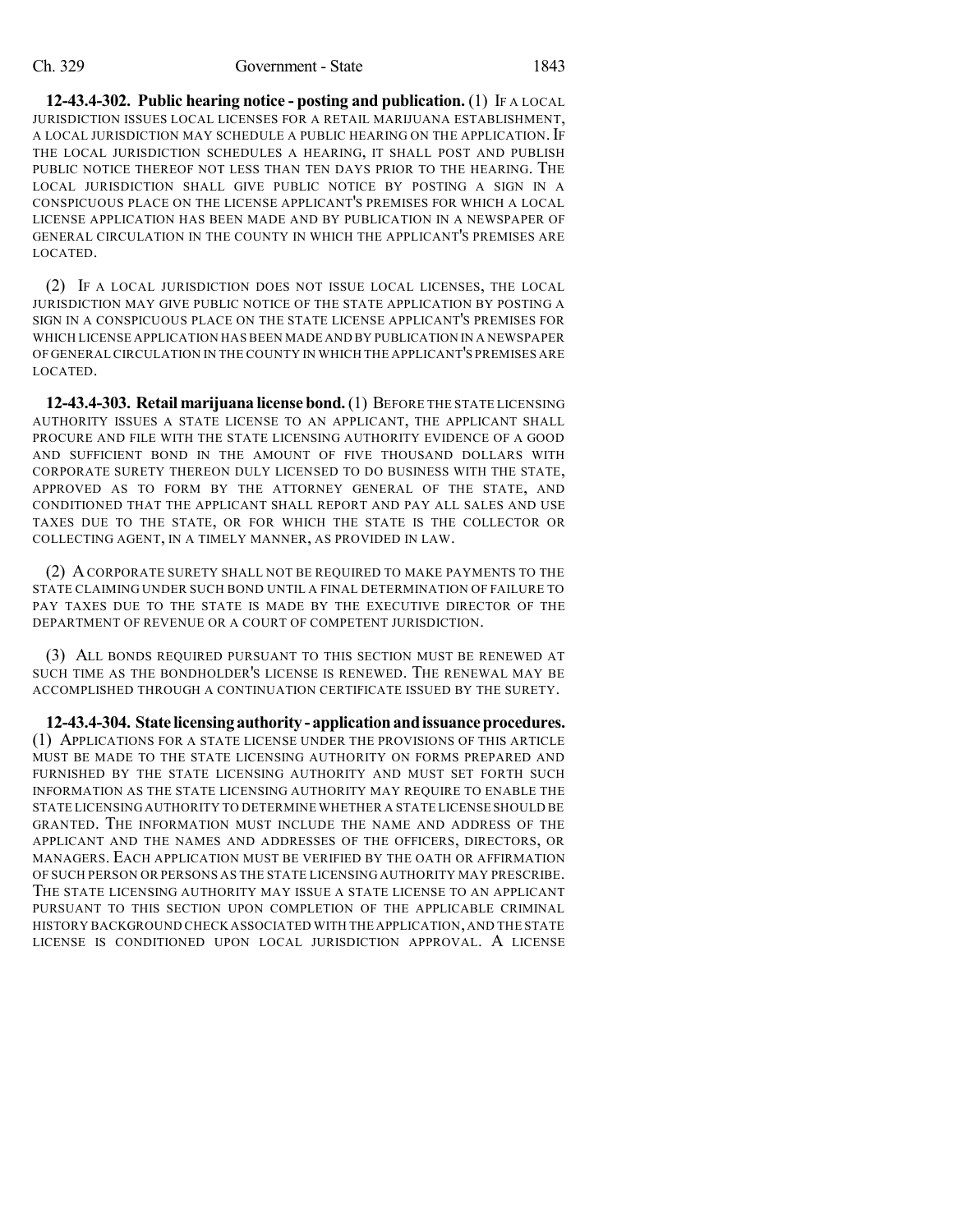**12-43.4-302. Public hearing notice - posting and publication.** (1) IF A LOCAL JURISDICTION ISSUES LOCAL LICENSES FOR A RETAIL MARIJUANA ESTABLISHMENT, A LOCAL JURISDICTION MAY SCHEDULE A PUBLIC HEARING ON THE APPLICATION. IF THE LOCAL JURISDICTION SCHEDULES A HEARING, IT SHALL POST AND PUBLISH PUBLIC NOTICE THEREOF NOT LESS THAN TEN DAYS PRIOR TO THE HEARING. THE LOCAL JURISDICTION SHALL GIVE PUBLIC NOTICE BY POSTING A SIGN IN A CONSPICUOUS PLACE ON THE LICENSE APPLICANT'S PREMISES FOR WHICH A LOCAL LICENSE APPLICATION HAS BEEN MADE AND BY PUBLICATION IN A NEWSPAPER OF GENERAL CIRCULATION IN THE COUNTY IN WHICH THE APPLICANT'S PREMISES ARE LOCATED.

(2) IF A LOCAL JURISDICTION DOES NOT ISSUE LOCAL LICENSES, THE LOCAL JURISDICTION MAY GIVE PUBLIC NOTICE OF THE STATE APPLICATION BY POSTING A SIGN IN A CONSPICUOUS PLACE ON THE STATE LICENSE APPLICANT'S PREMISES FOR WHICH LICENSE APPLICATION HAS BEEN MADE AND BY PUBLICATION IN A NEWSPAPER OF GENERAL CIRCULATION IN THE COUNTY IN WHICH THE APPLICANT'S PREMISES ARE LOCATED.

**12-43.4-303. Retail marijuana license bond.** (1) BEFORE THE STATE LICENSING AUTHORITY ISSUES A STATE LICENSE TO AN APPLICANT, THE APPLICANT SHALL PROCURE AND FILE WITH THE STATE LICENSING AUTHORITY EVIDENCE OF A GOOD AND SUFFICIENT BOND IN THE AMOUNT OF FIVE THOUSAND DOLLARS WITH CORPORATE SURETY THEREON DULY LICENSED TO DO BUSINESS WITH THE STATE, APPROVED AS TO FORM BY THE ATTORNEY GENERAL OF THE STATE, AND CONDITIONED THAT THE APPLICANT SHALL REPORT AND PAY ALL SALES AND USE TAXES DUE TO THE STATE, OR FOR WHICH THE STATE IS THE COLLECTOR OR COLLECTING AGENT, IN A TIMELY MANNER, AS PROVIDED IN LAW.

(2) A CORPORATE SURETY SHALL NOT BE REQUIRED TO MAKE PAYMENTS TO THE STATE CLAIMING UNDER SUCH BOND UNTIL A FINAL DETERMINATION OF FAILURE TO PAY TAXES DUE TO THE STATE IS MADE BY THE EXECUTIVE DIRECTOR OF THE DEPARTMENT OF REVENUE OR A COURT OF COMPETENT JURISDICTION.

(3) ALL BONDS REQUIRED PURSUANT TO THIS SECTION MUST BE RENEWED AT SUCH TIME AS THE BONDHOLDER'S LICENSE IS RENEWED. THE RENEWAL MAY BE ACCOMPLISHED THROUGH A CONTINUATION CERTIFICATE ISSUED BY THE SURETY.

**12-43.4-304. State licensing authority - application and issuance procedures.** (1) APPLICATIONS FOR A STATE LICENSE UNDER THE PROVISIONS OF THIS ARTICLE MUST BE MADE TO THE STATE LICENSING AUTHORITY ON FORMS PREPARED AND FURNISHED BY THE STATE LICENSING AUTHORITY AND MUST SET FORTH SUCH INFORMATION AS THE STATE LICENSING AUTHORITY MAY REQUIRE TO ENABLE THE STATE LICENSING AUTHORITY TO DETERMINE WHETHER A STATE LICENSE SHOULD BE GRANTED. THE INFORMATION MUST INCLUDE THE NAME AND ADDRESS OF THE APPLICANT AND THE NAMES AND ADDRESSES OF THE OFFICERS, DIRECTORS, OR MANAGERS. EACH APPLICATION MUST BE VERIFIED BY THE OATH OR AFFIRMATION OF SUCH PERSON OR PERSONS AS THE STATE LICENSING AUTHORITY MAY PRESCRIBE. THE STATE LICENSING AUTHORITY MAY ISSUE A STATE LICENSE TO AN APPLICANT PURSUANT TO THIS SECTION UPON COMPLETION OF THE APPLICABLE CRIMINAL HISTORY BACKGROUND CHECK ASSOCIATED WITH THE APPLICATION, AND THE STATE LICENSE IS CONDITIONED UPON LOCAL JURISDICTION APPROVAL. A LICENSE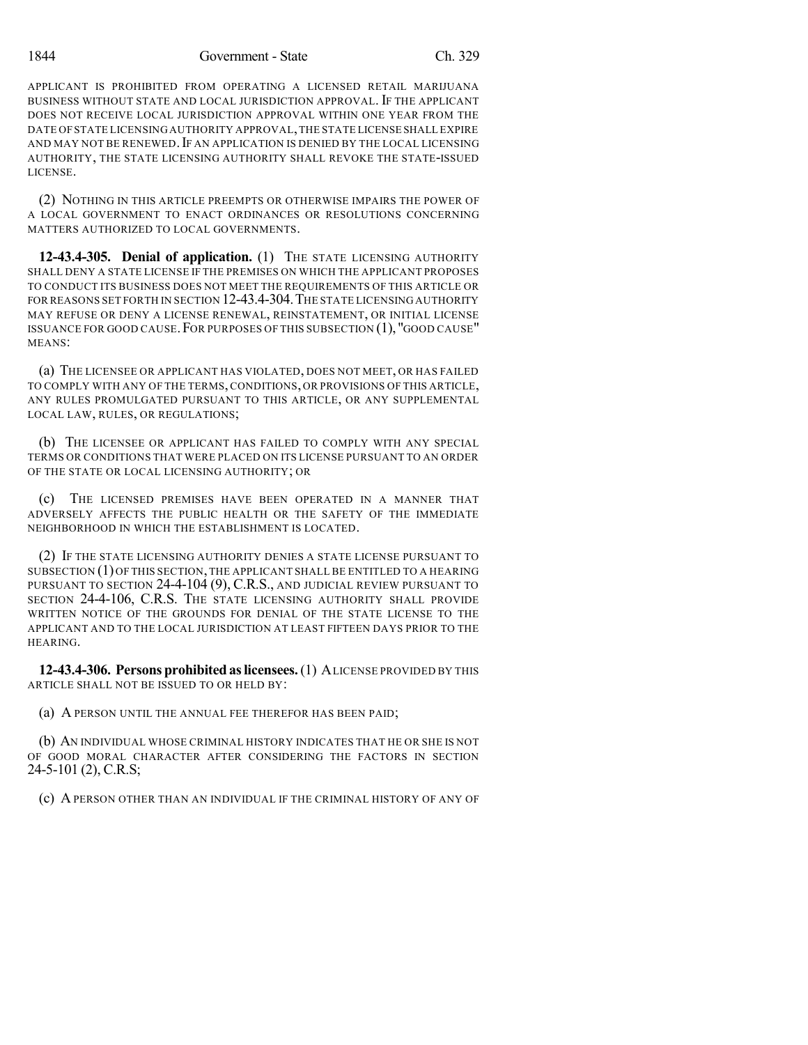APPLICANT IS PROHIBITED FROM OPERATING A LICENSED RETAIL MARIJUANA BUSINESS WITHOUT STATE AND LOCAL JURISDICTION APPROVAL. IF THE APPLICANT DOES NOT RECEIVE LOCAL JURISDICTION APPROVAL WITHIN ONE YEAR FROM THE DATE OF STATE LICENSING AUTHORITY APPROVAL, THE STATE LICENSE SHALL EXPIRE AND MAY NOT BE RENEWED. IF AN APPLICATION IS DENIED BY THE LOCAL LICENSING AUTHORITY, THE STATE LICENSING AUTHORITY SHALL REVOKE THE STATE-ISSUED LICENSE.

(2) NOTHING IN THIS ARTICLE PREEMPTS OR OTHERWISE IMPAIRS THE POWER OF A LOCAL GOVERNMENT TO ENACT ORDINANCES OR RESOLUTIONS CONCERNING MATTERS AUTHORIZED TO LOCAL GOVERNMENTS.

**12-43.4-305. Denial of application.** (1) THE STATE LICENSING AUTHORITY SHALL DENY A STATE LICENSE IF THE PREMISES ON WHICH THE APPLICANT PROPOSES TO CONDUCT ITS BUSINESS DOES NOT MEET THE REQUIREMENTS OF THIS ARTICLE OR FOR REASONS SET FORTH IN SECTION 12-43.4-304. THE STATE LICENSING AUTHORITY MAY REFUSE OR DENY A LICENSE RENEWAL, REINSTATEMENT, OR INITIAL LICENSE ISSUANCE FOR GOOD CAUSE. FOR PURPOSES OF THIS SUBSECTION (1), "GOOD CAUSE" MEANS:

(a) THE LICENSEE OR APPLICANT HAS VIOLATED, DOES NOT MEET, OR HAS FAILED TO COMPLY WITH ANY OF THE TERMS, CONDITIONS, OR PROVISIONS OF THIS ARTICLE, ANY RULES PROMULGATED PURSUANT TO THIS ARTICLE, OR ANY SUPPLEMENTAL LOCAL LAW, RULES, OR REGULATIONS;

(b) THE LICENSEE OR APPLICANT HAS FAILED TO COMPLY WITH ANY SPECIAL TERMS OR CONDITIONS THAT WERE PLACED ON ITS LICENSE PURSUANT TO AN ORDER OF THE STATE OR LOCAL LICENSING AUTHORITY; OR

(c) THE LICENSED PREMISES HAVE BEEN OPERATED IN A MANNER THAT ADVERSELY AFFECTS THE PUBLIC HEALTH OR THE SAFETY OF THE IMMEDIATE NEIGHBORHOOD IN WHICH THE ESTABLISHMENT IS LOCATED.

(2) IF THE STATE LICENSING AUTHORITY DENIES A STATE LICENSE PURSUANT TO SUBSECTION (1) OF THIS SECTION, THE APPLICANT SHALL BE ENTITLED TO A HEARING PURSUANT TO SECTION 24-4-104 (9), C.R.S., AND JUDICIAL REVIEW PURSUANT TO SECTION 24-4-106, C.R.S. THE STATE LICENSING AUTHORITY SHALL PROVIDE WRITTEN NOTICE OF THE GROUNDS FOR DENIAL OF THE STATE LICENSE TO THE APPLICANT AND TO THE LOCAL JURISDICTION AT LEAST FIFTEEN DAYS PRIOR TO THE HEARING.

**12-43.4-306. Persons prohibited as licensees.** (1) A LICENSE PROVIDED BY THIS ARTICLE SHALL NOT BE ISSUED TO OR HELD BY:

(a) A PERSON UNTIL THE ANNUAL FEE THEREFOR HAS BEEN PAID;

(b) AN INDIVIDUAL WHOSE CRIMINAL HISTORY INDICATES THAT HE OR SHE IS NOT OF GOOD MORAL CHARACTER AFTER CONSIDERING THE FACTORS IN SECTION 24-5-101 (2), C.R.S;

(c) A PERSON OTHER THAN AN INDIVIDUAL IF THE CRIMINAL HISTORY OF ANY OF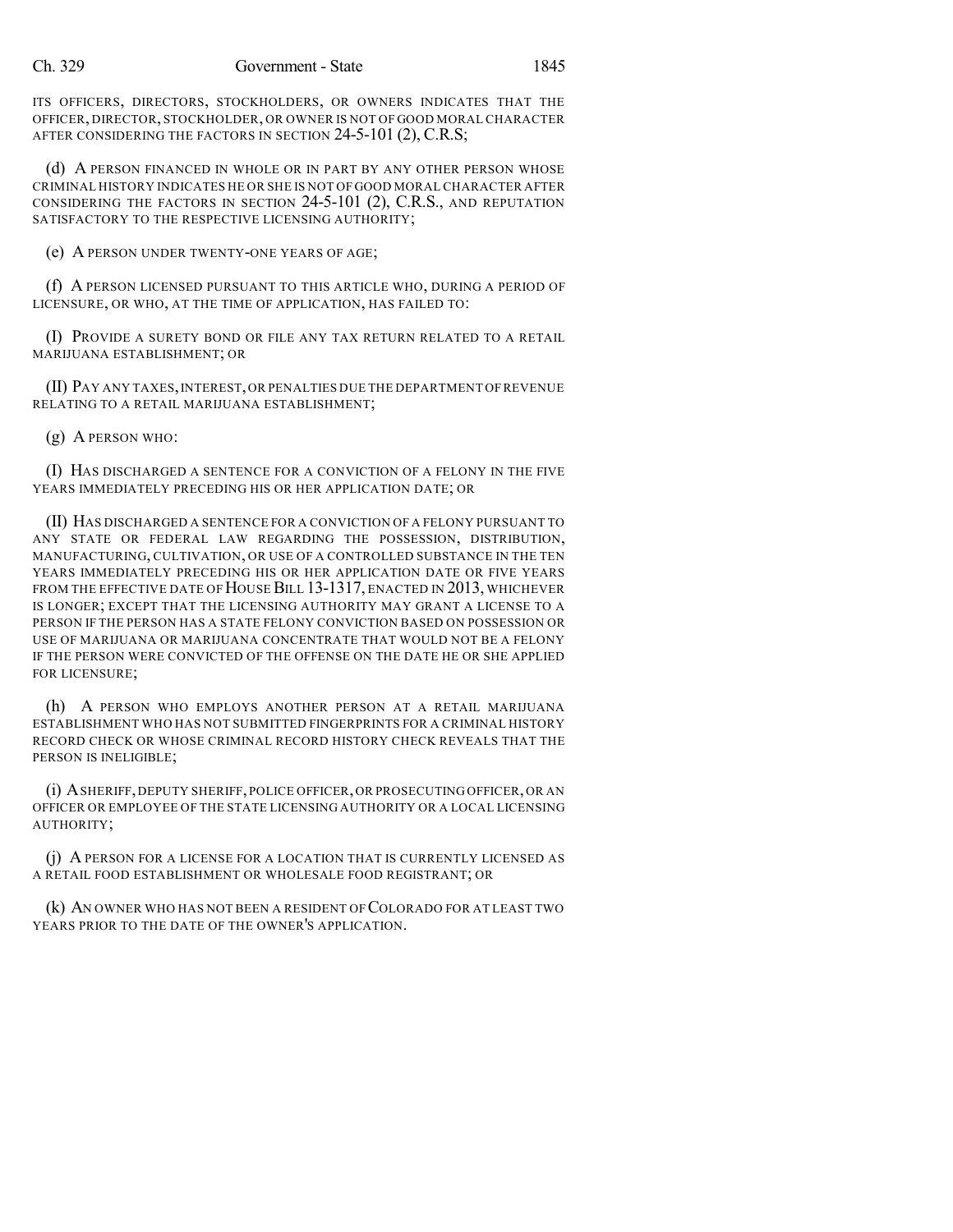ITS OFFICERS, DIRECTORS, STOCKHOLDERS, OR OWNERS INDICATES THAT THE OFFICER, DIRECTOR, STOCKHOLDER, OR OWNER IS NOT OF GOOD MORAL CHARACTER AFTER CONSIDERING THE FACTORS IN SECTION 24-5-101 (2), C.R.S;

(d) A PERSON FINANCED IN WHOLE OR IN PART BY ANY OTHER PERSON WHOSE CRIMINAL HISTORY INDICATES HE OR SHE IS NOT OF GOOD MORAL CHARACTER AFTER CONSIDERING THE FACTORS IN SECTION 24-5-101 (2), C.R.S., AND REPUTATION SATISFACTORY TO THE RESPECTIVE LICENSING AUTHORITY;

(e) A PERSON UNDER TWENTY-ONE YEARS OF AGE;

(f) A PERSON LICENSED PURSUANT TO THIS ARTICLE WHO, DURING A PERIOD OF LICENSURE, OR WHO, AT THE TIME OF APPLICATION, HAS FAILED TO:

(I) PROVIDE A SURETY BOND OR FILE ANY TAX RETURN RELATED TO A RETAIL MARIJUANA ESTABLISHMENT; OR

(II) PAY ANY TAXES, INTEREST, OR PENALTIES DUE THE DEPARTMENT OF REVENUE RELATING TO A RETAIL MARIJUANA ESTABLISHMENT;

(g) A PERSON WHO:

(I) HAS DISCHARGED A SENTENCE FOR A CONVICTION OF A FELONY IN THE FIVE YEARS IMMEDIATELY PRECEDING HIS OR HER APPLICATION DATE; OR

(II) HAS DISCHARGED A SENTENCE FOR A CONVICTION OF A FELONY PURSUANT TO ANY STATE OR FEDERAL LAW REGARDING THE POSSESSION, DISTRIBUTION, MANUFACTURING, CULTIVATION, OR USE OF A CONTROLLED SUBSTANCE IN THE TEN YEARS IMMEDIATELY PRECEDING HIS OR HER APPLICATION DATE OR FIVE YEARS FROM THE EFFECTIVE DATE OF HOUSE BILL 13-1317, ENACTED IN 2013, WHICHEVER IS LONGER; EXCEPT THAT THE LICENSING AUTHORITY MAY GRANT A LICENSE TO A PERSON IF THE PERSON HAS A STATE FELONY CONVICTION BASED ON POSSESSION OR USE OF MARIJUANA OR MARIJUANA CONCENTRATE THAT WOULD NOT BE A FELONY IF THE PERSON WERE CONVICTED OF THE OFFENSE ON THE DATE HE OR SHE APPLIED FOR LICENSURE;

(h) A PERSON WHO EMPLOYS ANOTHER PERSON AT A RETAIL MARIJUANA ESTABLISHMENT WHO HAS NOT SUBMITTED FINGERPRINTS FOR A CRIMINAL HISTORY RECORD CHECK OR WHOSE CRIMINAL RECORD HISTORY CHECK REVEALS THAT THE PERSON IS INELIGIBLE;

(i) A SHERIFF, DEPUTY SHERIFF, POLICE OFFICER, OR PROSECUTING OFFICER, OR AN OFFICER OR EMPLOYEE OF THE STATE LICENSING AUTHORITY OR A LOCAL LICENSING AUTHORITY;

(j) A PERSON FOR A LICENSE FOR A LOCATION THAT IS CURRENTLY LICENSED AS A RETAIL FOOD ESTABLISHMENT OR WHOLESALE FOOD REGISTRANT; OR

(k) AN OWNER WHO HAS NOT BEEN A RESIDENT OF COLORADO FOR AT LEAST TWO YEARS PRIOR TO THE DATE OF THE OWNER'S APPLICATION.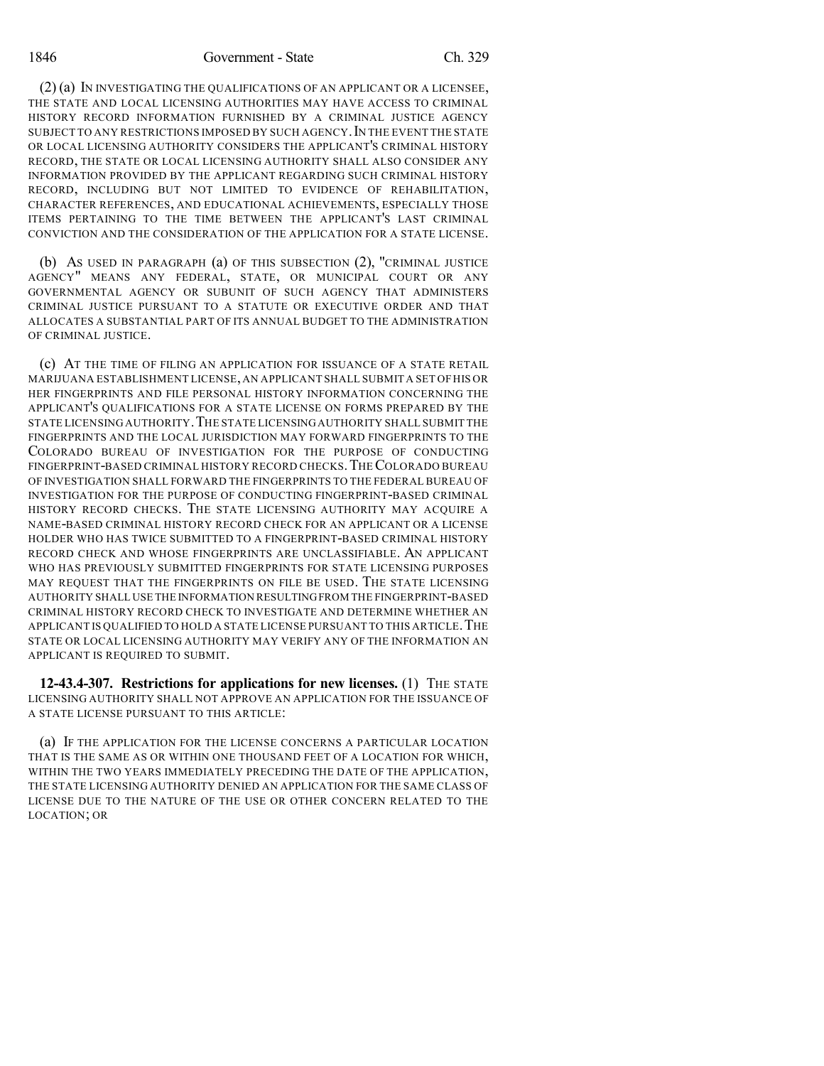(2) (a) IN INVESTIGATING THE QUALIFICATIONS OF AN APPLICANT OR A LICENSEE, THE STATE AND LOCAL LICENSING AUTHORITIES MAY HAVE ACCESS TO CRIMINAL HISTORY RECORD INFORMATION FURNISHED BY A CRIMINAL JUSTICE AGENCY SUBJECT TO ANY RESTRICTIONS IMPOSED BY SUCH AGENCY. IN THE EVENT THE STATE OR LOCAL LICENSING AUTHORITY CONSIDERS THE APPLICANT'S CRIMINAL HISTORY RECORD, THE STATE OR LOCAL LICENSING AUTHORITY SHALL ALSO CONSIDER ANY INFORMATION PROVIDED BY THE APPLICANT REGARDING SUCH CRIMINAL HISTORY RECORD, INCLUDING BUT NOT LIMITED TO EVIDENCE OF REHABILITATION, CHARACTER REFERENCES, AND EDUCATIONAL ACHIEVEMENTS, ESPECIALLY THOSE ITEMS PERTAINING TO THE TIME BETWEEN THE APPLICANT'S LAST CRIMINAL CONVICTION AND THE CONSIDERATION OF THE APPLICATION FOR A STATE LICENSE.

(b) AS USED IN PARAGRAPH (a) OF THIS SUBSECTION (2), "CRIMINAL JUSTICE AGENCY" MEANS ANY FEDERAL, STATE, OR MUNICIPAL COURT OR ANY GOVERNMENTAL AGENCY OR SUBUNIT OF SUCH AGENCY THAT ADMINISTERS CRIMINAL JUSTICE PURSUANT TO A STATUTE OR EXECUTIVE ORDER AND THAT ALLOCATES A SUBSTANTIAL PART OF ITS ANNUAL BUDGET TO THE ADMINISTRATION OF CRIMINAL JUSTICE.

(c) AT THE TIME OF FILING AN APPLICATION FOR ISSUANCE OF A STATE RETAIL MARIJUANA ESTABLISHMENT LICENSE, AN APPLICANT SHALL SUBMIT A SET OF HIS OR HER FINGERPRINTS AND FILE PERSONAL HISTORY INFORMATION CONCERNING THE APPLICANT'S QUALIFICATIONS FOR A STATE LICENSE ON FORMS PREPARED BY THE STATE LICENSING AUTHORITY. THE STATE LICENSING AUTHORITY SHALL SUBMIT THE FINGERPRINTS AND THE LOCAL JURISDICTION MAY FORWARD FINGERPRINTS TO THE COLORADO BUREAU OF INVESTIGATION FOR THE PURPOSE OF CONDUCTING FINGERPRINT-BASED CRIMINAL HISTORY RECORD CHECKS. THE COLORADO BUREAU OF INVESTIGATION SHALL FORWARD THE FINGERPRINTS TO THE FEDERAL BUREAU OF INVESTIGATION FOR THE PURPOSE OF CONDUCTING FINGERPRINT-BASED CRIMINAL HISTORY RECORD CHECKS. THE STATE LICENSING AUTHORITY MAY ACQUIRE A NAME-BASED CRIMINAL HISTORY RECORD CHECK FOR AN APPLICANT OR A LICENSE HOLDER WHO HAS TWICE SUBMITTED TO A FINGERPRINT-BASED CRIMINAL HISTORY RECORD CHECK AND WHOSE FINGERPRINTS ARE UNCLASSIFIABLE. AN APPLICANT WHO HAS PREVIOUSLY SUBMITTED FINGERPRINTS FOR STATE LICENSING PURPOSES MAY REQUEST THAT THE FINGERPRINTS ON FILE BE USED. THE STATE LICENSING AUTHORITY SHALL USE THE INFORMATION RESULTING FROM THE FINGERPRINT-BASED CRIMINAL HISTORY RECORD CHECK TO INVESTIGATE AND DETERMINE WHETHER AN APPLICANT IS QUALIFIED TO HOLD A STATE LICENSE PURSUANT TO THIS ARTICLE. THE STATE OR LOCAL LICENSING AUTHORITY MAY VERIFY ANY OF THE INFORMATION AN APPLICANT IS REQUIRED TO SUBMIT.

**12-43.4-307. Restrictions for applications for new licenses.** (1) THE STATE LICENSING AUTHORITY SHALL NOT APPROVE AN APPLICATION FOR THE ISSUANCE OF A STATE LICENSE PURSUANT TO THIS ARTICLE:

(a) IF THE APPLICATION FOR THE LICENSE CONCERNS A PARTICULAR LOCATION THAT IS THE SAME AS OR WITHIN ONE THOUSAND FEET OF A LOCATION FOR WHICH, WITHIN THE TWO YEARS IMMEDIATELY PRECEDING THE DATE OF THE APPLICATION, THE STATE LICENSING AUTHORITY DENIED AN APPLICATION FOR THE SAME CLASS OF LICENSE DUE TO THE NATURE OF THE USE OR OTHER CONCERN RELATED TO THE LOCATION; OR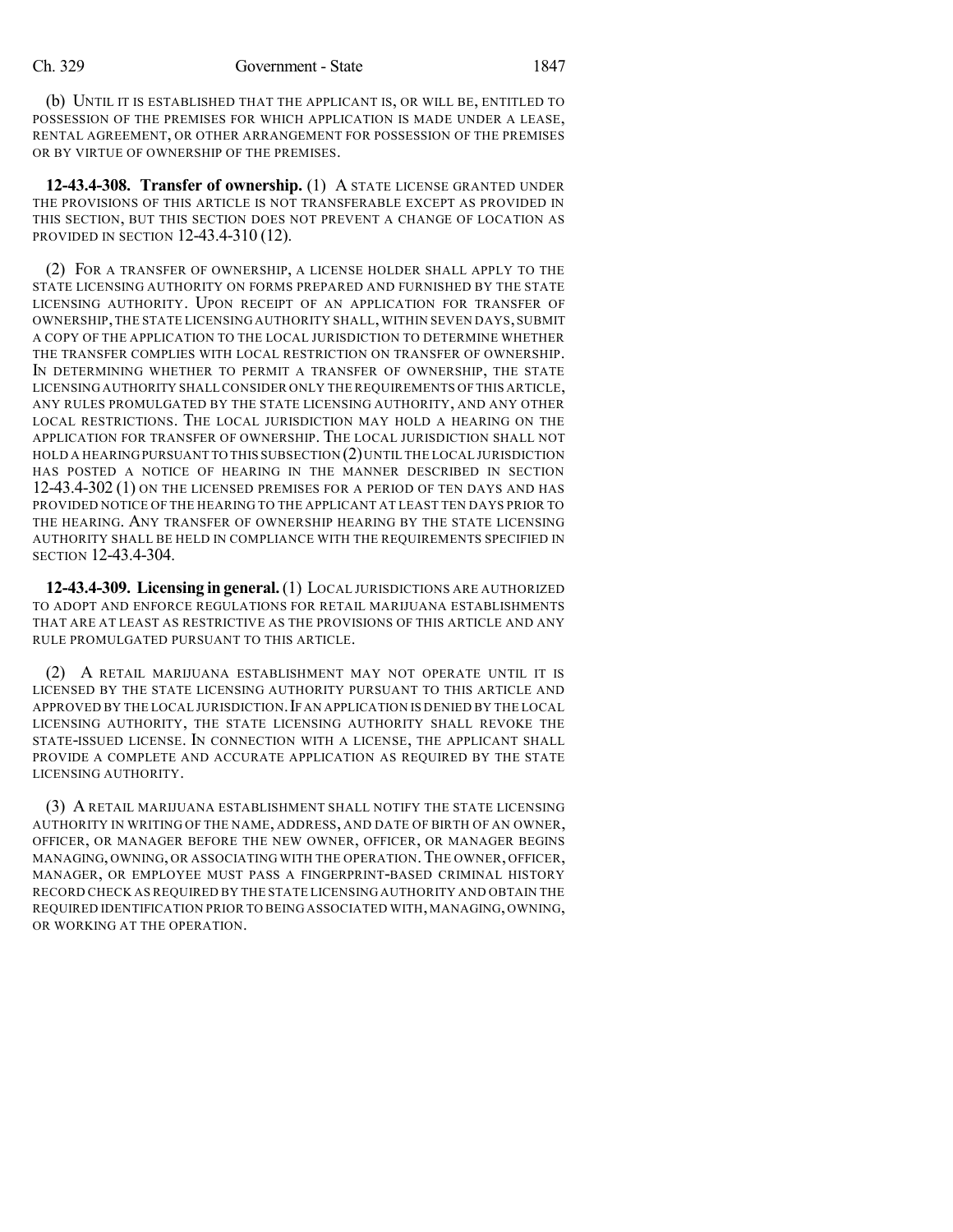(b) UNTIL IT IS ESTABLISHED THAT THE APPLICANT IS, OR WILL BE, ENTITLED TO POSSESSION OF THE PREMISES FOR WHICH APPLICATION IS MADE UNDER A LEASE, RENTAL AGREEMENT, OR OTHER ARRANGEMENT FOR POSSESSION OF THE PREMISES OR BY VIRTUE OF OWNERSHIP OF THE PREMISES.

**12-43.4-308. Transfer of ownership.** (1) A STATE LICENSE GRANTED UNDER THE PROVISIONS OF THIS ARTICLE IS NOT TRANSFERABLE EXCEPT AS PROVIDED IN THIS SECTION, BUT THIS SECTION DOES NOT PREVENT A CHANGE OF LOCATION AS PROVIDED IN SECTION 12-43.4-310 (12).

(2) FOR A TRANSFER OF OWNERSHIP, A LICENSE HOLDER SHALL APPLY TO THE STATE LICENSING AUTHORITY ON FORMS PREPARED AND FURNISHED BY THE STATE LICENSING AUTHORITY. UPON RECEIPT OF AN APPLICATION FOR TRANSFER OF OWNERSHIP, THE STATE LICENSING AUTHORITY SHALL, WITHIN SEVEN DAYS, SUBMIT A COPY OF THE APPLICATION TO THE LOCAL JURISDICTION TO DETERMINE WHETHER THE TRANSFER COMPLIES WITH LOCAL RESTRICTION ON TRANSFER OF OWNERSHIP. IN DETERMINING WHETHER TO PERMIT A TRANSFER OF OWNERSHIP, THE STATE LICENSING AUTHORITY SHALL CONSIDER ONLY THE REQUIREMENTS OF THIS ARTICLE, ANY RULES PROMULGATED BY THE STATE LICENSING AUTHORITY, AND ANY OTHER LOCAL RESTRICTIONS. THE LOCAL JURISDICTION MAY HOLD A HEARING ON THE APPLICATION FOR TRANSFER OF OWNERSHIP. THE LOCAL JURISDICTION SHALL NOT HOLD A HEARING PURSUANT TO THIS SUBSECTION (2) UNTIL THE LOCAL JURISDICTION HAS POSTED A NOTICE OF HEARING IN THE MANNER DESCRIBED IN SECTION 12-43.4-302 (1) ON THE LICENSED PREMISES FOR A PERIOD OF TEN DAYS AND HAS PROVIDED NOTICE OF THE HEARING TO THE APPLICANT AT LEAST TEN DAYS PRIOR TO THE HEARING. ANY TRANSFER OF OWNERSHIP HEARING BY THE STATE LICENSING AUTHORITY SHALL BE HELD IN COMPLIANCE WITH THE REQUIREMENTS SPECIFIED IN SECTION 12-43.4-304.

**12-43.4-309. Licensing in general.** (1) LOCAL JURISDICTIONS ARE AUTHORIZED TO ADOPT AND ENFORCE REGULATIONS FOR RETAIL MARIJUANA ESTABLISHMENTS THAT ARE AT LEAST AS RESTRICTIVE AS THE PROVISIONS OF THIS ARTICLE AND ANY RULE PROMULGATED PURSUANT TO THIS ARTICLE.

(2) A RETAIL MARIJUANA ESTABLISHMENT MAY NOT OPERATE UNTIL IT IS LICENSED BY THE STATE LICENSING AUTHORITY PURSUANT TO THIS ARTICLE AND APPROVED BY THE LOCAL JURISDICTION. IF AN APPLICATION IS DENIED BY THE LOCAL LICENSING AUTHORITY, THE STATE LICENSING AUTHORITY SHALL REVOKE THE STATE-ISSUED LICENSE. IN CONNECTION WITH A LICENSE, THE APPLICANT SHALL PROVIDE A COMPLETE AND ACCURATE APPLICATION AS REQUIRED BY THE STATE LICENSING AUTHORITY.

(3) A RETAIL MARIJUANA ESTABLISHMENT SHALL NOTIFY THE STATE LICENSING AUTHORITY IN WRITING OF THE NAME, ADDRESS, AND DATE OF BIRTH OF AN OWNER, OFFICER, OR MANAGER BEFORE THE NEW OWNER, OFFICER, OR MANAGER BEGINS MANAGING, OWNING, OR ASSOCIATING WITH THE OPERATION. THE OWNER, OFFICER, MANAGER, OR EMPLOYEE MUST PASS A FINGERPRINT-BASED CRIMINAL HISTORY RECORD CHECK AS REQUIRED BY THE STATE LICENSING AUTHORITY AND OBTAIN THE REQUIRED IDENTIFICATION PRIOR TO BEING ASSOCIATED WITH, MANAGING, OWNING, OR WORKING AT THE OPERATION.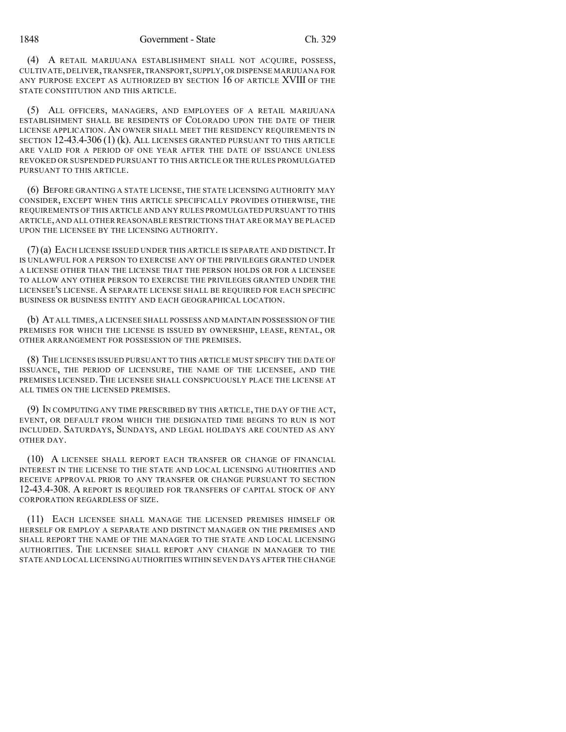(4) A RETAIL MARIJUANA ESTABLISHMENT SHALL NOT ACQUIRE, POSSESS, CULTIVATE, DELIVER, TRANSFER, TRANSPORT, SUPPLY, OR DISPENSE MARIJUANA FOR ANY PURPOSE EXCEPT AS AUTHORIZED BY SECTION 16 OF ARTICLE XVIII OF THE STATE CONSTITUTION AND THIS ARTICLE.

(5) ALL OFFICERS, MANAGERS, AND EMPLOYEES OF A RETAIL MARIJUANA ESTABLISHMENT SHALL BE RESIDENTS OF COLORADO UPON THE DATE OF THEIR LICENSE APPLICATION. AN OWNER SHALL MEET THE RESIDENCY REQUIREMENTS IN SECTION 12-43.4-306 (1) (k). ALL LICENSES GRANTED PURSUANT TO THIS ARTICLE ARE VALID FOR A PERIOD OF ONE YEAR AFTER THE DATE OF ISSUANCE UNLESS REVOKED OR SUSPENDED PURSUANT TO THIS ARTICLE OR THE RULES PROMULGATED PURSUANT TO THIS ARTICLE.

(6) BEFORE GRANTING A STATE LICENSE, THE STATE LICENSING AUTHORITY MAY CONSIDER, EXCEPT WHEN THIS ARTICLE SPECIFICALLY PROVIDES OTHERWISE, THE REQUIREMENTS OF THIS ARTICLE AND ANY RULES PROMULGATED PURSUANT TO THIS ARTICLE, AND ALL OTHER REASONABLE RESTRICTIONS THAT ARE OR MAY BE PLACED UPON THE LICENSEE BY THE LICENSING AUTHORITY.

(7) (a) EACH LICENSE ISSUED UNDER THIS ARTICLE IS SEPARATE AND DISTINCT. IT IS UNLAWFUL FOR A PERSON TO EXERCISE ANY OF THE PRIVILEGES GRANTED UNDER A LICENSE OTHER THAN THE LICENSE THAT THE PERSON HOLDS OR FOR A LICENSEE TO ALLOW ANY OTHER PERSON TO EXERCISE THE PRIVILEGES GRANTED UNDER THE LICENSEE'S LICENSE. A SEPARATE LICENSE SHALL BE REQUIRED FOR EACH SPECIFIC BUSINESS OR BUSINESS ENTITY AND EACH GEOGRAPHICAL LOCATION.

(b) AT ALL TIMES, A LICENSEE SHALL POSSESS AND MAINTAIN POSSESSION OF THE PREMISES FOR WHICH THE LICENSE IS ISSUED BY OWNERSHIP, LEASE, RENTAL, OR OTHER ARRANGEMENT FOR POSSESSION OF THE PREMISES.

(8) THE LICENSES ISSUED PURSUANT TO THIS ARTICLE MUST SPECIFY THE DATE OF ISSUANCE, THE PERIOD OF LICENSURE, THE NAME OF THE LICENSEE, AND THE PREMISES LICENSED. THE LICENSEE SHALL CONSPICUOUSLY PLACE THE LICENSE AT ALL TIMES ON THE LICENSED PREMISES.

(9) IN COMPUTING ANY TIME PRESCRIBED BY THIS ARTICLE, THE DAY OF THE ACT, EVENT, OR DEFAULT FROM WHICH THE DESIGNATED TIME BEGINS TO RUN IS NOT INCLUDED. SATURDAYS, SUNDAYS, AND LEGAL HOLIDAYS ARE COUNTED AS ANY OTHER DAY.

(10) A LICENSEE SHALL REPORT EACH TRANSFER OR CHANGE OF FINANCIAL INTEREST IN THE LICENSE TO THE STATE AND LOCAL LICENSING AUTHORITIES AND RECEIVE APPROVAL PRIOR TO ANY TRANSFER OR CHANGE PURSUANT TO SECTION 12-43.4-308. A REPORT IS REQUIRED FOR TRANSFERS OF CAPITAL STOCK OF ANY CORPORATION REGARDLESS OF SIZE.

(11) EACH LICENSEE SHALL MANAGE THE LICENSED PREMISES HIMSELF OR HERSELF OR EMPLOY A SEPARATE AND DISTINCT MANAGER ON THE PREMISES AND SHALL REPORT THE NAME OF THE MANAGER TO THE STATE AND LOCAL LICENSING AUTHORITIES. THE LICENSEE SHALL REPORT ANY CHANGE IN MANAGER TO THE STATE AND LOCAL LICENSING AUTHORITIES WITHIN SEVEN DAYS AFTER THE CHANGE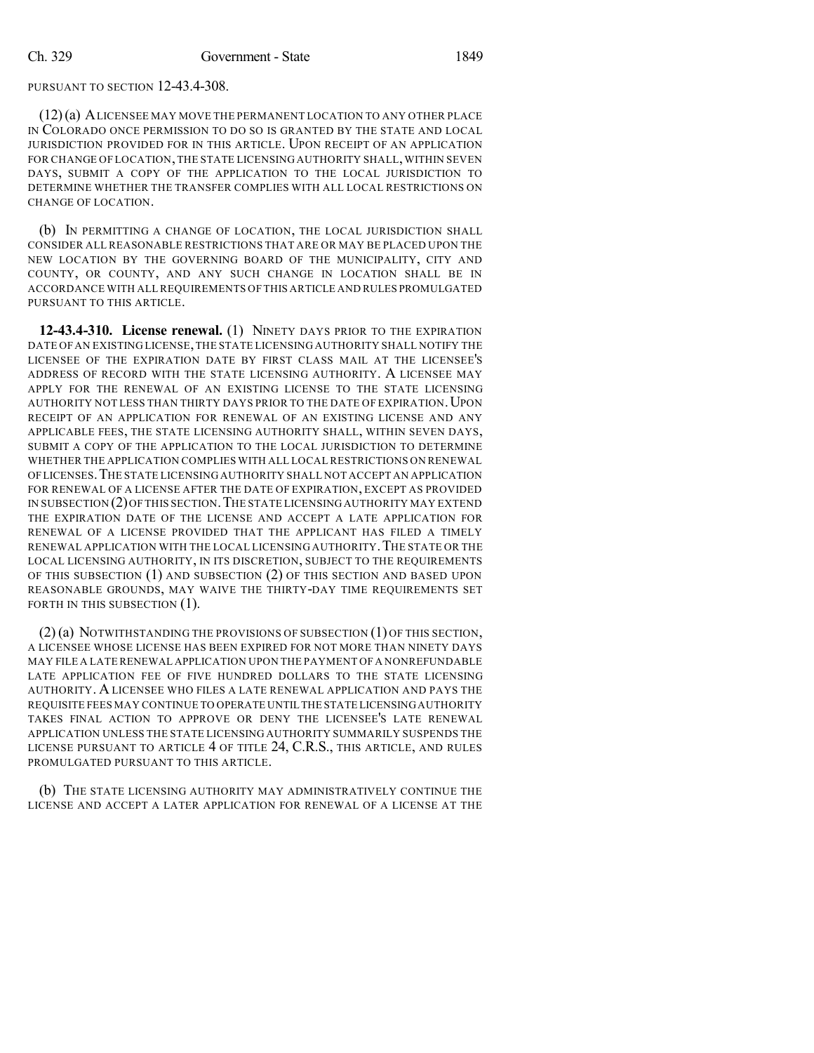PURSUANT TO SECTION 12-43.4-308.

(12) (a) A LICENSEE MAY MOVE THE PERMANENT LOCATION TO ANY OTHER PLACE IN COLORADO ONCE PERMISSION TO DO SO IS GRANTED BY THE STATE AND LOCAL JURISDICTION PROVIDED FOR IN THIS ARTICLE. UPON RECEIPT OF AN APPLICATION FOR CHANGE OF LOCATION, THE STATE LICENSING AUTHORITY SHALL, WITHIN SEVEN DAYS, SUBMIT A COPY OF THE APPLICATION TO THE LOCAL JURISDICTION TO DETERMINE WHETHER THE TRANSFER COMPLIES WITH ALL LOCAL RESTRICTIONS ON CHANGE OF LOCATION.

(b) IN PERMITTING A CHANGE OF LOCATION, THE LOCAL JURISDICTION SHALL CONSIDER ALL REASONABLE RESTRICTIONS THAT ARE OR MAY BE PLACED UPON THE NEW LOCATION BY THE GOVERNING BOARD OF THE MUNICIPALITY, CITY AND COUNTY, OR COUNTY, AND ANY SUCH CHANGE IN LOCATION SHALL BE IN ACCORDANCE WITH ALL REQUIREMENTS OF THIS ARTICLE AND RULES PROMULGATED PURSUANT TO THIS ARTICLE.

**12-43.4-310. License renewal.** (1) NINETY DAYS PRIOR TO THE EXPIRATION DATE OF AN EXISTING LICENSE, THE STATE LICENSING AUTHORITY SHALL NOTIFY THE LICENSEE OF THE EXPIRATION DATE BY FIRST CLASS MAIL AT THE LICENSEE'S ADDRESS OF RECORD WITH THE STATE LICENSING AUTHORITY. A LICENSEE MAY APPLY FOR THE RENEWAL OF AN EXISTING LICENSE TO THE STATE LICENSING AUTHORITY NOT LESS THAN THIRTY DAYS PRIOR TO THE DATE OF EXPIRATION. UPON RECEIPT OF AN APPLICATION FOR RENEWAL OF AN EXISTING LICENSE AND ANY APPLICABLE FEES, THE STATE LICENSING AUTHORITY SHALL, WITHIN SEVEN DAYS, SUBMIT A COPY OF THE APPLICATION TO THE LOCAL JURISDICTION TO DETERMINE WHETHER THE APPLICATION COMPLIES WITH ALL LOCAL RESTRICTIONS ON RENEWAL OF LICENSES. THE STATE LICENSING AUTHORITY SHALL NOT ACCEPT AN APPLICATION FOR RENEWAL OF A LICENSE AFTER THE DATE OF EXPIRATION, EXCEPT AS PROVIDED IN SUBSECTION (2) OF THIS SECTION. THE STATE LICENSING AUTHORITY MAY EXTEND THE EXPIRATION DATE OF THE LICENSE AND ACCEPT A LATE APPLICATION FOR RENEWAL OF A LICENSE PROVIDED THAT THE APPLICANT HAS FILED A TIMELY RENEWAL APPLICATION WITH THE LOCAL LICENSING AUTHORITY. THE STATE OR THE LOCAL LICENSING AUTHORITY, IN ITS DISCRETION, SUBJECT TO THE REQUIREMENTS OF THIS SUBSECTION (1) AND SUBSECTION (2) OF THIS SECTION AND BASED UPON REASONABLE GROUNDS, MAY WAIVE THE THIRTY-DAY TIME REQUIREMENTS SET FORTH IN THIS SUBSECTION (1).

(2) (a) NOTWITHSTANDING THE PROVISIONS OF SUBSECTION (1) OF THIS SECTION, A LICENSEE WHOSE LICENSE HAS BEEN EXPIRED FOR NOT MORE THAN NINETY DAYS MAY FILE A LATE RENEWAL APPLICATION UPON THE PAYMENT OF A NONREFUNDABLE LATE APPLICATION FEE OF FIVE HUNDRED DOLLARS TO THE STATE LICENSING AUTHORITY. A LICENSEE WHO FILES A LATE RENEWAL APPLICATION AND PAYS THE REQUISITE FEES MAY CONTINUE TO OPERATE UNTIL THE STATE LICENSING AUTHORITY TAKES FINAL ACTION TO APPROVE OR DENY THE LICENSEE'S LATE RENEWAL APPLICATION UNLESS THE STATE LICENSING AUTHORITY SUMMARILY SUSPENDS THE LICENSE PURSUANT TO ARTICLE 4 OF TITLE 24, C.R.S., THIS ARTICLE, AND RULES PROMULGATED PURSUANT TO THIS ARTICLE.

(b) THE STATE LICENSING AUTHORITY MAY ADMINISTRATIVELY CONTINUE THE LICENSE AND ACCEPT A LATER APPLICATION FOR RENEWAL OF A LICENSE AT THE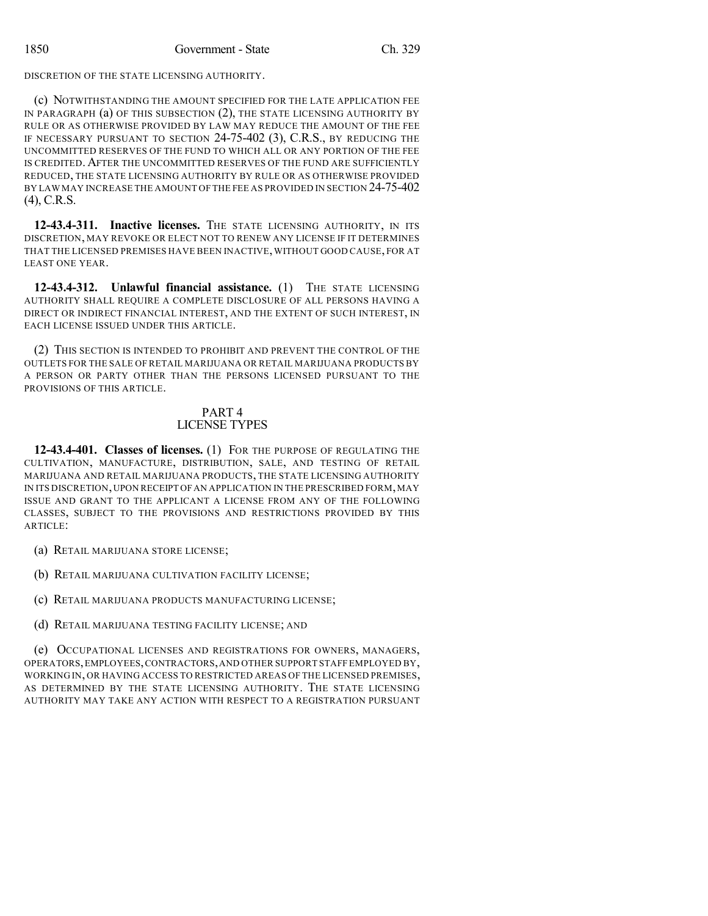DISCRETION OF THE STATE LICENSING AUTHORITY.

(c) NOTWITHSTANDING THE AMOUNT SPECIFIED FOR THE LATE APPLICATION FEE IN PARAGRAPH (a) OF THIS SUBSECTION (2), THE STATE LICENSING AUTHORITY BY RULE OR AS OTHERWISE PROVIDED BY LAW MAY REDUCE THE AMOUNT OF THE FEE IF NECESSARY PURSUANT TO SECTION 24-75-402 (3), C.R.S., BY REDUCING THE UNCOMMITTED RESERVES OF THE FUND TO WHICH ALL OR ANY PORTION OF THE FEE IS CREDITED. AFTER THE UNCOMMITTED RESERVES OF THE FUND ARE SUFFICIENTLY REDUCED, THE STATE LICENSING AUTHORITY BY RULE OR AS OTHERWISE PROVIDED BY LAW MAY INCREASE THE AMOUNT OF THE FEE AS PROVIDED IN SECTION 24-75-402 (4), C.R.S.

**12-43.4-311. Inactive licenses.** THE STATE LICENSING AUTHORITY, IN ITS DISCRETION, MAY REVOKE OR ELECT NOT TO RENEW ANY LICENSE IF IT DETERMINES THAT THE LICENSED PREMISES HAVE BEEN INACTIVE, WITHOUT GOOD CAUSE, FOR AT LEAST ONE YEAR.

**12-43.4-312. Unlawful financial assistance.** (1) THE STATE LICENSING AUTHORITY SHALL REQUIRE A COMPLETE DISCLOSURE OF ALL PERSONS HAVING A DIRECT OR INDIRECT FINANCIAL INTEREST, AND THE EXTENT OF SUCH INTEREST, IN EACH LICENSE ISSUED UNDER THIS ARTICLE.

(2) THIS SECTION IS INTENDED TO PROHIBIT AND PREVENT THE CONTROL OF THE OUTLETS FOR THE SALE OF RETAIL MARIJUANA OR RETAIL MARIJUANA PRODUCTS BY A PERSON OR PARTY OTHER THAN THE PERSONS LICENSED PURSUANT TO THE PROVISIONS OF THIS ARTICLE.

## PART 4
## LICENSE TYPES

**12-43.4-401. Classes of licenses.** (1) FOR THE PURPOSE OF REGULATING THE CULTIVATION, MANUFACTURE, DISTRIBUTION, SALE, AND TESTING OF RETAIL MARIJUANA AND RETAIL MARIJUANA PRODUCTS, THE STATE LICENSING AUTHORITY IN ITS DISCRETION, UPON RECEIPT OF AN APPLICATION IN THE PRESCRIBED FORM, MAY ISSUE AND GRANT TO THE APPLICANT A LICENSE FROM ANY OF THE FOLLOWING CLASSES, SUBJECT TO THE PROVISIONS AND RESTRICTIONS PROVIDED BY THIS ARTICLE:

(a) RETAIL MARIJUANA STORE LICENSE;

(b) RETAIL MARIJUANA CULTIVATION FACILITY LICENSE;

(c) RETAIL MARIJUANA PRODUCTS MANUFACTURING LICENSE;

(d) RETAIL MARIJUANA TESTING FACILITY LICENSE; AND

(e) OCCUPATIONAL LICENSES AND REGISTRATIONS FOR OWNERS, MANAGERS, OPERATORS, EMPLOYEES, CONTRACTORS, AND OTHER SUPPORT STAFF EMPLOYED BY, WORKING IN, OR HAVING ACCESS TO RESTRICTED AREAS OF THE LICENSED PREMISES, AS DETERMINED BY THE STATE LICENSING AUTHORITY. THE STATE LICENSING AUTHORITY MAY TAKE ANY ACTION WITH RESPECT TO A REGISTRATION PURSUANT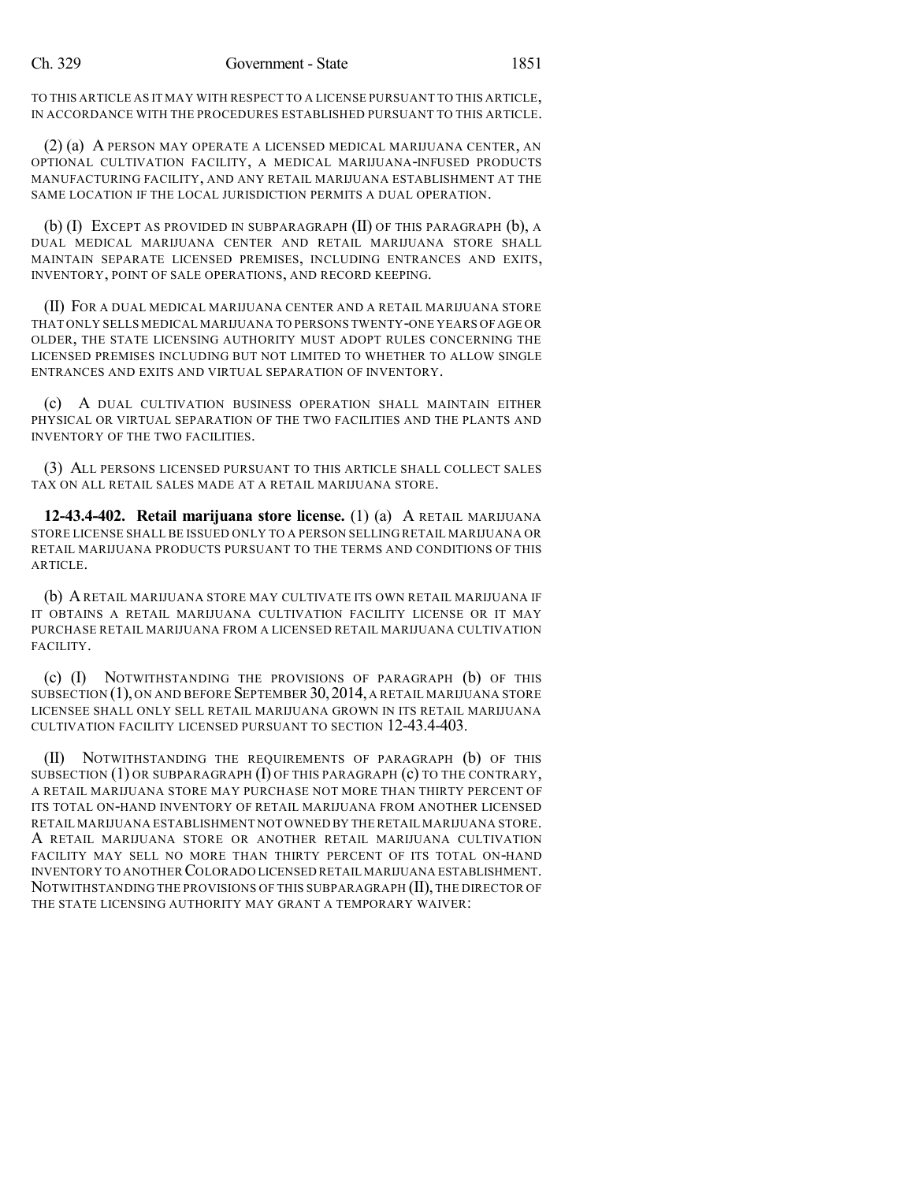TO THIS ARTICLE AS IT MAY WITH RESPECT TO A LICENSE PURSUANT TO THIS ARTICLE, IN ACCORDANCE WITH THE PROCEDURES ESTABLISHED PURSUANT TO THIS ARTICLE.

(2) (a) A PERSON MAY OPERATE A LICENSED MEDICAL MARIJUANA CENTER, AN OPTIONAL CULTIVATION FACILITY, A MEDICAL MARIJUANA-INFUSED PRODUCTS MANUFACTURING FACILITY, AND ANY RETAIL MARIJUANA ESTABLISHMENT AT THE SAME LOCATION IF THE LOCAL JURISDICTION PERMITS A DUAL OPERATION.

(b) (I) EXCEPT AS PROVIDED IN SUBPARAGRAPH (II) OF THIS PARAGRAPH (b), A DUAL MEDICAL MARIJUANA CENTER AND RETAIL MARIJUANA STORE SHALL MAINTAIN SEPARATE LICENSED PREMISES, INCLUDING ENTRANCES AND EXITS, INVENTORY, POINT OF SALE OPERATIONS, AND RECORD KEEPING.

(II) FOR A DUAL MEDICAL MARIJUANA CENTER AND A RETAIL MARIJUANA STORE THAT ONLY SELLS MEDICAL MARIJUANA TO PERSONS TWENTY-ONE YEARS OF AGE OR OLDER, THE STATE LICENSING AUTHORITY MUST ADOPT RULES CONCERNING THE LICENSED PREMISES INCLUDING BUT NOT LIMITED TO WHETHER TO ALLOW SINGLE ENTRANCES AND EXITS AND VIRTUAL SEPARATION OF INVENTORY.

(c) A DUAL CULTIVATION BUSINESS OPERATION SHALL MAINTAIN EITHER PHYSICAL OR VIRTUAL SEPARATION OF THE TWO FACILITIES AND THE PLANTS AND INVENTORY OF THE TWO FACILITIES.

(3) ALL PERSONS LICENSED PURSUANT TO THIS ARTICLE SHALL COLLECT SALES TAX ON ALL RETAIL SALES MADE AT A RETAIL MARIJUANA STORE.

**12-43.4-402. Retail marijuana store license.** (1) (a) A RETAIL MARIJUANA STORE LICENSE SHALL BE ISSUED ONLY TO A PERSON SELLING RETAIL MARIJUANA OR RETAIL MARIJUANA PRODUCTS PURSUANT TO THE TERMS AND CONDITIONS OF THIS ARTICLE.

(b) A RETAIL MARIJUANA STORE MAY CULTIVATE ITS OWN RETAIL MARIJUANA IF IT OBTAINS A RETAIL MARIJUANA CULTIVATION FACILITY LICENSE OR IT MAY PURCHASE RETAIL MARIJUANA FROM A LICENSED RETAIL MARIJUANA CULTIVATION FACILITY.

(c) (I) NOTWITHSTANDING THE PROVISIONS OF PARAGRAPH (b) OF THIS SUBSECTION (1), ON AND BEFORE SEPTEMBER 30, 2014, A RETAIL MARIJUANA STORE LICENSEE SHALL ONLY SELL RETAIL MARIJUANA GROWN IN ITS RETAIL MARIJUANA CULTIVATION FACILITY LICENSED PURSUANT TO SECTION 12-43.4-403.

(II) NOTWITHSTANDING THE REQUIREMENTS OF PARAGRAPH (b) OF THIS SUBSECTION (1) OR SUBPARAGRAPH (I) OF THIS PARAGRAPH (c) TO THE CONTRARY, A RETAIL MARIJUANA STORE MAY PURCHASE NOT MORE THAN THIRTY PERCENT OF ITS TOTAL ON-HAND INVENTORY OF RETAIL MARIJUANA FROM ANOTHER LICENSED RETAIL MARIJUANA ESTABLISHMENT NOT OWNED BY THE RETAIL MARIJUANA STORE. A RETAIL MARIJUANA STORE OR ANOTHER RETAIL MARIJUANA CULTIVATION FACILITY MAY SELL NO MORE THAN THIRTY PERCENT OF ITS TOTAL ON-HAND INVENTORY TO ANOTHER COLORADO LICENSED RETAIL MARIJUANA ESTABLISHMENT. NOTWITHSTANDING THE PROVISIONS OF THIS SUBPARAGRAPH (II), THE DIRECTOR OF THE STATE LICENSING AUTHORITY MAY GRANT A TEMPORARY WAIVER: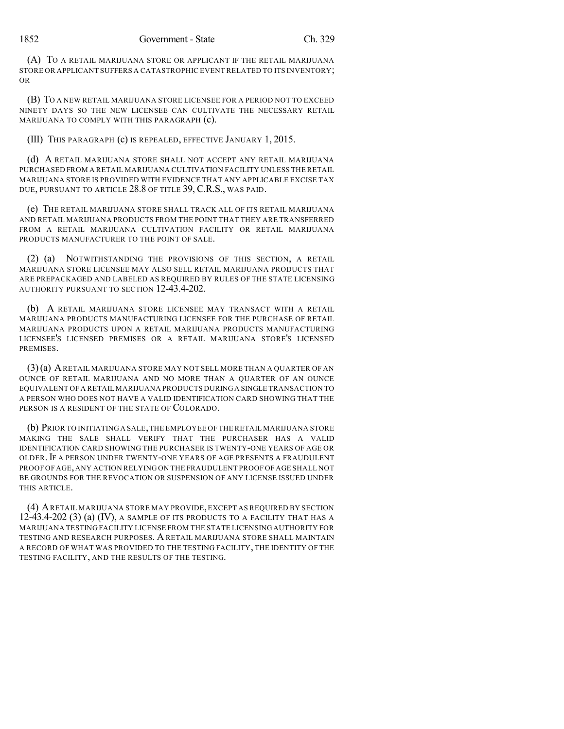(A) TO A RETAIL MARIJUANA STORE OR APPLICANT IF THE RETAIL MARIJUANA STORE OR APPLICANT SUFFERS A CATASTROPHIC EVENT RELATED TO ITS INVENTORY; OR

(B) TO A NEW RETAIL MARIJUANA STORE LICENSEE FOR A PERIOD NOT TO EXCEED NINETY DAYS SO THE NEW LICENSEE CAN CULTIVATE THE NECESSARY RETAIL MARIJUANA TO COMPLY WITH THIS PARAGRAPH (c).

(III) THIS PARAGRAPH (c) IS REPEALED, EFFECTIVE JANUARY 1, 2015.

(d) A RETAIL MARIJUANA STORE SHALL NOT ACCEPT ANY RETAIL MARIJUANA PURCHASED FROM A RETAIL MARIJUANA CULTIVATION FACILITY UNLESS THE RETAIL MARIJUANA STORE IS PROVIDED WITH EVIDENCE THAT ANY APPLICABLE EXCISE TAX DUE, PURSUANT TO ARTICLE 28.8 OF TITLE 39, C.R.S., WAS PAID.

(e) THE RETAIL MARIJUANA STORE SHALL TRACK ALL OF ITS RETAIL MARIJUANA AND RETAIL MARIJUANA PRODUCTS FROM THE POINT THAT THEY ARE TRANSFERRED FROM A RETAIL MARIJUANA CULTIVATION FACILITY OR RETAIL MARIJUANA PRODUCTS MANUFACTURER TO THE POINT OF SALE.

(2) (a) NOTWITHSTANDING THE PROVISIONS OF THIS SECTION, A RETAIL MARIJUANA STORE LICENSEE MAY ALSO SELL RETAIL MARIJUANA PRODUCTS THAT ARE PREPACKAGED AND LABELED AS REQUIRED BY RULES OF THE STATE LICENSING AUTHORITY PURSUANT TO SECTION 12-43.4-202.

(b) A RETAIL MARIJUANA STORE LICENSEE MAY TRANSACT WITH A RETAIL MARIJUANA PRODUCTS MANUFACTURING LICENSEE FOR THE PURCHASE OF RETAIL MARIJUANA PRODUCTS UPON A RETAIL MARIJUANA PRODUCTS MANUFACTURING LICENSEE'S LICENSED PREMISES OR A RETAIL MARIJUANA STORE'S LICENSED PREMISES.

(3) (a) A RETAIL MARIJUANA STORE MAY NOT SELL MORE THAN A QUARTER OF AN OUNCE OF RETAIL MARIJUANA AND NO MORE THAN A QUARTER OF AN OUNCE EQUIVALENT OF A RETAIL MARIJUANA PRODUCTS DURING A SINGLE TRANSACTION TO A PERSON WHO DOES NOT HAVE A VALID IDENTIFICATION CARD SHOWING THAT THE PERSON IS A RESIDENT OF THE STATE OF COLORADO.

(b) PRIOR TO INITIATING A SALE, THE EMPLOYEE OF THE RETAIL MARIJUANA STORE MAKING THE SALE SHALL VERIFY THAT THE PURCHASER HAS A VALID IDENTIFICATION CARD SHOWING THE PURCHASER IS TWENTY-ONE YEARS OF AGE OR OLDER. IF A PERSON UNDER TWENTY-ONE YEARS OF AGE PRESENTS A FRAUDULENT PROOF OF AGE, ANY ACTION RELYING ON THE FRAUDULENT PROOF OF AGE SHALL NOT BE GROUNDS FOR THE REVOCATION OR SUSPENSION OF ANY LICENSE ISSUED UNDER THIS ARTICLE.

(4) A RETAIL MARIJUANA STORE MAY PROVIDE, EXCEPT AS REQUIRED BY SECTION 12-43.4-202 (3) (a) (IV), A SAMPLE OF ITS PRODUCTS TO A FACILITY THAT HAS A MARIJUANA TESTING FACILITY LICENSE FROM THE STATE LICENSING AUTHORITY FOR TESTING AND RESEARCH PURPOSES. A RETAIL MARIJUANA STORE SHALL MAINTAIN A RECORD OF WHAT WAS PROVIDED TO THE TESTING FACILITY, THE IDENTITY OF THE TESTING FACILITY, AND THE RESULTS OF THE TESTING.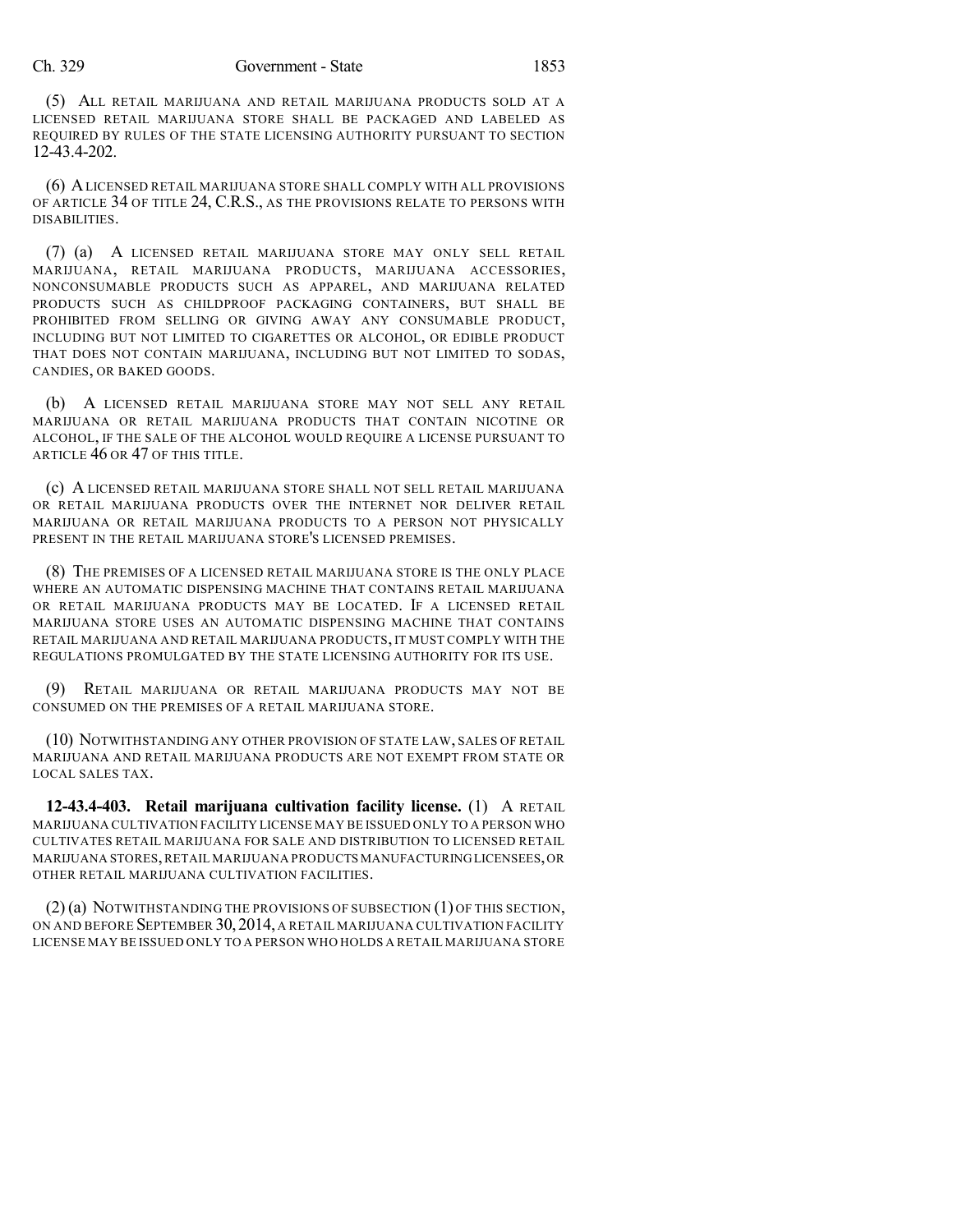(5) ALL RETAIL MARIJUANA AND RETAIL MARIJUANA PRODUCTS SOLD AT A LICENSED RETAIL MARIJUANA STORE SHALL BE PACKAGED AND LABELED AS REQUIRED BY RULES OF THE STATE LICENSING AUTHORITY PURSUANT TO SECTION 12-43.4-202.

(6) A LICENSED RETAIL MARIJUANA STORE SHALL COMPLY WITH ALL PROVISIONS OF ARTICLE 34 OF TITLE 24, C.R.S., AS THE PROVISIONS RELATE TO PERSONS WITH DISABILITIES.

(7) (a) A LICENSED RETAIL MARIJUANA STORE MAY ONLY SELL RETAIL MARIJUANA, RETAIL MARIJUANA PRODUCTS, MARIJUANA ACCESSORIES, NONCONSUMABLE PRODUCTS SUCH AS APPAREL, AND MARIJUANA RELATED PRODUCTS SUCH AS CHILDPROOF PACKAGING CONTAINERS, BUT SHALL BE PROHIBITED FROM SELLING OR GIVING AWAY ANY CONSUMABLE PRODUCT, INCLUDING BUT NOT LIMITED TO CIGARETTES OR ALCOHOL, OR EDIBLE PRODUCT THAT DOES NOT CONTAIN MARIJUANA, INCLUDING BUT NOT LIMITED TO SODAS, CANDIES, OR BAKED GOODS.

(b) A LICENSED RETAIL MARIJUANA STORE MAY NOT SELL ANY RETAIL MARIJUANA OR RETAIL MARIJUANA PRODUCTS THAT CONTAIN NICOTINE OR ALCOHOL, IF THE SALE OF THE ALCOHOL WOULD REQUIRE A LICENSE PURSUANT TO ARTICLE 46 OR 47 OF THIS TITLE.

(c) A LICENSED RETAIL MARIJUANA STORE SHALL NOT SELL RETAIL MARIJUANA OR RETAIL MARIJUANA PRODUCTS OVER THE INTERNET NOR DELIVER RETAIL MARIJUANA OR RETAIL MARIJUANA PRODUCTS TO A PERSON NOT PHYSICALLY PRESENT IN THE RETAIL MARIJUANA STORE'S LICENSED PREMISES.

(8) THE PREMISES OF A LICENSED RETAIL MARIJUANA STORE IS THE ONLY PLACE WHERE AN AUTOMATIC DISPENSING MACHINE THAT CONTAINS RETAIL MARIJUANA OR RETAIL MARIJUANA PRODUCTS MAY BE LOCATED. IF A LICENSED RETAIL MARIJUANA STORE USES AN AUTOMATIC DISPENSING MACHINE THAT CONTAINS RETAIL MARIJUANA AND RETAIL MARIJUANA PRODUCTS, IT MUST COMPLY WITH THE REGULATIONS PROMULGATED BY THE STATE LICENSING AUTHORITY FOR ITS USE.

(9) RETAIL MARIJUANA OR RETAIL MARIJUANA PRODUCTS MAY NOT BE CONSUMED ON THE PREMISES OF A RETAIL MARIJUANA STORE.

(10) NOTWITHSTANDING ANY OTHER PROVISION OF STATE LAW, SALES OF RETAIL MARIJUANA AND RETAIL MARIJUANA PRODUCTS ARE NOT EXEMPT FROM STATE OR LOCAL SALES TAX.

**12-43.4-403. Retail marijuana cultivation facility license.** (1) A RETAIL MARIJUANA CULTIVATION FACILITY LICENSE MAY BE ISSUED ONLY TO A PERSON WHO CULTIVATES RETAIL MARIJUANA FOR SALE AND DISTRIBUTION TO LICENSED RETAIL MARIJUANA STORES, RETAIL MARIJUANA PRODUCTS MANUFACTURING LICENSEES, OR OTHER RETAIL MARIJUANA CULTIVATION FACILITIES.

(2) (a) NOTWITHSTANDING THE PROVISIONS OF SUBSECTION (1) OF THIS SECTION, ON AND BEFORE SEPTEMBER 30, 2014, A RETAIL MARIJUANA CULTIVATION FACILITY LICENSE MAY BE ISSUED ONLY TO A PERSON WHO HOLDS A RETAIL MARIJUANA STORE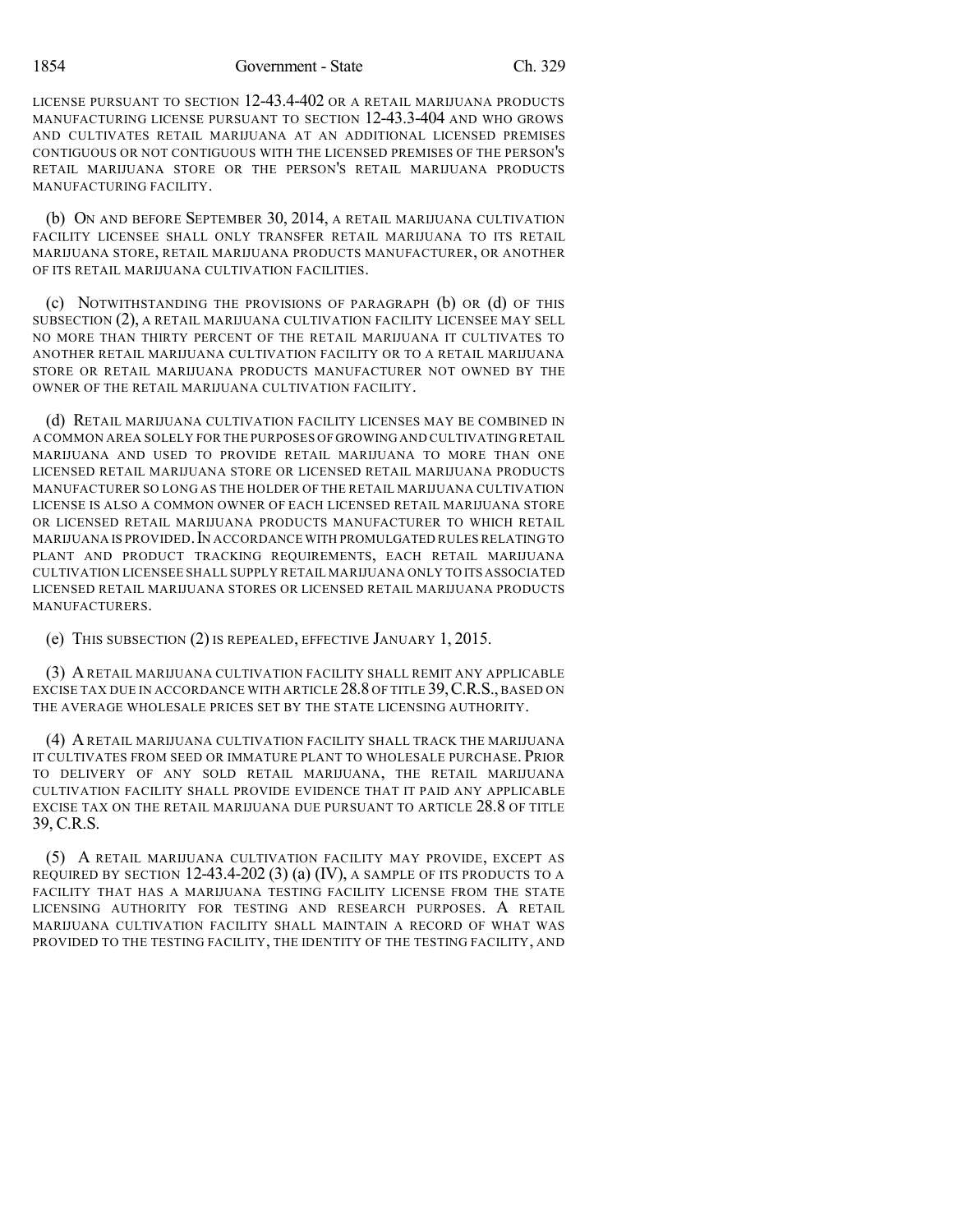LICENSE PURSUANT TO SECTION 12-43.4-402 OR A RETAIL MARIJUANA PRODUCTS MANUFACTURING LICENSE PURSUANT TO SECTION 12-43.3-404 AND WHO GROWS AND CULTIVATES RETAIL MARIJUANA AT AN ADDITIONAL LICENSED PREMISES CONTIGUOUS OR NOT CONTIGUOUS WITH THE LICENSED PREMISES OF THE PERSON'S RETAIL MARIJUANA STORE OR THE PERSON'S RETAIL MARIJUANA PRODUCTS MANUFACTURING FACILITY.

(b) ON AND BEFORE SEPTEMBER 30, 2014, A RETAIL MARIJUANA CULTIVATION FACILITY LICENSEE SHALL ONLY TRANSFER RETAIL MARIJUANA TO ITS RETAIL MARIJUANA STORE, RETAIL MARIJUANA PRODUCTS MANUFACTURER, OR ANOTHER OF ITS RETAIL MARIJUANA CULTIVATION FACILITIES.

(c) NOTWITHSTANDING THE PROVISIONS OF PARAGRAPH (b) OR (d) OF THIS SUBSECTION (2), A RETAIL MARIJUANA CULTIVATION FACILITY LICENSEE MAY SELL NO MORE THAN THIRTY PERCENT OF THE RETAIL MARIJUANA IT CULTIVATES TO ANOTHER RETAIL MARIJUANA CULTIVATION FACILITY OR TO A RETAIL MARIJUANA STORE OR RETAIL MARIJUANA PRODUCTS MANUFACTURER NOT OWNED BY THE OWNER OF THE RETAIL MARIJUANA CULTIVATION FACILITY.

(d) RETAIL MARIJUANA CULTIVATION FACILITY LICENSES MAY BE COMBINED IN A COMMON AREA SOLELY FOR THE PURPOSES OF GROWING AND CULTIVATING RETAIL MARIJUANA AND USED TO PROVIDE RETAIL MARIJUANA TO MORE THAN ONE LICENSED RETAIL MARIJUANA STORE OR LICENSED RETAIL MARIJUANA PRODUCTS MANUFACTURER SO LONG AS THE HOLDER OF THE RETAIL MARIJUANA CULTIVATION LICENSE IS ALSO A COMMON OWNER OF EACH LICENSED RETAIL MARIJUANA STORE OR LICENSED RETAIL MARIJUANA PRODUCTS MANUFACTURER TO WHICH RETAIL MARIJUANA IS PROVIDED. IN ACCORDANCE WITH PROMULGATED RULES RELATING TO PLANT AND PRODUCT TRACKING REQUIREMENTS, EACH RETAIL MARIJUANA CULTIVATION LICENSEE SHALL SUPPLY RETAIL MARIJUANA ONLY TO ITS ASSOCIATED LICENSED RETAIL MARIJUANA STORES OR LICENSED RETAIL MARIJUANA PRODUCTS MANUFACTURERS.

(e) THIS SUBSECTION (2) IS REPEALED, EFFECTIVE JANUARY 1, 2015.

(3) A RETAIL MARIJUANA CULTIVATION FACILITY SHALL REMIT ANY APPLICABLE EXCISE TAX DUE IN ACCORDANCE WITH ARTICLE 28.8 OF TITLE 39, C.R.S., BASED ON THE AVERAGE WHOLESALE PRICES SET BY THE STATE LICENSING AUTHORITY.

(4) A RETAIL MARIJUANA CULTIVATION FACILITY SHALL TRACK THE MARIJUANA IT CULTIVATES FROM SEED OR IMMATURE PLANT TO WHOLESALE PURCHASE. PRIOR TO DELIVERY OF ANY SOLD RETAIL MARIJUANA, THE RETAIL MARIJUANA CULTIVATION FACILITY SHALL PROVIDE EVIDENCE THAT IT PAID ANY APPLICABLE EXCISE TAX ON THE RETAIL MARIJUANA DUE PURSUANT TO ARTICLE 28.8 OF TITLE 39, C.R.S.

(5) A RETAIL MARIJUANA CULTIVATION FACILITY MAY PROVIDE, EXCEPT AS REQUIRED BY SECTION 12-43.4-202 (3) (a) (IV), A SAMPLE OF ITS PRODUCTS TO A FACILITY THAT HAS A MARIJUANA TESTING FACILITY LICENSE FROM THE STATE LICENSING AUTHORITY FOR TESTING AND RESEARCH PURPOSES. A RETAIL MARIJUANA CULTIVATION FACILITY SHALL MAINTAIN A RECORD OF WHAT WAS PROVIDED TO THE TESTING FACILITY, THE IDENTITY OF THE TESTING FACILITY, AND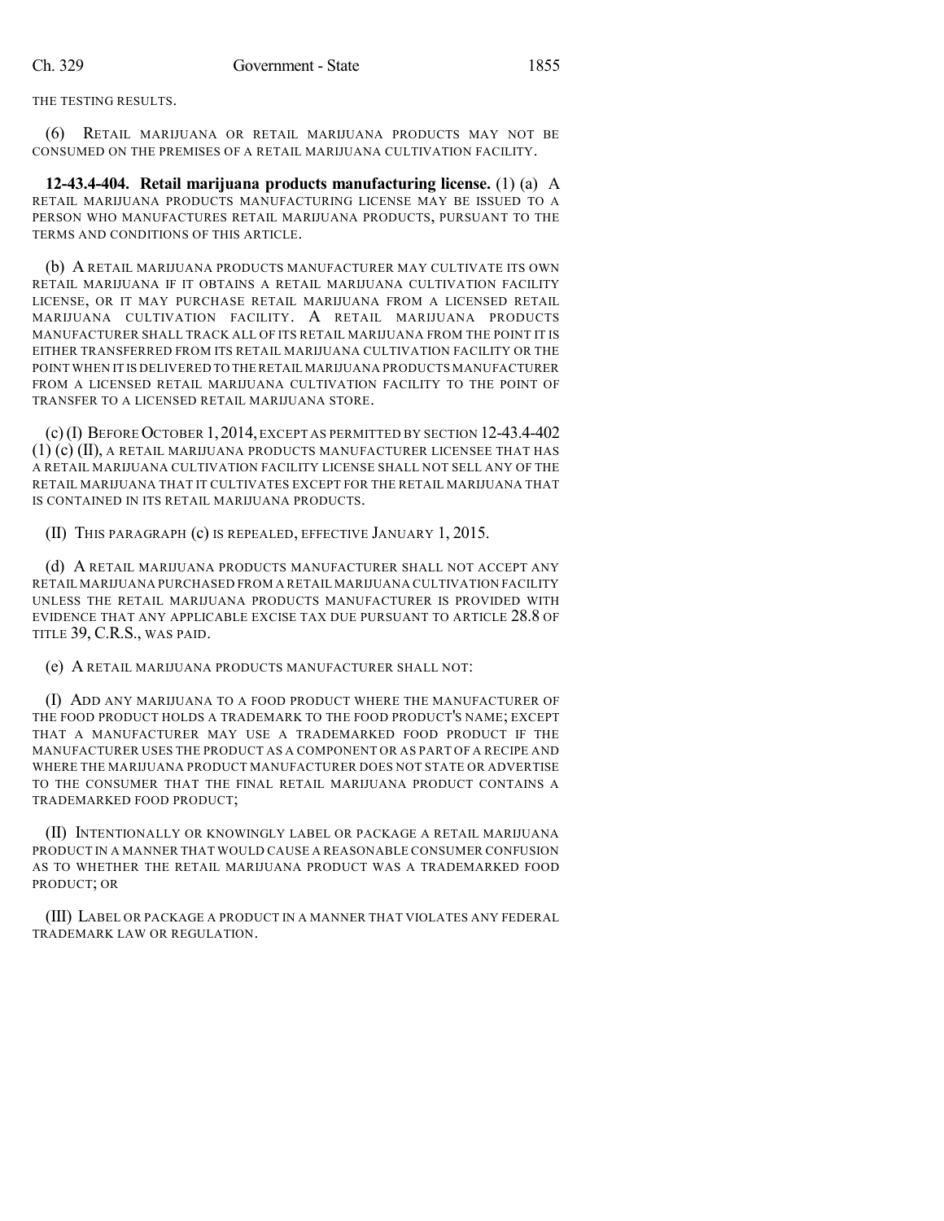THE TESTING RESULTS.

(6) RETAIL MARIJUANA OR RETAIL MARIJUANA PRODUCTS MAY NOT BE CONSUMED ON THE PREMISES OF A RETAIL MARIJUANA CULTIVATION FACILITY.

**12-43.4-404. Retail marijuana products manufacturing license.** (1) (a) A RETAIL MARIJUANA PRODUCTS MANUFACTURING LICENSE MAY BE ISSUED TO A PERSON WHO MANUFACTURES RETAIL MARIJUANA PRODUCTS, PURSUANT TO THE TERMS AND CONDITIONS OF THIS ARTICLE.

(b) A RETAIL MARIJUANA PRODUCTS MANUFACTURER MAY CULTIVATE ITS OWN RETAIL MARIJUANA IF IT OBTAINS A RETAIL MARIJUANA CULTIVATION FACILITY LICENSE, OR IT MAY PURCHASE RETAIL MARIJUANA FROM A LICENSED RETAIL MARIJUANA CULTIVATION FACILITY. A RETAIL MARIJUANA PRODUCTS MANUFACTURER SHALL TRACK ALL OF ITS RETAIL MARIJUANA FROM THE POINT IT IS EITHER TRANSFERRED FROM ITS RETAIL MARIJUANA CULTIVATION FACILITY OR THE POINT WHEN IT IS DELIVERED TO THE RETAIL MARIJUANA PRODUCTS MANUFACTURER FROM A LICENSED RETAIL MARIJUANA CULTIVATION FACILITY TO THE POINT OF TRANSFER TO A LICENSED RETAIL MARIJUANA STORE.

(c) (I) BEFORE OCTOBER 1, 2014, EXCEPT AS PERMITTED BY SECTION 12-43.4-402 (1) (c) (II), A RETAIL MARIJUANA PRODUCTS MANUFACTURER LICENSEE THAT HAS A RETAIL MARIJUANA CULTIVATION FACILITY LICENSE SHALL NOT SELL ANY OF THE RETAIL MARIJUANA THAT IT CULTIVATES EXCEPT FOR THE RETAIL MARIJUANA THAT IS CONTAINED IN ITS RETAIL MARIJUANA PRODUCTS.

(II) THIS PARAGRAPH (c) IS REPEALED, EFFECTIVE JANUARY 1, 2015.

(d) A RETAIL MARIJUANA PRODUCTS MANUFACTURER SHALL NOT ACCEPT ANY RETAIL MARIJUANA PURCHASED FROM A RETAIL MARIJUANA CULTIVATION FACILITY UNLESS THE RETAIL MARIJUANA PRODUCTS MANUFACTURER IS PROVIDED WITH EVIDENCE THAT ANY APPLICABLE EXCISE TAX DUE PURSUANT TO ARTICLE 28.8 OF TITLE 39, C.R.S., WAS PAID.

(e) A RETAIL MARIJUANA PRODUCTS MANUFACTURER SHALL NOT:

(I) ADD ANY MARIJUANA TO A FOOD PRODUCT WHERE THE MANUFACTURER OF THE FOOD PRODUCT HOLDS A TRADEMARK TO THE FOOD PRODUCT'S NAME; EXCEPT THAT A MANUFACTURER MAY USE A TRADEMARKED FOOD PRODUCT IF THE MANUFACTURER USES THE PRODUCT AS A COMPONENT OR AS PART OF A RECIPE AND WHERE THE MARIJUANA PRODUCT MANUFACTURER DOES NOT STATE OR ADVERTISE TO THE CONSUMER THAT THE FINAL RETAIL MARIJUANA PRODUCT CONTAINS A TRADEMARKED FOOD PRODUCT;

(II) INTENTIONALLY OR KNOWINGLY LABEL OR PACKAGE A RETAIL MARIJUANA PRODUCT IN A MANNER THAT WOULD CAUSE A REASONABLE CONSUMER CONFUSION AS TO WHETHER THE RETAIL MARIJUANA PRODUCT WAS A TRADEMARKED FOOD PRODUCT; OR

(III) LABEL OR PACKAGE A PRODUCT IN A MANNER THAT VIOLATES ANY FEDERAL TRADEMARK LAW OR REGULATION.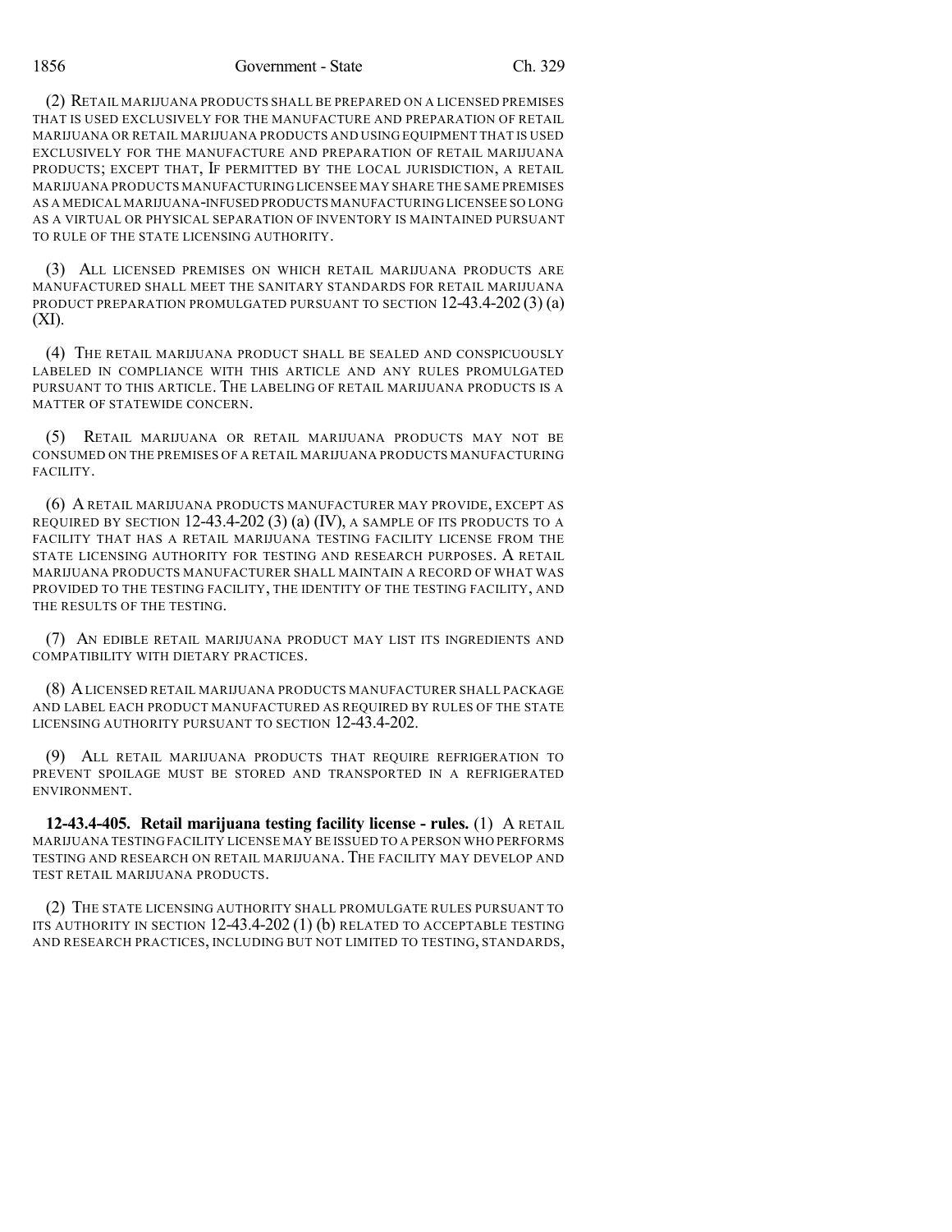(2) RETAIL MARIJUANA PRODUCTS SHALL BE PREPARED ON A LICENSED PREMISES THAT IS USED EXCLUSIVELY FOR THE MANUFACTURE AND PREPARATION OF RETAIL MARIJUANA OR RETAIL MARIJUANA PRODUCTS AND USING EQUIPMENT THAT IS USED EXCLUSIVELY FOR THE MANUFACTURE AND PREPARATION OF RETAIL MARIJUANA PRODUCTS; EXCEPT THAT, IF PERMITTED BY THE LOCAL JURISDICTION, A RETAIL MARIJUANA PRODUCTS MANUFACTURING LICENSEE MAY SHARE THE SAME PREMISES AS A MEDICAL MARIJUANA-INFUSED PRODUCTS MANUFACTURING LICENSEE SO LONG AS A VIRTUAL OR PHYSICAL SEPARATION OF INVENTORY IS MAINTAINED PURSUANT TO RULE OF THE STATE LICENSING AUTHORITY.

(3) ALL LICENSED PREMISES ON WHICH RETAIL MARIJUANA PRODUCTS ARE MANUFACTURED SHALL MEET THE SANITARY STANDARDS FOR RETAIL MARIJUANA PRODUCT PREPARATION PROMULGATED PURSUANT TO SECTION 12-43.4-202 (3) (a) (XI).

(4) THE RETAIL MARIJUANA PRODUCT SHALL BE SEALED AND CONSPICUOUSLY LABELED IN COMPLIANCE WITH THIS ARTICLE AND ANY RULES PROMULGATED PURSUANT TO THIS ARTICLE. THE LABELING OF RETAIL MARIJUANA PRODUCTS IS A MATTER OF STATEWIDE CONCERN.

(5) RETAIL MARIJUANA OR RETAIL MARIJUANA PRODUCTS MAY NOT BE CONSUMED ON THE PREMISES OF A RETAIL MARIJUANA PRODUCTS MANUFACTURING FACILITY.

(6) A RETAIL MARIJUANA PRODUCTS MANUFACTURER MAY PROVIDE, EXCEPT AS REQUIRED BY SECTION 12-43.4-202 (3) (a) (IV), A SAMPLE OF ITS PRODUCTS TO A FACILITY THAT HAS A RETAIL MARIJUANA TESTING FACILITY LICENSE FROM THE STATE LICENSING AUTHORITY FOR TESTING AND RESEARCH PURPOSES. A RETAIL MARIJUANA PRODUCTS MANUFACTURER SHALL MAINTAIN A RECORD OF WHAT WAS PROVIDED TO THE TESTING FACILITY, THE IDENTITY OF THE TESTING FACILITY, AND THE RESULTS OF THE TESTING.

(7) AN EDIBLE RETAIL MARIJUANA PRODUCT MAY LIST ITS INGREDIENTS AND COMPATIBILITY WITH DIETARY PRACTICES.

(8) A LICENSED RETAIL MARIJUANA PRODUCTS MANUFACTURER SHALL PACKAGE AND LABEL EACH PRODUCT MANUFACTURED AS REQUIRED BY RULES OF THE STATE LICENSING AUTHORITY PURSUANT TO SECTION 12-43.4-202.

(9) ALL RETAIL MARIJUANA PRODUCTS THAT REQUIRE REFRIGERATION TO PREVENT SPOILAGE MUST BE STORED AND TRANSPORTED IN A REFRIGERATED ENVIRONMENT.

**12-43.4-405. Retail marijuana testing facility license - rules.** (1) A RETAIL MARIJUANA TESTING FACILITY LICENSE MAY BE ISSUED TO A PERSON WHO PERFORMS TESTING AND RESEARCH ON RETAIL MARIJUANA. THE FACILITY MAY DEVELOP AND TEST RETAIL MARIJUANA PRODUCTS.

(2) THE STATE LICENSING AUTHORITY SHALL PROMULGATE RULES PURSUANT TO ITS AUTHORITY IN SECTION 12-43.4-202 (1) (b) RELATED TO ACCEPTABLE TESTING AND RESEARCH PRACTICES, INCLUDING BUT NOT LIMITED TO TESTING, STANDARDS,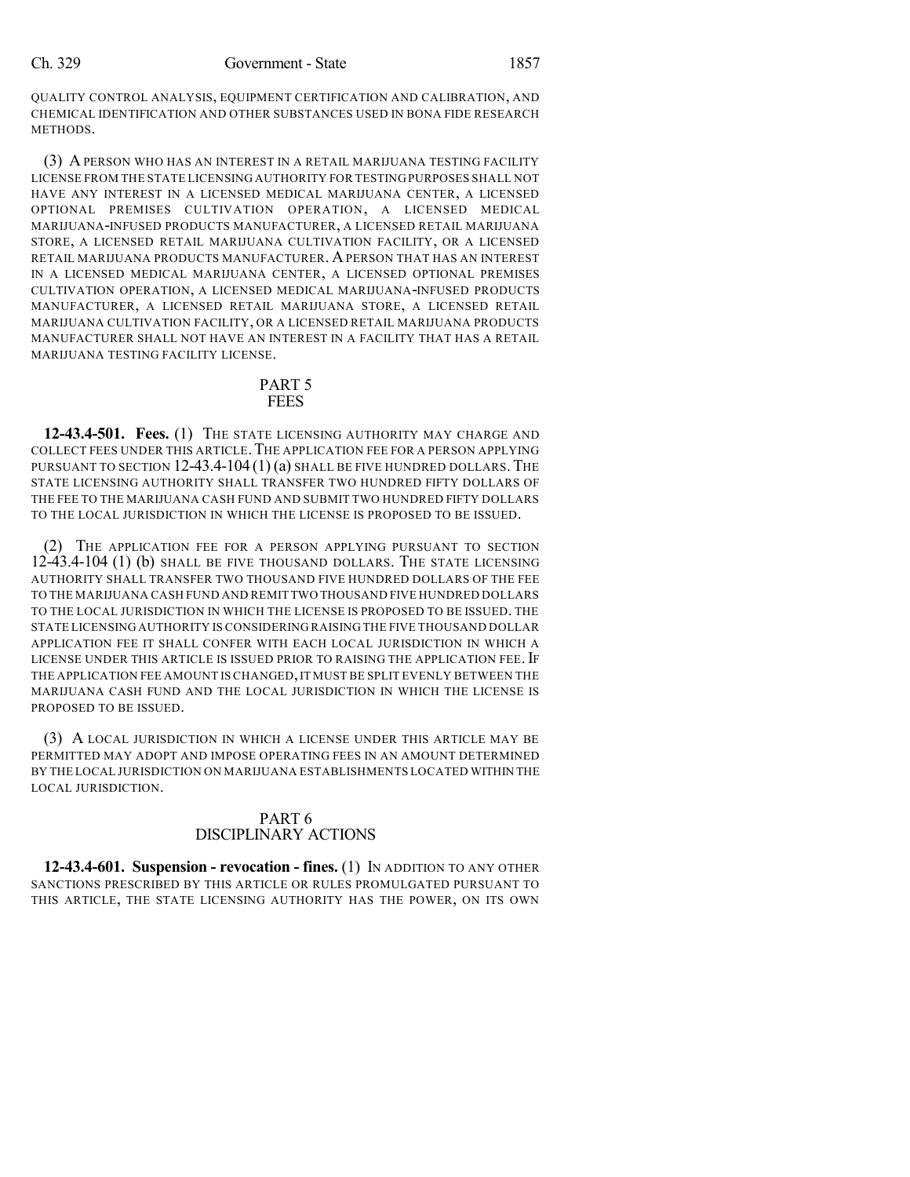QUALITY CONTROL ANALYSIS, EQUIPMENT CERTIFICATION AND CALIBRATION, AND CHEMICAL IDENTIFICATION AND OTHER SUBSTANCES USED IN BONA FIDE RESEARCH METHODS.

(3) A PERSON WHO HAS AN INTEREST IN A RETAIL MARIJUANA TESTING FACILITY LICENSE FROM THE STATE LICENSING AUTHORITY FOR TESTING PURPOSES SHALL NOT HAVE ANY INTEREST IN A LICENSED MEDICAL MARIJUANA CENTER, A LICENSED OPTIONAL PREMISES CULTIVATION OPERATION, A LICENSED MEDICAL MARIJUANA-INFUSED PRODUCTS MANUFACTURER, A LICENSED RETAIL MARIJUANA STORE, A LICENSED RETAIL MARIJUANA CULTIVATION FACILITY, OR A LICENSED RETAIL MARIJUANA PRODUCTS MANUFACTURER. A PERSON THAT HAS AN INTEREST IN A LICENSED MEDICAL MARIJUANA CENTER, A LICENSED OPTIONAL PREMISES CULTIVATION OPERATION, A LICENSED MEDICAL MARIJUANA-INFUSED PRODUCTS MANUFACTURER, A LICENSED RETAIL MARIJUANA STORE, A LICENSED RETAIL MARIJUANA CULTIVATION FACILITY, OR A LICENSED RETAIL MARIJUANA PRODUCTS MANUFACTURER SHALL NOT HAVE AN INTEREST IN A FACILITY THAT HAS A RETAIL MARIJUANA TESTING FACILITY LICENSE.

## PART 5
## FEES

**12-43.4-501. Fees.** (1) THE STATE LICENSING AUTHORITY MAY CHARGE AND COLLECT FEES UNDER THIS ARTICLE. THE APPLICATION FEE FOR A PERSON APPLYING PURSUANT TO SECTION 12-43.4-104 (1) (a) SHALL BE FIVE HUNDRED DOLLARS. THE STATE LICENSING AUTHORITY SHALL TRANSFER TWO HUNDRED FIFTY DOLLARS OF THE FEE TO THE MARIJUANA CASH FUND AND SUBMIT TWO HUNDRED FIFTY DOLLARS TO THE LOCAL JURISDICTION IN WHICH THE LICENSE IS PROPOSED TO BE ISSUED.

(2) THE APPLICATION FEE FOR A PERSON APPLYING PURSUANT TO SECTION 12-43.4-104 (1) (b) SHALL BE FIVE THOUSAND DOLLARS. THE STATE LICENSING AUTHORITY SHALL TRANSFER TWO THOUSAND FIVE HUNDRED DOLLARS OF THE FEE TO THE MARIJUANA CASH FUND AND REMIT TWO THOUSAND FIVE HUNDRED DOLLARS TO THE LOCAL JURISDICTION IN WHICH THE LICENSE IS PROPOSED TO BE ISSUED. THE STATE LICENSING AUTHORITY IS CONSIDERING RAISING THE FIVE THOUSAND DOLLAR APPLICATION FEE IT SHALL CONFER WITH EACH LOCAL JURISDICTION IN WHICH A LICENSE UNDER THIS ARTICLE IS ISSUED PRIOR TO RAISING THE APPLICATION FEE. IF THE APPLICATION FEE AMOUNT IS CHANGED, IT MUST BE SPLIT EVENLY BETWEEN THE MARIJUANA CASH FUND AND THE LOCAL JURISDICTION IN WHICH THE LICENSE IS PROPOSED TO BE ISSUED.

(3) A LOCAL JURISDICTION IN WHICH A LICENSE UNDER THIS ARTICLE MAY BE PERMITTED MAY ADOPT AND IMPOSE OPERATING FEES IN AN AMOUNT DETERMINED BY THE LOCAL JURISDICTION ON MARIJUANA ESTABLISHMENTS LOCATED WITHIN THE LOCAL JURISDICTION.

## PART 6
## DISCIPLINARY ACTIONS

**12-43.4-601. Suspension - revocation - fines.** (1) IN ADDITION TO ANY OTHER SANCTIONS PRESCRIBED BY THIS ARTICLE OR RULES PROMULGATED PURSUANT TO THIS ARTICLE, THE STATE LICENSING AUTHORITY HAS THE POWER, ON ITS OWN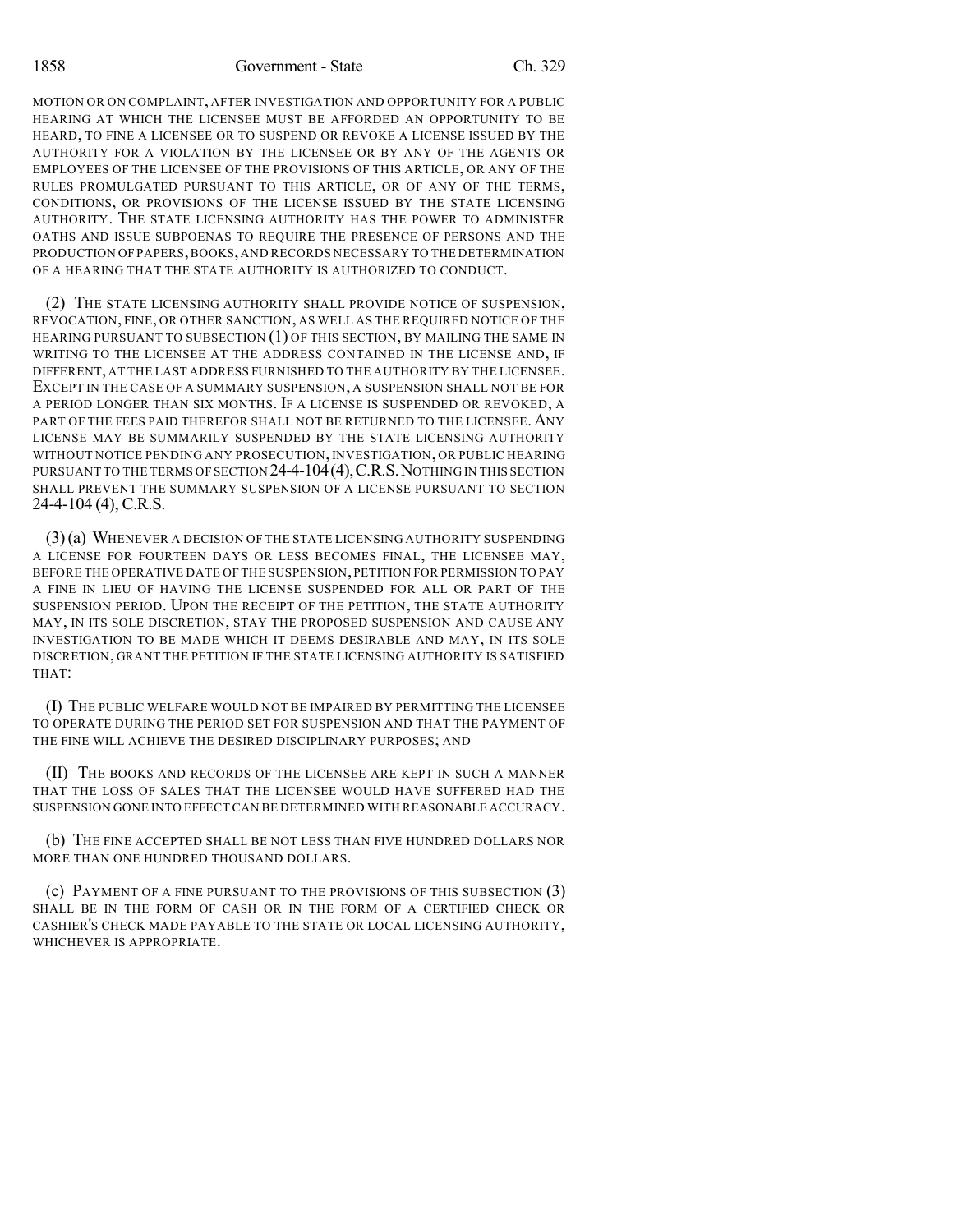MOTION OR ON COMPLAINT, AFTER INVESTIGATION AND OPPORTUNITY FOR A PUBLIC HEARING AT WHICH THE LICENSEE MUST BE AFFORDED AN OPPORTUNITY TO BE HEARD, TO FINE A LICENSEE OR TO SUSPEND OR REVOKE A LICENSE ISSUED BY THE AUTHORITY FOR A VIOLATION BY THE LICENSEE OR BY ANY OF THE AGENTS OR EMPLOYEES OF THE LICENSEE OF THE PROVISIONS OF THIS ARTICLE, OR ANY OF THE RULES PROMULGATED PURSUANT TO THIS ARTICLE, OR OF ANY OF THE TERMS, CONDITIONS, OR PROVISIONS OF THE LICENSE ISSUED BY THE STATE LICENSING AUTHORITY. THE STATE LICENSING AUTHORITY HAS THE POWER TO ADMINISTER OATHS AND ISSUE SUBPOENAS TO REQUIRE THE PRESENCE OF PERSONS AND THE PRODUCTION OF PAPERS, BOOKS, AND RECORDS NECESSARY TO THE DETERMINATION OF A HEARING THAT THE STATE AUTHORITY IS AUTHORIZED TO CONDUCT.

(2) THE STATE LICENSING AUTHORITY SHALL PROVIDE NOTICE OF SUSPENSION, REVOCATION, FINE, OR OTHER SANCTION, AS WELL AS THE REQUIRED NOTICE OF THE HEARING PURSUANT TO SUBSECTION (1) OF THIS SECTION, BY MAILING THE SAME IN WRITING TO THE LICENSEE AT THE ADDRESS CONTAINED IN THE LICENSE AND, IF DIFFERENT, AT THE LAST ADDRESS FURNISHED TO THE AUTHORITY BY THE LICENSEE. EXCEPT IN THE CASE OF A SUMMARY SUSPENSION, A SUSPENSION SHALL NOT BE FOR A PERIOD LONGER THAN SIX MONTHS. IF A LICENSE IS SUSPENDED OR REVOKED, A PART OF THE FEES PAID THEREFOR SHALL NOT BE RETURNED TO THE LICENSEE. ANY LICENSE MAY BE SUMMARILY SUSPENDED BY THE STATE LICENSING AUTHORITY WITHOUT NOTICE PENDING ANY PROSECUTION, INVESTIGATION, OR PUBLIC HEARING PURSUANT TO THE TERMS OF SECTION 24-4-104 (4), C.R.S. NOTHING IN THIS SECTION SHALL PREVENT THE SUMMARY SUSPENSION OF A LICENSE PURSUANT TO SECTION 24-4-104 (4), C.R.S.

(3) (a) WHENEVER A DECISION OF THE STATE LICENSING AUTHORITY SUSPENDING A LICENSE FOR FOURTEEN DAYS OR LESS BECOMES FINAL, THE LICENSEE MAY, BEFORE THE OPERATIVE DATE OF THE SUSPENSION, PETITION FOR PERMISSION TO PAY A FINE IN LIEU OF HAVING THE LICENSE SUSPENDED FOR ALL OR PART OF THE SUSPENSION PERIOD. UPON THE RECEIPT OF THE PETITION, THE STATE AUTHORITY MAY, IN ITS SOLE DISCRETION, STAY THE PROPOSED SUSPENSION AND CAUSE ANY INVESTIGATION TO BE MADE WHICH IT DEEMS DESIRABLE AND MAY, IN ITS SOLE DISCRETION, GRANT THE PETITION IF THE STATE LICENSING AUTHORITY IS SATISFIED THAT:

(I) THE PUBLIC WELFARE WOULD NOT BE IMPAIRED BY PERMITTING THE LICENSEE TO OPERATE DURING THE PERIOD SET FOR SUSPENSION AND THAT THE PAYMENT OF THE FINE WILL ACHIEVE THE DESIRED DISCIPLINARY PURPOSES; AND

(II) THE BOOKS AND RECORDS OF THE LICENSEE ARE KEPT IN SUCH A MANNER THAT THE LOSS OF SALES THAT THE LICENSEE WOULD HAVE SUFFERED HAD THE SUSPENSION GONE INTO EFFECT CAN BE DETERMINED WITH REASONABLE ACCURACY.

(b) THE FINE ACCEPTED SHALL BE NOT LESS THAN FIVE HUNDRED DOLLARS NOR MORE THAN ONE HUNDRED THOUSAND DOLLARS.

(c) PAYMENT OF A FINE PURSUANT TO THE PROVISIONS OF THIS SUBSECTION (3) SHALL BE IN THE FORM OF CASH OR IN THE FORM OF A CERTIFIED CHECK OR CASHIER'S CHECK MADE PAYABLE TO THE STATE OR LOCAL LICENSING AUTHORITY, WHICHEVER IS APPROPRIATE.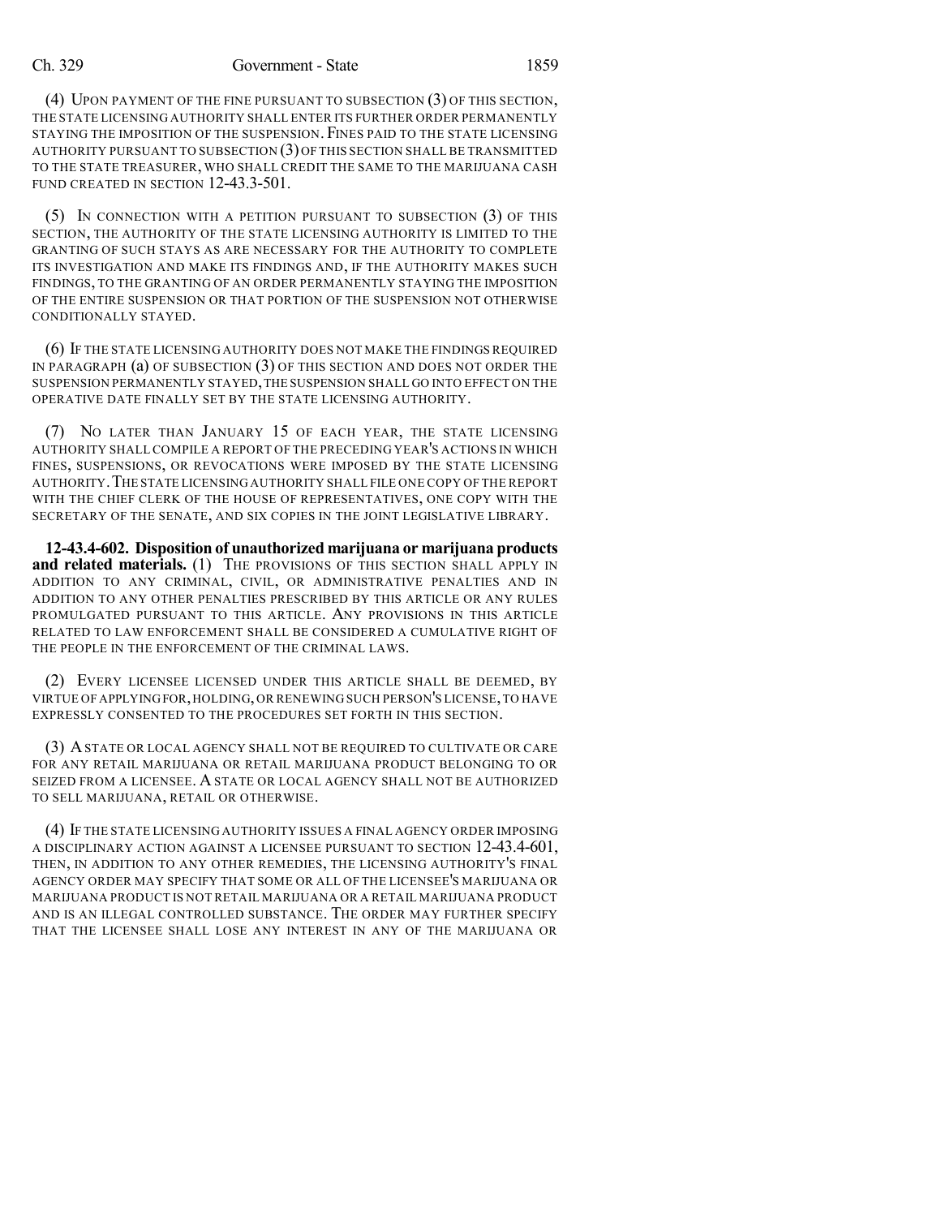(4) UPON PAYMENT OF THE FINE PURSUANT TO SUBSECTION (3) OF THIS SECTION, THE STATE LICENSING AUTHORITY SHALL ENTER ITS FURTHER ORDER PERMANENTLY STAYING THE IMPOSITION OF THE SUSPENSION. FINES PAID TO THE STATE LICENSING AUTHORITY PURSUANT TO SUBSECTION (3) OF THIS SECTION SHALL BE TRANSMITTED TO THE STATE TREASURER, WHO SHALL CREDIT THE SAME TO THE MARIJUANA CASH FUND CREATED IN SECTION 12-43.3-501.

(5) IN CONNECTION WITH A PETITION PURSUANT TO SUBSECTION (3) OF THIS SECTION, THE AUTHORITY OF THE STATE LICENSING AUTHORITY IS LIMITED TO THE GRANTING OF SUCH STAYS AS ARE NECESSARY FOR THE AUTHORITY TO COMPLETE ITS INVESTIGATION AND MAKE ITS FINDINGS AND, IF THE AUTHORITY MAKES SUCH FINDINGS, TO THE GRANTING OF AN ORDER PERMANENTLY STAYING THE IMPOSITION OF THE ENTIRE SUSPENSION OR THAT PORTION OF THE SUSPENSION NOT OTHERWISE CONDITIONALLY STAYED.

(6) IF THE STATE LICENSING AUTHORITY DOES NOT MAKE THE FINDINGS REQUIRED IN PARAGRAPH (a) OF SUBSECTION (3) OF THIS SECTION AND DOES NOT ORDER THE SUSPENSION PERMANENTLY STAYED, THE SUSPENSION SHALL GO INTO EFFECT ON THE OPERATIVE DATE FINALLY SET BY THE STATE LICENSING AUTHORITY.

(7) NO LATER THAN JANUARY 15 OF EACH YEAR, THE STATE LICENSING AUTHORITY SHALL COMPILE A REPORT OF THE PRECEDING YEAR'S ACTIONS IN WHICH FINES, SUSPENSIONS, OR REVOCATIONS WERE IMPOSED BY THE STATE LICENSING AUTHORITY. THE STATE LICENSING AUTHORITY SHALL FILE ONE COPY OF THE REPORT WITH THE CHIEF CLERK OF THE HOUSE OF REPRESENTATIVES, ONE COPY WITH THE SECRETARY OF THE SENATE, AND SIX COPIES IN THE JOINT LEGISLATIVE LIBRARY.

**12-43.4-602. Disposition of unauthorized marijuana or marijuana products and related materials.** (1) THE PROVISIONS OF THIS SECTION SHALL APPLY IN ADDITION TO ANY CRIMINAL, CIVIL, OR ADMINISTRATIVE PENALTIES AND IN ADDITION TO ANY OTHER PENALTIES PRESCRIBED BY THIS ARTICLE OR ANY RULES PROMULGATED PURSUANT TO THIS ARTICLE. ANY PROVISIONS IN THIS ARTICLE RELATED TO LAW ENFORCEMENT SHALL BE CONSIDERED A CUMULATIVE RIGHT OF THE PEOPLE IN THE ENFORCEMENT OF THE CRIMINAL LAWS.

(2) EVERY LICENSEE LICENSED UNDER THIS ARTICLE SHALL BE DEEMED, BY VIRTUE OF APPLYING FOR, HOLDING, OR RENEWING SUCH PERSON'S LICENSE, TO HAVE EXPRESSLY CONSENTED TO THE PROCEDURES SET FORTH IN THIS SECTION.

(3) A STATE OR LOCAL AGENCY SHALL NOT BE REQUIRED TO CULTIVATE OR CARE FOR ANY RETAIL MARIJUANA OR RETAIL MARIJUANA PRODUCT BELONGING TO OR SEIZED FROM A LICENSEE. A STATE OR LOCAL AGENCY SHALL NOT BE AUTHORIZED TO SELL MARIJUANA, RETAIL OR OTHERWISE.

(4) IF THE STATE LICENSING AUTHORITY ISSUES A FINAL AGENCY ORDER IMPOSING A DISCIPLINARY ACTION AGAINST A LICENSEE PURSUANT TO SECTION 12-43.4-601, THEN, IN ADDITION TO ANY OTHER REMEDIES, THE LICENSING AUTHORITY'S FINAL AGENCY ORDER MAY SPECIFY THAT SOME OR ALL OF THE LICENSEE'S MARIJUANA OR MARIJUANA PRODUCT IS NOT RETAIL MARIJUANA OR A RETAIL MARIJUANA PRODUCT AND IS AN ILLEGAL CONTROLLED SUBSTANCE. THE ORDER MAY FURTHER SPECIFY THAT THE LICENSEE SHALL LOSE ANY INTEREST IN ANY OF THE MARIJUANA OR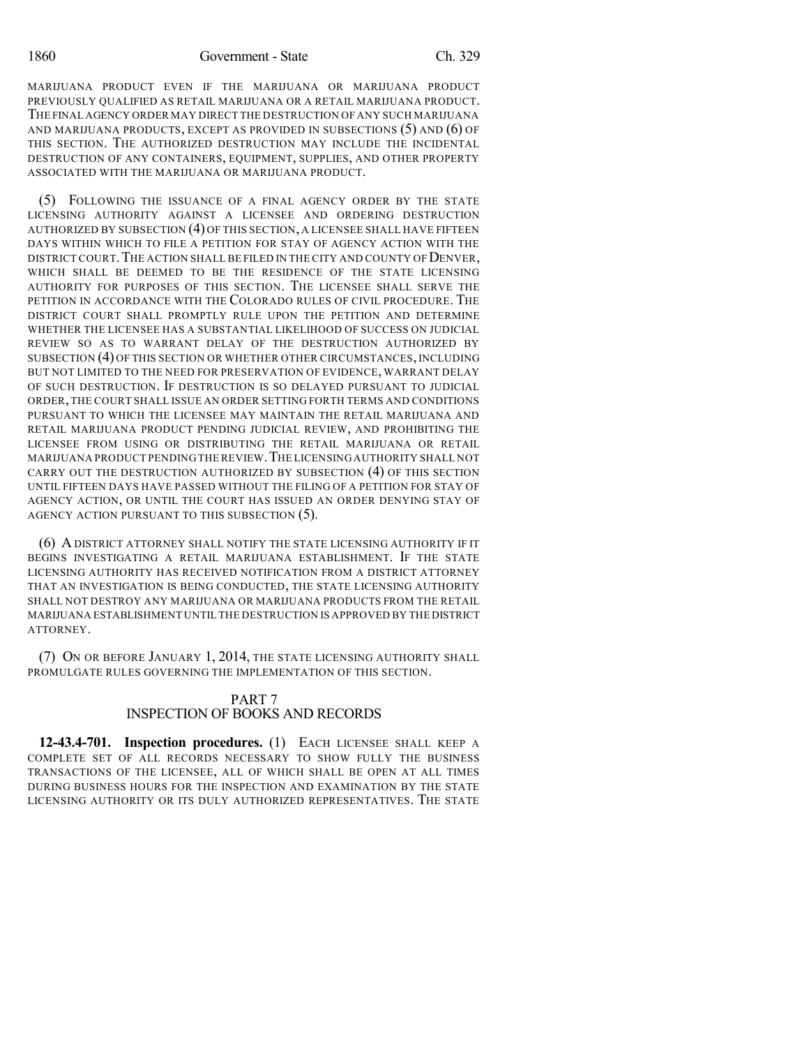MARIJUANA PRODUCT EVEN IF THE MARIJUANA OR MARIJUANA PRODUCT PREVIOUSLY QUALIFIED AS RETAIL MARIJUANA OR A RETAIL MARIJUANA PRODUCT. THE FINAL AGENCY ORDER MAY DIRECT THE DESTRUCTION OF ANY SUCH MARIJUANA AND MARIJUANA PRODUCTS, EXCEPT AS PROVIDED IN SUBSECTIONS (5) AND (6) OF THIS SECTION. THE AUTHORIZED DESTRUCTION MAY INCLUDE THE INCIDENTAL DESTRUCTION OF ANY CONTAINERS, EQUIPMENT, SUPPLIES, AND OTHER PROPERTY ASSOCIATED WITH THE MARIJUANA OR MARIJUANA PRODUCT.

(5) FOLLOWING THE ISSUANCE OF A FINAL AGENCY ORDER BY THE STATE LICENSING AUTHORITY AGAINST A LICENSEE AND ORDERING DESTRUCTION AUTHORIZED BY SUBSECTION (4) OF THIS SECTION, A LICENSEE SHALL HAVE FIFTEEN DAYS WITHIN WHICH TO FILE A PETITION FOR STAY OF AGENCY ACTION WITH THE DISTRICT COURT. THE ACTION SHALL BE FILED IN THE CITY AND COUNTY OF DENVER, WHICH SHALL BE DEEMED TO BE THE RESIDENCE OF THE STATE LICENSING AUTHORITY FOR PURPOSES OF THIS SECTION. THE LICENSEE SHALL SERVE THE PETITION IN ACCORDANCE WITH THE COLORADO RULES OF CIVIL PROCEDURE. THE DISTRICT COURT SHALL PROMPTLY RULE UPON THE PETITION AND DETERMINE WHETHER THE LICENSEE HAS A SUBSTANTIAL LIKELIHOOD OF SUCCESS ON JUDICIAL REVIEW SO AS TO WARRANT DELAY OF THE DESTRUCTION AUTHORIZED BY SUBSECTION (4) OF THIS SECTION OR WHETHER OTHER CIRCUMSTANCES, INCLUDING BUT NOT LIMITED TO THE NEED FOR PRESERVATION OF EVIDENCE, WARRANT DELAY OF SUCH DESTRUCTION. IF DESTRUCTION IS SO DELAYED PURSUANT TO JUDICIAL ORDER, THE COURT SHALL ISSUE AN ORDER SETTING FORTH TERMS AND CONDITIONS PURSUANT TO WHICH THE LICENSEE MAY MAINTAIN THE RETAIL MARIJUANA AND RETAIL MARIJUANA PRODUCT PENDING JUDICIAL REVIEW, AND PROHIBITING THE LICENSEE FROM USING OR DISTRIBUTING THE RETAIL MARIJUANA OR RETAIL MARIJUANA PRODUCT PENDING THE REVIEW. THE LICENSING AUTHORITY SHALL NOT CARRY OUT THE DESTRUCTION AUTHORIZED BY SUBSECTION (4) OF THIS SECTION UNTIL FIFTEEN DAYS HAVE PASSED WITHOUT THE FILING OF A PETITION FOR STAY OF AGENCY ACTION, OR UNTIL THE COURT HAS ISSUED AN ORDER DENYING STAY OF AGENCY ACTION PURSUANT TO THIS SUBSECTION (5).

(6) A DISTRICT ATTORNEY SHALL NOTIFY THE STATE LICENSING AUTHORITY IF IT BEGINS INVESTIGATING A RETAIL MARIJUANA ESTABLISHMENT. IF THE STATE LICENSING AUTHORITY HAS RECEIVED NOTIFICATION FROM A DISTRICT ATTORNEY THAT AN INVESTIGATION IS BEING CONDUCTED, THE STATE LICENSING AUTHORITY SHALL NOT DESTROY ANY MARIJUANA OR MARIJUANA PRODUCTS FROM THE RETAIL MARIJUANA ESTABLISHMENT UNTIL THE DESTRUCTION IS APPROVED BY THE DISTRICT ATTORNEY.

(7) ON OR BEFORE JANUARY 1, 2014, THE STATE LICENSING AUTHORITY SHALL PROMULGATE RULES GOVERNING THE IMPLEMENTATION OF THIS SECTION.

## PART 7
## INSPECTION OF BOOKS AND RECORDS

**12-43.4-701. Inspection procedures.** (1) EACH LICENSEE SHALL KEEP A COMPLETE SET OF ALL RECORDS NECESSARY TO SHOW FULLY THE BUSINESS TRANSACTIONS OF THE LICENSEE, ALL OF WHICH SHALL BE OPEN AT ALL TIMES DURING BUSINESS HOURS FOR THE INSPECTION AND EXAMINATION BY THE STATE LICENSING AUTHORITY OR ITS DULY AUTHORIZED REPRESENTATIVES. THE STATE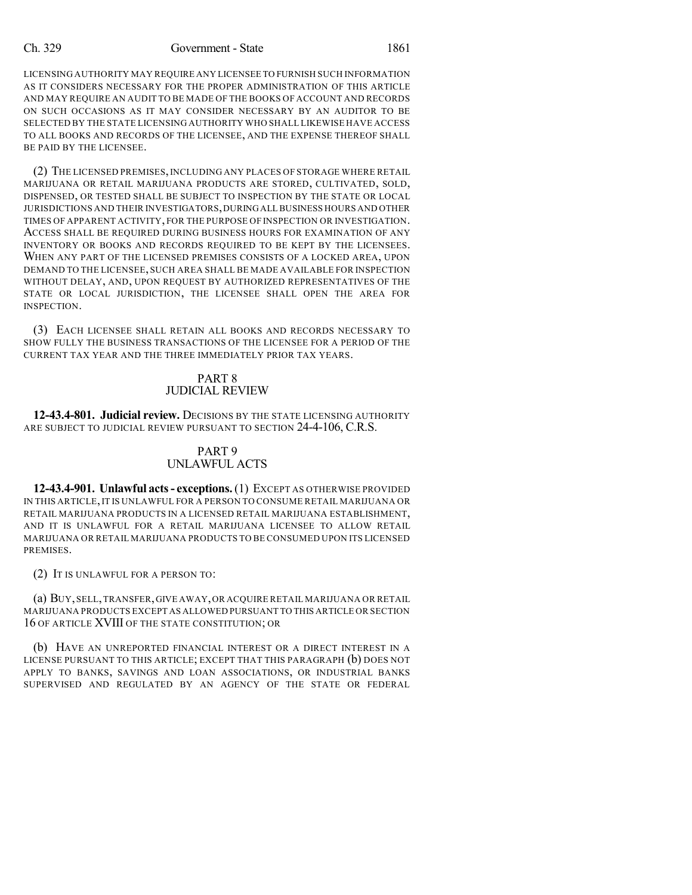LICENSING AUTHORITY MAY REQUIRE ANY LICENSEE TO FURNISH SUCH INFORMATION AS IT CONSIDERS NECESSARY FOR THE PROPER ADMINISTRATION OF THIS ARTICLE AND MAY REQUIRE AN AUDIT TO BE MADE OF THE BOOKS OF ACCOUNT AND RECORDS ON SUCH OCCASIONS AS IT MAY CONSIDER NECESSARY BY AN AUDITOR TO BE SELECTED BY THE STATE LICENSING AUTHORITY WHO SHALL LIKEWISE HAVE ACCESS TO ALL BOOKS AND RECORDS OF THE LICENSEE, AND THE EXPENSE THEREOF SHALL BE PAID BY THE LICENSEE.

(2) THE LICENSED PREMISES, INCLUDING ANY PLACES OF STORAGE WHERE RETAIL MARIJUANA OR RETAIL MARIJUANA PRODUCTS ARE STORED, CULTIVATED, SOLD, DISPENSED, OR TESTED SHALL BE SUBJECT TO INSPECTION BY THE STATE OR LOCAL JURISDICTIONS AND THEIR INVESTIGATORS, DURING ALL BUSINESS HOURS AND OTHER TIMES OF APPARENT ACTIVITY, FOR THE PURPOSE OF INSPECTION OR INVESTIGATION. ACCESS SHALL BE REQUIRED DURING BUSINESS HOURS FOR EXAMINATION OF ANY INVENTORY OR BOOKS AND RECORDS REQUIRED TO BE KEPT BY THE LICENSEES. WHEN ANY PART OF THE LICENSED PREMISES CONSISTS OF A LOCKED AREA, UPON DEMAND TO THE LICENSEE, SUCH AREA SHALL BE MADE AVAILABLE FOR INSPECTION WITHOUT DELAY, AND, UPON REQUEST BY AUTHORIZED REPRESENTATIVES OF THE STATE OR LOCAL JURISDICTION, THE LICENSEE SHALL OPEN THE AREA FOR INSPECTION.

(3) EACH LICENSEE SHALL RETAIN ALL BOOKS AND RECORDS NECESSARY TO SHOW FULLY THE BUSINESS TRANSACTIONS OF THE LICENSEE FOR A PERIOD OF THE CURRENT TAX YEAR AND THE THREE IMMEDIATELY PRIOR TAX YEARS.

## PART 8
## JUDICIAL REVIEW

**12-43.4-801. Judicial review.** DECISIONS BY THE STATE LICENSING AUTHORITY ARE SUBJECT TO JUDICIAL REVIEW PURSUANT TO SECTION 24-4-106, C.R.S.

## PART 9
## UNLAWFUL ACTS

**12-43.4-901. Unlawful acts - exceptions.** (1) EXCEPT AS OTHERWISE PROVIDED IN THIS ARTICLE, IT IS UNLAWFUL FOR A PERSON TO CONSUME RETAIL MARIJUANA OR RETAIL MARIJUANA PRODUCTS IN A LICENSED RETAIL MARIJUANA ESTABLISHMENT, AND IT IS UNLAWFUL FOR A RETAIL MARIJUANA LICENSEE TO ALLOW RETAIL MARIJUANA OR RETAIL MARIJUANA PRODUCTS TO BE CONSUMED UPON ITS LICENSED PREMISES.

(2) IT IS UNLAWFUL FOR A PERSON TO:

(a) BUY, SELL, TRANSFER, GIVE AWAY, OR ACQUIRE RETAIL MARIJUANA OR RETAIL MARIJUANA PRODUCTS EXCEPT AS ALLOWED PURSUANT TO THIS ARTICLE OR SECTION 16 OF ARTICLE XVIII OF THE STATE CONSTITUTION; OR

(b) HAVE AN UNREPORTED FINANCIAL INTEREST OR A DIRECT INTEREST IN A LICENSE PURSUANT TO THIS ARTICLE; EXCEPT THAT THIS PARAGRAPH (b) DOES NOT APPLY TO BANKS, SAVINGS AND LOAN ASSOCIATIONS, OR INDUSTRIAL BANKS SUPERVISED AND REGULATED BY AN AGENCY OF THE STATE OR FEDERAL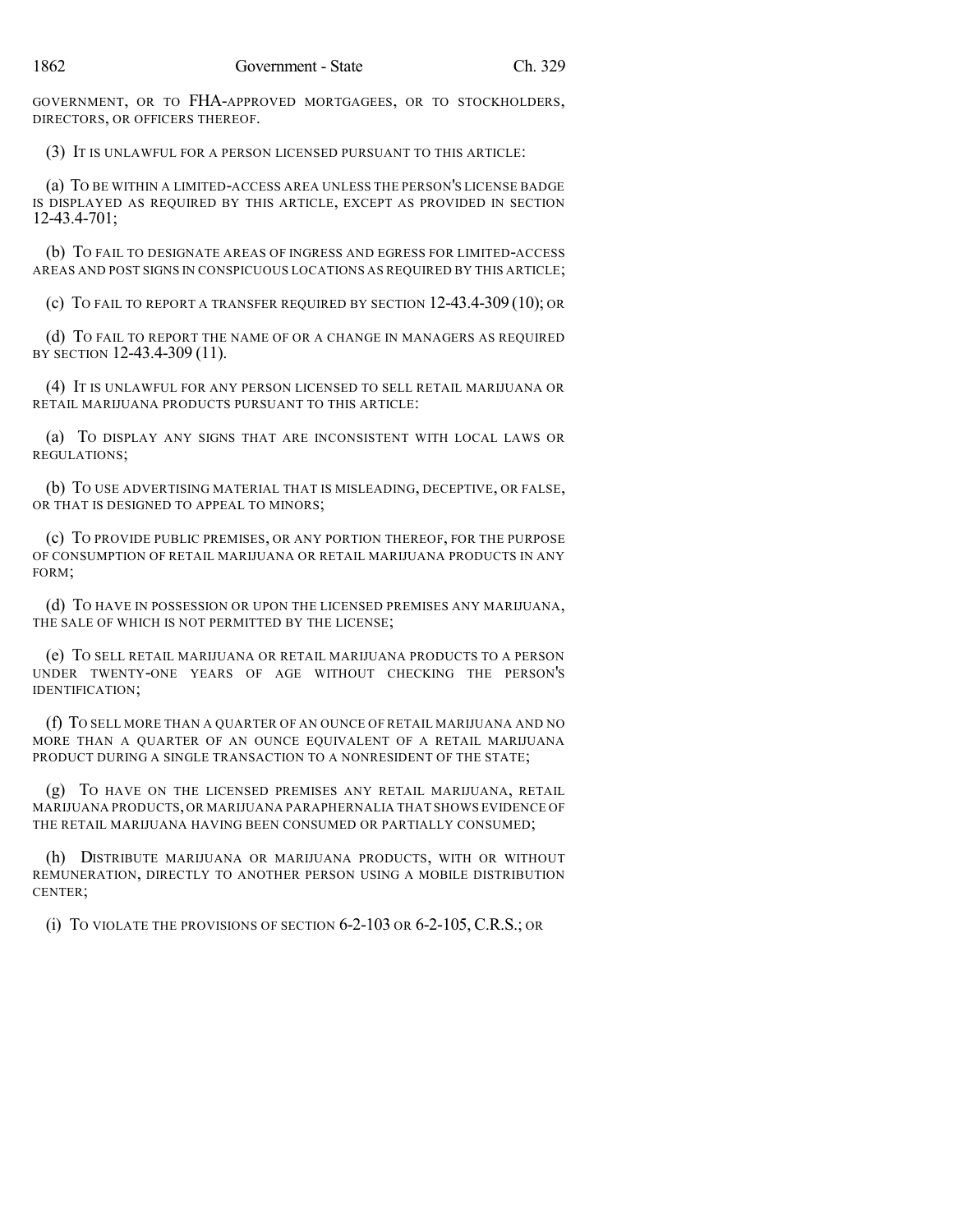GOVERNMENT, OR TO FHA-APPROVED MORTGAGEES, OR TO STOCKHOLDERS, DIRECTORS, OR OFFICERS THEREOF.

(3) IT IS UNLAWFUL FOR A PERSON LICENSED PURSUANT TO THIS ARTICLE:

(a) TO BE WITHIN A LIMITED-ACCESS AREA UNLESS THE PERSON'S LICENSE BADGE IS DISPLAYED AS REQUIRED BY THIS ARTICLE, EXCEPT AS PROVIDED IN SECTION 12-43.4-701;

(b) TO FAIL TO DESIGNATE AREAS OF INGRESS AND EGRESS FOR LIMITED-ACCESS AREAS AND POST SIGNS IN CONSPICUOUS LOCATIONS AS REQUIRED BY THIS ARTICLE;

(c) TO FAIL TO REPORT A TRANSFER REQUIRED BY SECTION 12-43.4-309 (10); OR

(d) TO FAIL TO REPORT THE NAME OF OR A CHANGE IN MANAGERS AS REQUIRED BY SECTION 12-43.4-309 (11).

(4) IT IS UNLAWFUL FOR ANY PERSON LICENSED TO SELL RETAIL MARIJUANA OR RETAIL MARIJUANA PRODUCTS PURSUANT TO THIS ARTICLE:

(a) TO DISPLAY ANY SIGNS THAT ARE INCONSISTENT WITH LOCAL LAWS OR REGULATIONS;

(b) TO USE ADVERTISING MATERIAL THAT IS MISLEADING, DECEPTIVE, OR FALSE, OR THAT IS DESIGNED TO APPEAL TO MINORS;

(c) TO PROVIDE PUBLIC PREMISES, OR ANY PORTION THEREOF, FOR THE PURPOSE OF CONSUMPTION OF RETAIL MARIJUANA OR RETAIL MARIJUANA PRODUCTS IN ANY FORM;

(d) TO HAVE IN POSSESSION OR UPON THE LICENSED PREMISES ANY MARIJUANA, THE SALE OF WHICH IS NOT PERMITTED BY THE LICENSE;

(e) TO SELL RETAIL MARIJUANA OR RETAIL MARIJUANA PRODUCTS TO A PERSON UNDER TWENTY-ONE YEARS OF AGE WITHOUT CHECKING THE PERSON'S IDENTIFICATION;

(f) TO SELL MORE THAN A QUARTER OF AN OUNCE OF RETAIL MARIJUANA AND NO MORE THAN A QUARTER OF AN OUNCE EQUIVALENT OF A RETAIL MARIJUANA PRODUCT DURING A SINGLE TRANSACTION TO A NONRESIDENT OF THE STATE;

(g) TO HAVE ON THE LICENSED PREMISES ANY RETAIL MARIJUANA, RETAIL MARIJUANA PRODUCTS, OR MARIJUANA PARAPHERNALIA THAT SHOWS EVIDENCE OF THE RETAIL MARIJUANA HAVING BEEN CONSUMED OR PARTIALLY CONSUMED;

(h) DISTRIBUTE MARIJUANA OR MARIJUANA PRODUCTS, WITH OR WITHOUT REMUNERATION, DIRECTLY TO ANOTHER PERSON USING A MOBILE DISTRIBUTION CENTER;

(i) TO VIOLATE THE PROVISIONS OF SECTION 6-2-103 OR 6-2-105, C.R.S.; OR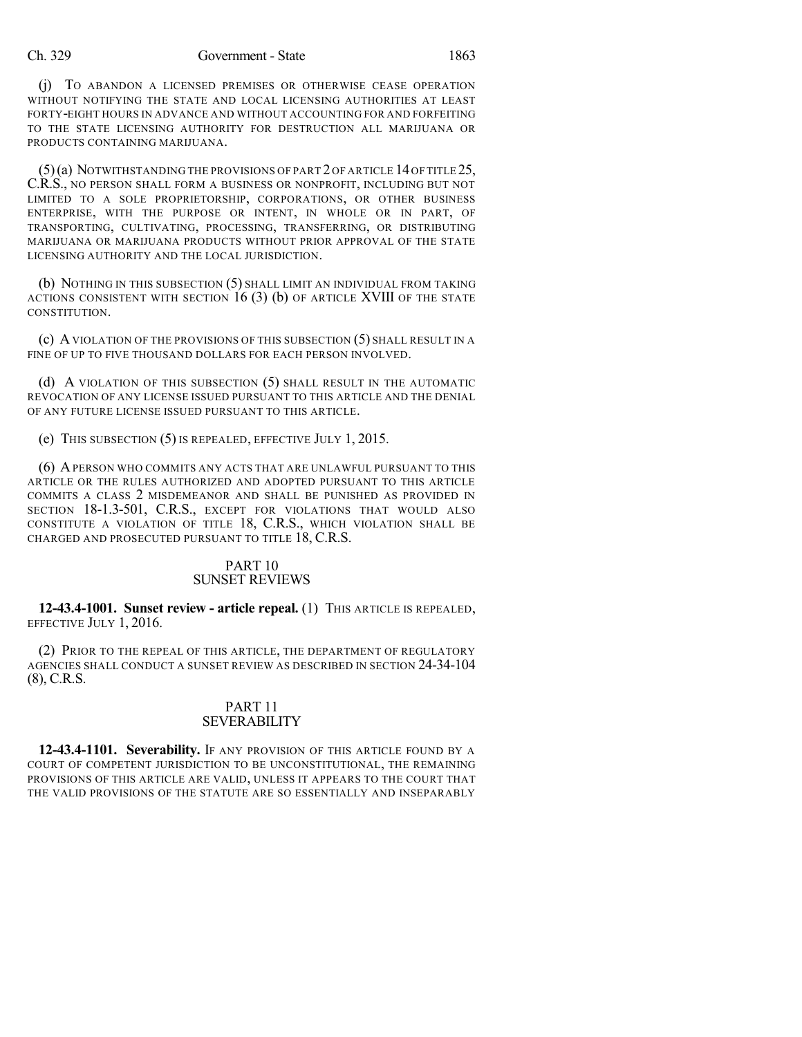(j) TO ABANDON A LICENSED PREMISES OR OTHERWISE CEASE OPERATION WITHOUT NOTIFYING THE STATE AND LOCAL LICENSING AUTHORITIES AT LEAST FORTY-EIGHT HOURS IN ADVANCE AND WITHOUT ACCOUNTING FOR AND FORFEITING TO THE STATE LICENSING AUTHORITY FOR DESTRUCTION ALL MARIJUANA OR PRODUCTS CONTAINING MARIJUANA.

(5) (a) NOTWITHSTANDING THE PROVISIONS OF PART 2 OF ARTICLE 14 OF TITLE 25, C.R.S., NO PERSON SHALL FORM A BUSINESS OR NONPROFIT, INCLUDING BUT NOT LIMITED TO A SOLE PROPRIETORSHIP, CORPORATIONS, OR OTHER BUSINESS ENTERPRISE, WITH THE PURPOSE OR INTENT, IN WHOLE OR IN PART, OF TRANSPORTING, CULTIVATING, PROCESSING, TRANSFERRING, OR DISTRIBUTING MARIJUANA OR MARIJUANA PRODUCTS WITHOUT PRIOR APPROVAL OF THE STATE LICENSING AUTHORITY AND THE LOCAL JURISDICTION.

(b) NOTHING IN THIS SUBSECTION (5) SHALL LIMIT AN INDIVIDUAL FROM TAKING ACTIONS CONSISTENT WITH SECTION 16 (3) (b) OF ARTICLE XVIII OF THE STATE CONSTITUTION.

(c) A VIOLATION OF THE PROVISIONS OF THIS SUBSECTION (5) SHALL RESULT IN A FINE OF UP TO FIVE THOUSAND DOLLARS FOR EACH PERSON INVOLVED.

(d) A VIOLATION OF THIS SUBSECTION (5) SHALL RESULT IN THE AUTOMATIC REVOCATION OF ANY LICENSE ISSUED PURSUANT TO THIS ARTICLE AND THE DENIAL OF ANY FUTURE LICENSE ISSUED PURSUANT TO THIS ARTICLE.

(e) THIS SUBSECTION (5) IS REPEALED, EFFECTIVE JULY 1, 2015.

(6) A PERSON WHO COMMITS ANY ACTS THAT ARE UNLAWFUL PURSUANT TO THIS ARTICLE OR THE RULES AUTHORIZED AND ADOPTED PURSUANT TO THIS ARTICLE COMMITS A CLASS 2 MISDEMEANOR AND SHALL BE PUNISHED AS PROVIDED IN SECTION 18-1.3-501, C.R.S., EXCEPT FOR VIOLATIONS THAT WOULD ALSO CONSTITUTE A VIOLATION OF TITLE 18, C.R.S., WHICH VIOLATION SHALL BE CHARGED AND PROSECUTED PURSUANT TO TITLE 18, C.R.S.

## PART 10
## SUNSET REVIEWS

**12-43.4-1001. Sunset review - article repeal.** (1) THIS ARTICLE IS REPEALED, EFFECTIVE JULY 1, 2016.

(2) PRIOR TO THE REPEAL OF THIS ARTICLE, THE DEPARTMENT OF REGULATORY AGENCIES SHALL CONDUCT A SUNSET REVIEW AS DESCRIBED IN SECTION 24-34-104 (8), C.R.S.

## PART 11
## SEVERABILITY

**12-43.4-1101. Severability.** IF ANY PROVISION OF THIS ARTICLE FOUND BY A COURT OF COMPETENT JURISDICTION TO BE UNCONSTITUTIONAL, THE REMAINING PROVISIONS OF THIS ARTICLE ARE VALID, UNLESS IT APPEARS TO THE COURT THAT THE VALID PROVISIONS OF THE STATUTE ARE SO ESSENTIALLY AND INSEPARABLY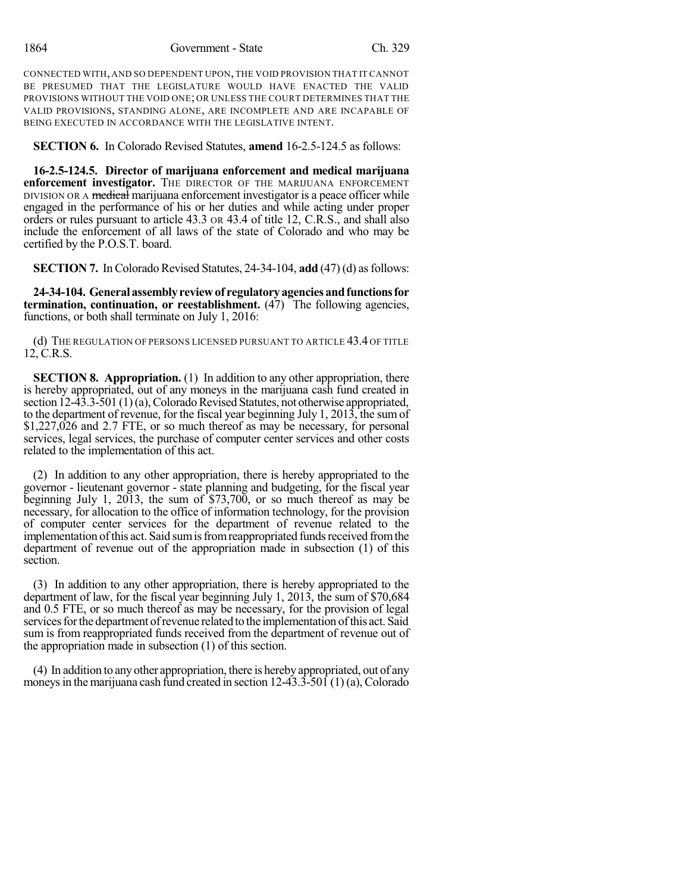CONNECTED WITH, AND SO DEPENDENT UPON, THE VOID PROVISION THAT IT CANNOT BE PRESUMED THAT THE LEGISLATURE WOULD HAVE ENACTED THE VALID PROVISIONS WITHOUT THE VOID ONE; OR UNLESS THE COURT DETERMINES THAT THE VALID PROVISIONS, STANDING ALONE, ARE INCOMPLETE AND ARE INCAPABLE OF BEING EXECUTED IN ACCORDANCE WITH THE LEGISLATIVE INTENT.

**SECTION 6.** In Colorado Revised Statutes, **amend** 16-2.5-124.5 as follows:

**16-2.5-124.5. Director of marijuana enforcement and medical marijuana enforcement investigator.** THE DIRECTOR OF THE MARIJUANA ENFORCEMENT DIVISION OR A ~~medical~~ marijuana enforcement investigator is a peace officer while engaged in the performance of his or her duties and while acting under proper orders or rules pursuant to article 43.3 OR 43.4 of title 12, C.R.S., and shall also include the enforcement of all laws of the state of Colorado and who may be certified by the P.O.S.T. board.

**SECTION 7.** In Colorado Revised Statutes, 24-34-104, **add** (47) (d) as follows:

**24-34-104. General assembly review of regulatory agencies and functions for termination, continuation, or reestablishment.** (47) The following agencies, functions, or both shall terminate on July 1, 2016:

(d) THE REGULATION OF PERSONS LICENSED PURSUANT TO ARTICLE 43.4 OF TITLE 12, C.R.S.

**SECTION 8. Appropriation.** (1) In addition to any other appropriation, there is hereby appropriated, out of any moneys in the marijuana cash fund created in section 12-43.3-501 (1) (a), Colorado Revised Statutes, not otherwise appropriated, to the department of revenue, for the fiscal year beginning July 1, 2013, the sum of $1,227,026 and 2.7 FTE, or so much thereof as may be necessary, for personal services, legal services, the purchase of computer center services and other costs related to the implementation of this act.

(2) In addition to any other appropriation, there is hereby appropriated to the governor - lieutenant governor - state planning and budgeting, for the fiscal year beginning July 1, 2013, the sum of $73,700, or so much thereof as may be necessary, for allocation to the office of information technology, for the provision of computer center services for the department of revenue related to the implementation of this act. Said sum is from reappropriated funds received from the department of revenue out of the appropriation made in subsection (1) of this section.

(3) In addition to any other appropriation, there is hereby appropriated to the department of law, for the fiscal year beginning July 1, 2013, the sum of $70,684 and 0.5 FTE, or so much thereof as may be necessary, for the provision of legal services for the department of revenue related to the implementation of this act. Said sum is from reappropriated funds received from the department of revenue out of the appropriation made in subsection (1) of this section.

(4) In addition to any other appropriation, there is hereby appropriated, out of any moneys in the marijuana cash fund created in section 12-43.3-501 (1) (a), Colorado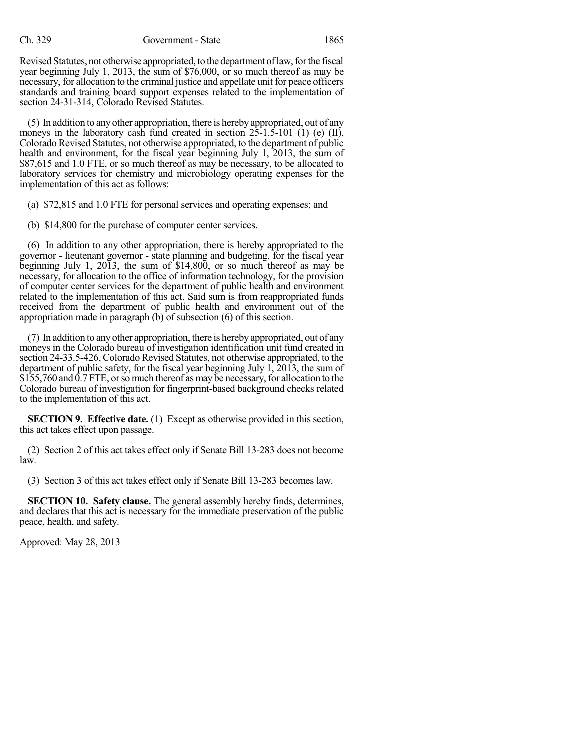Revised Statutes, not otherwise appropriated, to the department of law, for the fiscal year beginning July 1, 2013, the sum of $76,000, or so much thereof as may be necessary, for allocation to the criminal justice and appellate unit for peace officers standards and training board support expenses related to the implementation of section 24-31-314, Colorado Revised Statutes.

(5) In addition to any other appropriation, there is hereby appropriated, out of any moneys in the laboratory cash fund created in section 25-1.5-101 (1) (e) (II), Colorado Revised Statutes, not otherwise appropriated, to the department of public health and environment, for the fiscal year beginning July 1, 2013, the sum of $87,615 and 1.0 FTE, or so much thereof as may be necessary, to be allocated to laboratory services for chemistry and microbiology operating expenses for the implementation of this act as follows:

(a) $72,815 and 1.0 FTE for personal services and operating expenses; and

(b) $14,800 for the purchase of computer center services.

(6) In addition to any other appropriation, there is hereby appropriated to the governor - lieutenant governor - state planning and budgeting, for the fiscal year beginning July 1, 2013, the sum of $14,800, or so much thereof as may be necessary, for allocation to the office of information technology, for the provision of computer center services for the department of public health and environment related to the implementation of this act. Said sum is from reappropriated funds received from the department of public health and environment out of the appropriation made in paragraph (b) of subsection (6) of this section.

(7) In addition to any other appropriation, there is hereby appropriated, out of any moneys in the Colorado bureau of investigation identification unit fund created in section 24-33.5-426, Colorado Revised Statutes, not otherwise appropriated, to the department of public safety, for the fiscal year beginning July 1, 2013, the sum of $155,760 and 0.7 FTE, or so much thereof as may be necessary, for allocation to the Colorado bureau of investigation for fingerprint-based background checks related to the implementation of this act.

**SECTION 9. Effective date.** (1) Except as otherwise provided in this section, this act takes effect upon passage.

(2) Section 2 of this act takes effect only if Senate Bill 13-283 does not become law.

(3) Section 3 of this act takes effect only if Senate Bill 13-283 becomes law.

**SECTION 10. Safety clause.** The general assembly hereby finds, determines, and declares that this act is necessary for the immediate preservation of the public peace, health, and safety.

Approved: May 28, 2013